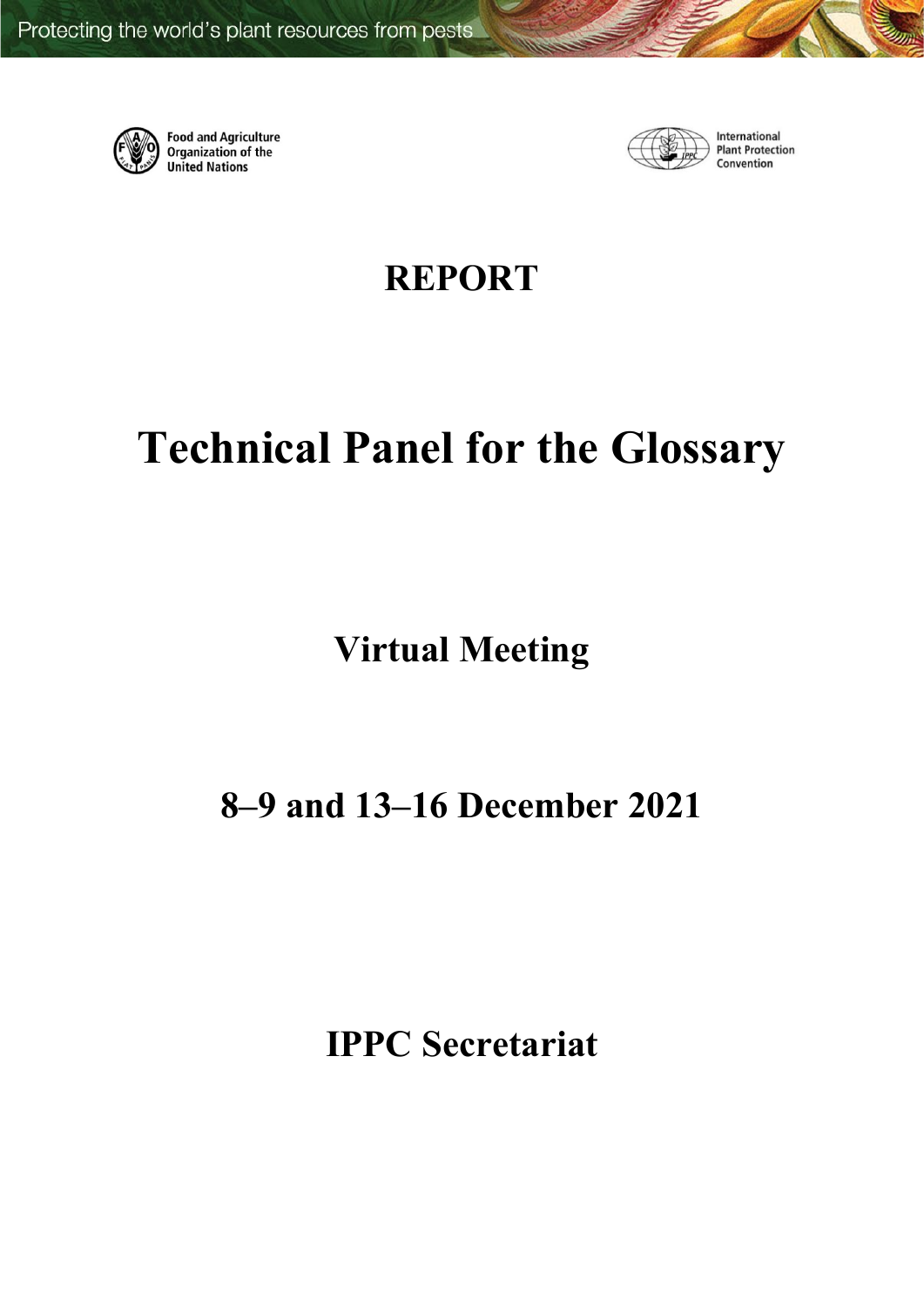Protecting the world's plant resources from pests

Food and Agriculture Organization of the United Nations

International Plant Protection Convention

# REPORT

# Technical Panel for the Glossary

## Virtual Meeting

## 8–9 and 13–16 December 2021

## IPPC Secretariat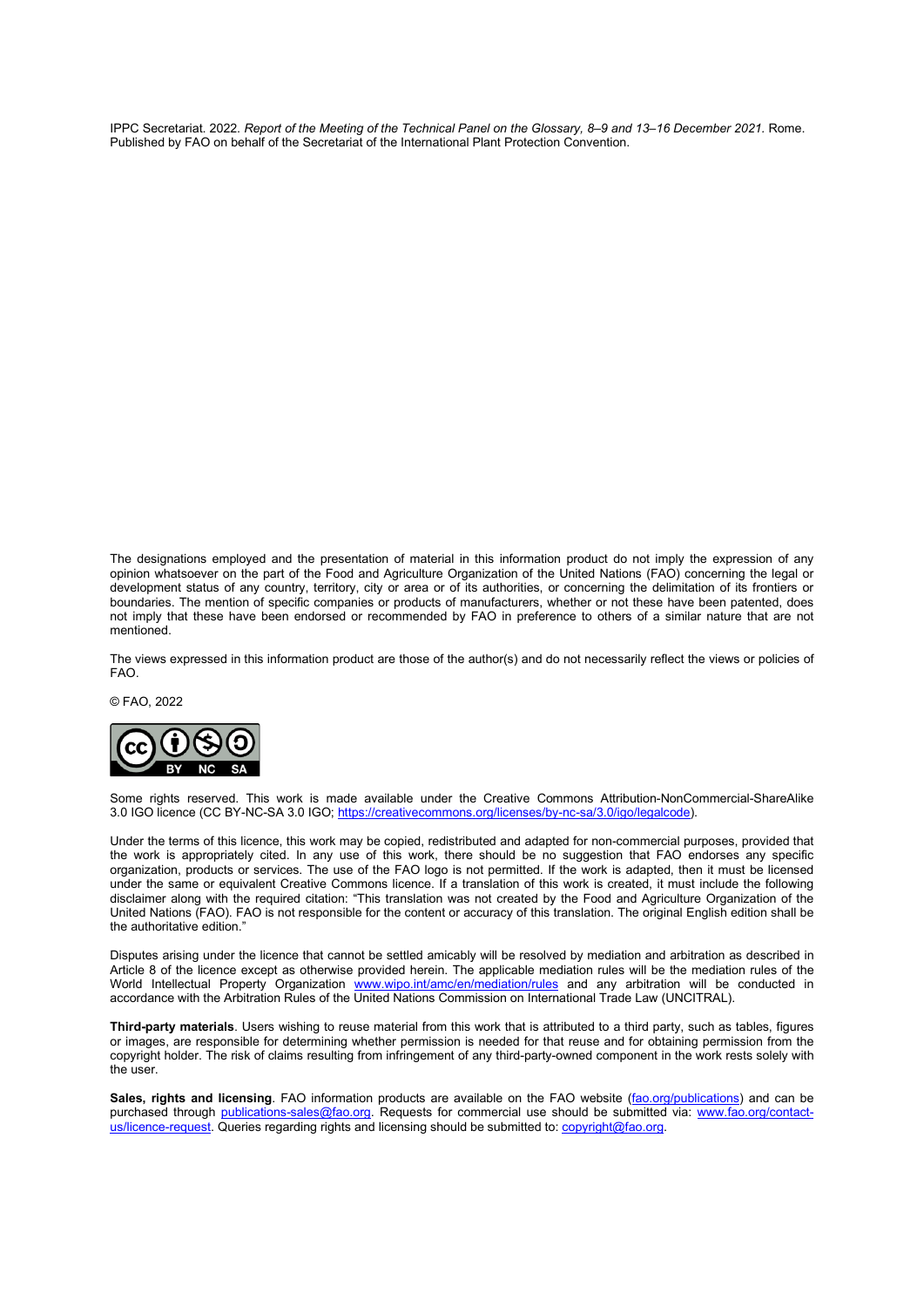IPPC Secretariat. 2022. *Report of the Meeting of the Technical Panel on the Glossary, 8–9 and 13–16 December 2021.* Rome. Published by FAO on behalf of the Secretariat of the International Plant Protection Convention.

The designations employed and the presentation of material in this information product do not imply the expression of any opinion whatsoever on the part of the Food and Agriculture Organization of the United Nations (FAO) concerning the legal or development status of any country, territory, city or area or of its authorities, or concerning the delimitation of its frontiers or boundaries. The mention of specific companies or products of manufacturers, whether or not these have been patented, does not imply that these have been endorsed or recommended by FAO in preference to others of a similar nature that are not mentioned.

The views expressed in this information product are those of the author(s) and do not necessarily reflect the views or policies of FAO.

© FAO, 2022

Some rights reserved. This work is made available under the Creative Commons Attribution-NonCommercial-ShareAlike 3.0 IGO licence (CC BY-NC-SA 3.0 IGO; https://creativecommons.org/licenses/by-nc-sa/3.0/igo/legalcode).

Under the terms of this licence, this work may be copied, redistributed and adapted for non-commercial purposes, provided that the work is appropriately cited. In any use of this work, there should be no suggestion that FAO endorses any specific organization, products or services. The use of the FAO logo is not permitted. If the work is adapted, then it must be licensed under the same or equivalent Creative Commons licence. If a translation of this work is created, it must include the following disclaimer along with the required citation: "This translation was not created by the Food and Agriculture Organization of the United Nations (FAO). FAO is not responsible for the content or accuracy of this translation. The original English edition shall be the authoritative edition."

Disputes arising under the licence that cannot be settled amicably will be resolved by mediation and arbitration as described in Article 8 of the licence except as otherwise provided herein. The applicable mediation rules will be the mediation rules of the World Intellectual Property Organization www.wipo.int/amc/en/mediation/rules and any arbitration will be conducted in accordance with the Arbitration Rules of the United Nations Commission on International Trade Law (UNCITRAL).

**Third-party materials**. Users wishing to reuse material from this work that is attributed to a third party, such as tables, figures or images, are responsible for determining whether permission is needed for that reuse and for obtaining permission from the copyright holder. The risk of claims resulting from infringement of any third-party-owned component in the work rests solely with the user.

**Sales, rights and licensing**. FAO information products are available on the FAO website (fao.org/publications) and can be purchased through publications-sales@fao.org. Requests for commercial use should be submitted via: www.fao.org/contact-us/licence-request. Queries regarding rights and licensing should be submitted to: copyright@fao.org.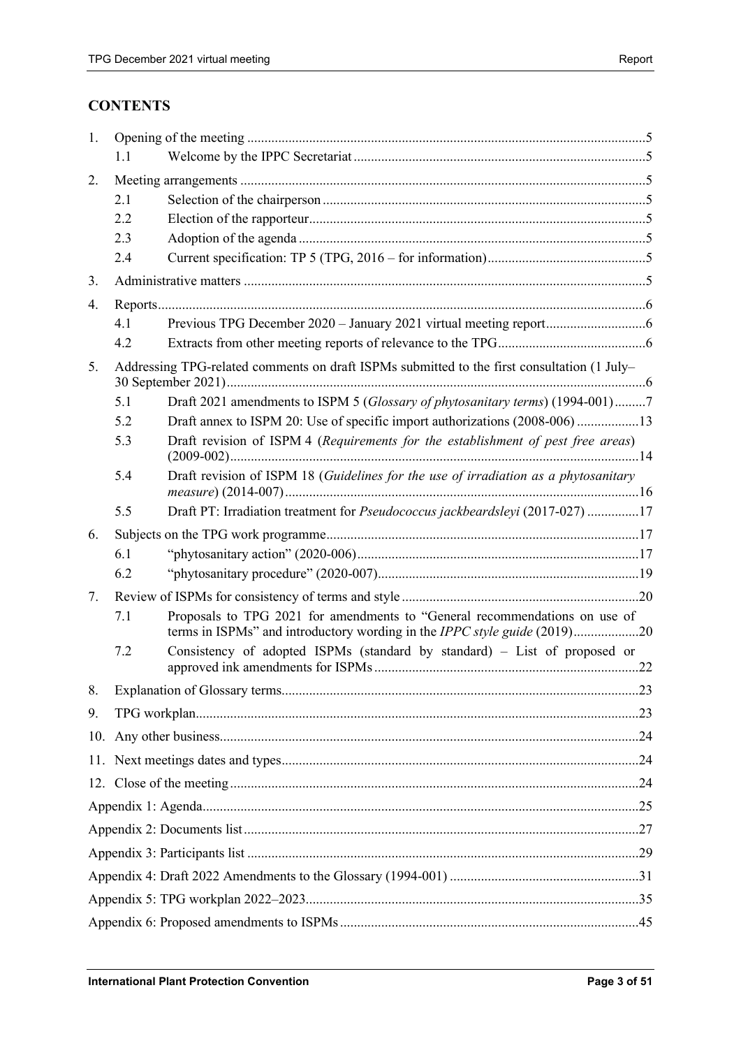## CONTENTS

1. Opening of the meeting ...5
   - 1.1 Welcome by the IPPC Secretariat ...5
2. Meeting arrangements ...5
   - 2.1 Selection of the chairperson ...5
   - 2.2 Election of the rapporteur ...5
   - 2.3 Adoption of the agenda ...5
   - 2.4 Current specification: TP 5 (TPG, 2016 – for information) ...5
3. Administrative matters ...5
4. Reports ...6
   - 4.1 Previous TPG December 2020 – January 2021 virtual meeting report ...6
   - 4.2 Extracts from other meeting reports of relevance to the TPG ...6
5. Addressing TPG-related comments on draft ISPMs submitted to the first consultation (1 July–30 September 2021) ...6
   - 5.1 Draft 2021 amendments to ISPM 5 (*Glossary of phytosanitary terms*) (1994-001) ...7
   - 5.2 Draft annex to ISPM 20: Use of specific import authorizations (2008-006) ...13
   - 5.3 Draft revision of ISPM 4 (*Requirements for the establishment of pest free areas*) (2009-002) ...14
   - 5.4 Draft revision of ISPM 18 (*Guidelines for the use of irradiation as a phytosanitary measure*) (2014-007) ...16
   - 5.5 Draft PT: Irradiation treatment for *Pseudococcus jackbeardsleyi* (2017-027) ...17
6. Subjects on the TPG work programme ...17
   - 6.1 "phytosanitary action" (2020-006) ...17
   - 6.2 "phytosanitary procedure" (2020-007) ...19
7. Review of ISPMs for consistency of terms and style ...20
   - 7.1 Proposals to TPG 2021 for amendments to "General recommendations on use of terms in ISPMs" and introductory wording in the *IPPC style guide* (2019) ...20
   - 7.2 Consistency of adopted ISPMs (standard by standard) – List of proposed or approved ink amendments for ISPMs ...22
8. Explanation of Glossary terms ...23
9. TPG workplan ...23
10. Any other business ...24
11. Next meetings dates and types ...24
12. Close of the meeting ...24

Appendix 1: Agenda ...25

Appendix 2: Documents list ...27

Appendix 3: Participants list ...29

Appendix 4: Draft 2022 Amendments to the Glossary (1994-001) ...31

Appendix 5: TPG workplan 2022–2023 ...35

Appendix 6: Proposed amendments to ISPMs ...45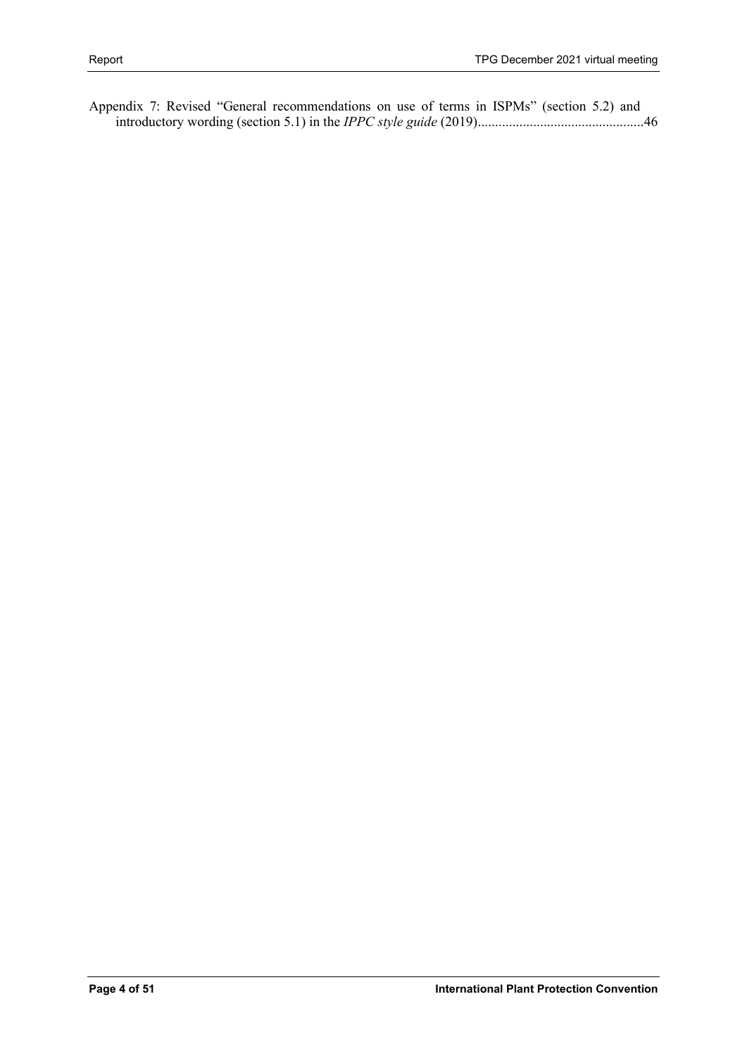Appendix 7: Revised "General recommendations on use of terms in ISPMs" (section 5.2) and introductory wording (section 5.1) in the *IPPC style guide* (2019)................................................46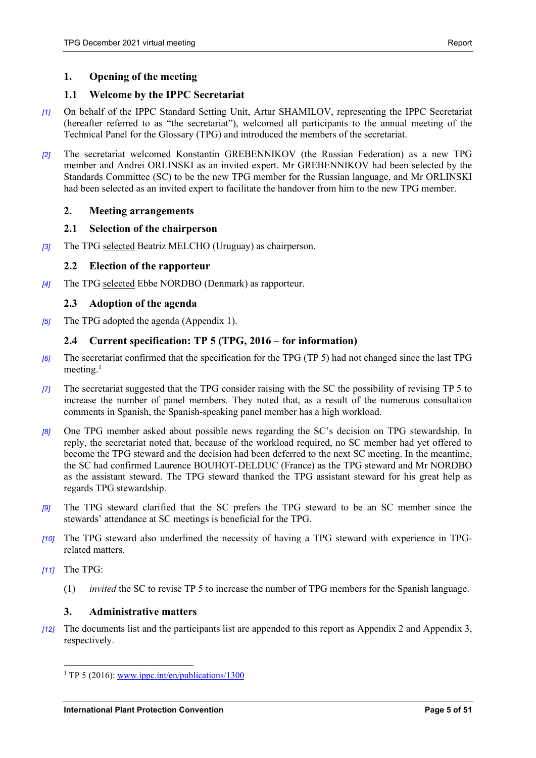## 1. Opening of the meeting

### 1.1 Welcome by the IPPC Secretariat

*[1]* On behalf of the IPPC Standard Setting Unit, Artur SHAMILOV, representing the IPPC Secretariat (hereafter referred to as "the secretariat"), welcomed all participants to the annual meeting of the Technical Panel for the Glossary (TPG) and introduced the members of the secretariat.

*[2]* The secretariat welcomed Konstantin GREBENNIKOV (the Russian Federation) as a new TPG member and Andrei ORLINSKI as an invited expert. Mr GREBENNIKOV had been selected by the Standards Committee (SC) to be the new TPG member for the Russian language, and Mr ORLINSKI had been selected as an invited expert to facilitate the handover from him to the new TPG member.

## 2. Meeting arrangements

### 2.1 Selection of the chairperson

*[3]* The TPG selected Beatriz MELCHO (Uruguay) as chairperson.

### 2.2 Election of the rapporteur

*[4]* The TPG selected Ebbe NORDBO (Denmark) as rapporteur.

### 2.3 Adoption of the agenda

*[5]* The TPG adopted the agenda (Appendix 1).

### 2.4 Current specification: TP 5 (TPG, 2016 – for information)

*[6]* The secretariat confirmed that the specification for the TPG (TP 5) had not changed since the last TPG meeting.[1]

*[7]* The secretariat suggested that the TPG consider raising with the SC the possibility of revising TP 5 to increase the number of panel members. They noted that, as a result of the numerous consultation comments in Spanish, the Spanish-speaking panel member has a high workload.

*[8]* One TPG member asked about possible news regarding the SC's decision on TPG stewardship. In reply, the secretariat noted that, because of the workload required, no SC member had yet offered to become the TPG steward and the decision had been deferred to the next SC meeting. In the meantime, the SC had confirmed Laurence BOUHOT-DELDUC (France) as the TPG steward and Mr NORDBO as the assistant steward. The TPG steward thanked the TPG assistant steward for his great help as regards TPG stewardship.

*[9]* The TPG steward clarified that the SC prefers the TPG steward to be an SC member since the stewards' attendance at SC meetings is beneficial for the TPG.

*[10]* The TPG steward also underlined the necessity of having a TPG steward with experience in TPG-related matters.

*[11]* The TPG:

(1) *invited* the SC to revise TP 5 to increase the number of TPG members for the Spanish language.

## 3. Administrative matters

*[12]* The documents list and the participants list are appended to this report as Appendix 2 and Appendix 3, respectively.

---

[1] TP 5 (2016): www.ippc.int/en/publications/1300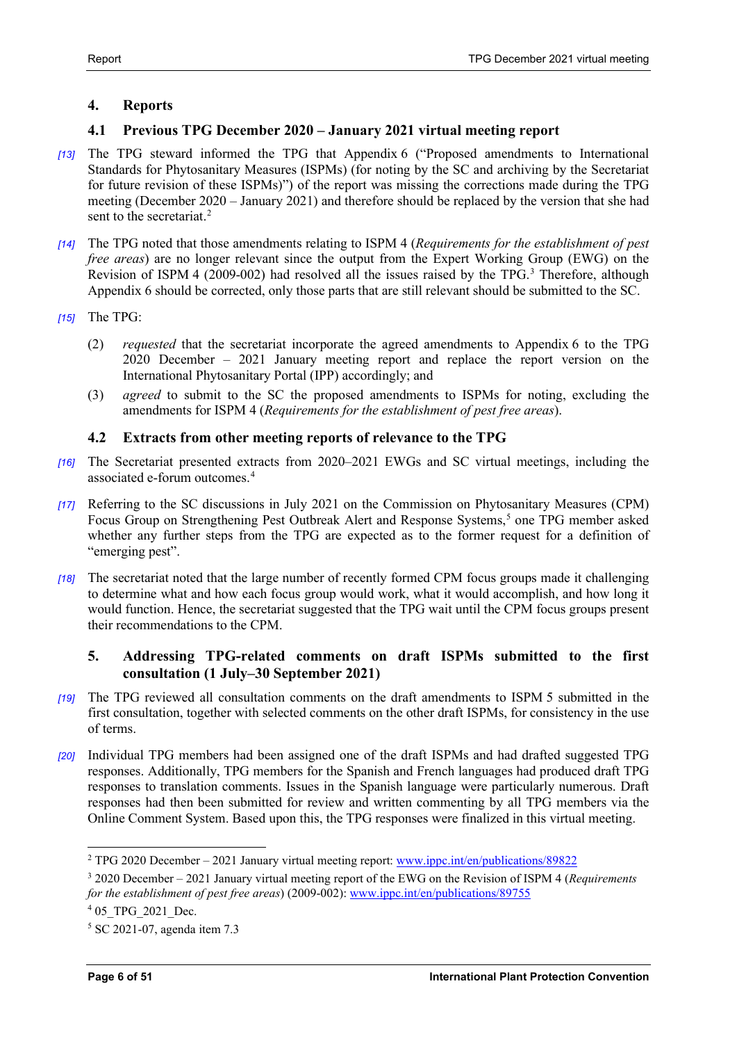## 4. Reports

### 4.1 Previous TPG December 2020 – January 2021 virtual meeting report

[13] The TPG steward informed the TPG that Appendix 6 ("Proposed amendments to International Standards for Phytosanitary Measures (ISPMs) (for noting by the SC and archiving by the Secretariat for future revision of these ISPMs)") of the report was missing the corrections made during the TPG meeting (December 2020 – January 2021) and therefore should be replaced by the version that she had sent to the secretariat.[2]

[14] The TPG noted that those amendments relating to ISPM 4 (*Requirements for the establishment of pest free areas*) are no longer relevant since the output from the Expert Working Group (EWG) on the Revision of ISPM 4 (2009-002) had resolved all the issues raised by the TPG.[3] Therefore, although Appendix 6 should be corrected, only those parts that are still relevant should be submitted to the SC.

[15] The TPG:

(2) *requested* that the secretariat incorporate the agreed amendments to Appendix 6 to the TPG 2020 December – 2021 January meeting report and replace the report version on the International Phytosanitary Portal (IPP) accordingly; and

(3) *agreed* to submit to the SC the proposed amendments to ISPMs for noting, excluding the amendments for ISPM 4 (*Requirements for the establishment of pest free areas*).

### 4.2 Extracts from other meeting reports of relevance to the TPG

[16] The Secretariat presented extracts from 2020–2021 EWGs and SC virtual meetings, including the associated e-forum outcomes.[4]

[17] Referring to the SC discussions in July 2021 on the Commission on Phytosanitary Measures (CPM) Focus Group on Strengthening Pest Outbreak Alert and Response Systems,[5] one TPG member asked whether any further steps from the TPG are expected as to the former request for a definition of "emerging pest".

[18] The secretariat noted that the large number of recently formed CPM focus groups made it challenging to determine what and how each focus group would work, what it would accomplish, and how long it would function. Hence, the secretariat suggested that the TPG wait until the CPM focus groups present their recommendations to the CPM.

## 5. Addressing TPG-related comments on draft ISPMs submitted to the first consultation (1 July–30 September 2021)

[19] The TPG reviewed all consultation comments on the draft amendments to ISPM 5 submitted in the first consultation, together with selected comments on the other draft ISPMs, for consistency in the use of terms.

[20] Individual TPG members had been assigned one of the draft ISPMs and had drafted suggested TPG responses. Additionally, TPG members for the Spanish and French languages had produced draft TPG responses to translation comments. Issues in the Spanish language were particularly numerous. Draft responses had then been submitted for review and written commenting by all TPG members via the Online Comment System. Based upon this, the TPG responses were finalized in this virtual meeting.

---

[2] TPG 2020 December – 2021 January virtual meeting report: www.ippc.int/en/publications/89822

[3] 2020 December – 2021 January virtual meeting report of the EWG on the Revision of ISPM 4 (*Requirements for the establishment of pest free areas*) (2009-002): www.ippc.int/en/publications/89755

[4] 05_TPG_2021_Dec.

[5] SC 2021-07, agenda item 7.3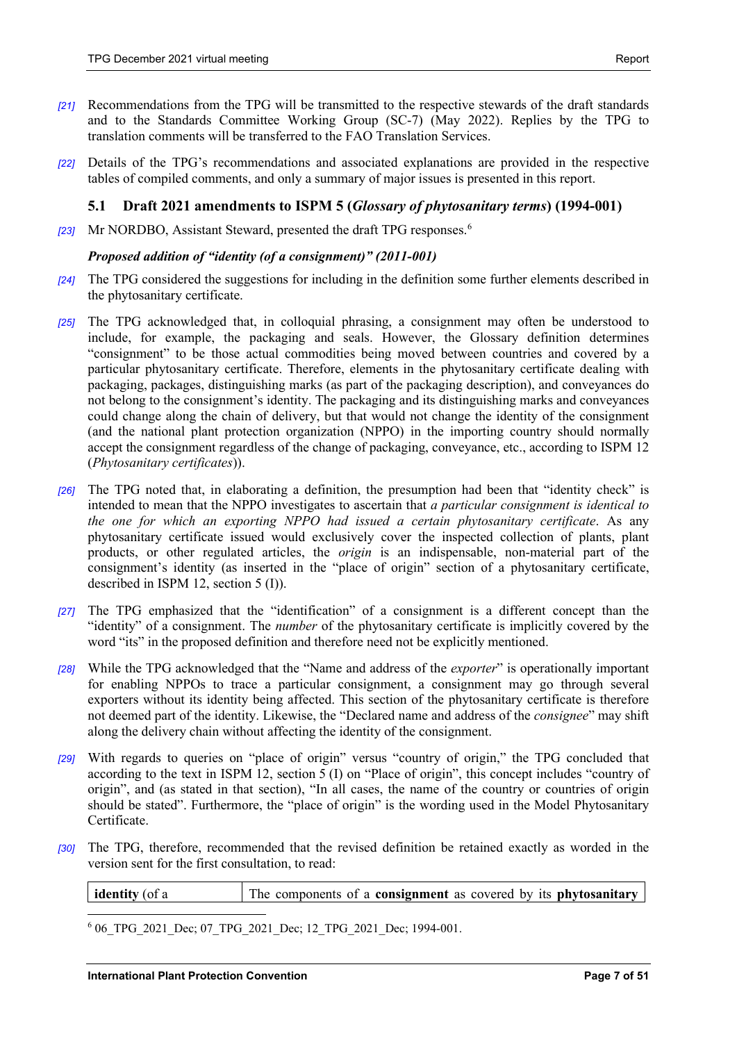[21] Recommendations from the TPG will be transmitted to the respective stewards of the draft standards and to the Standards Committee Working Group (SC-7) (May 2022). Replies by the TPG to translation comments will be transferred to the FAO Translation Services.

[22] Details of the TPG's recommendations and associated explanations are provided in the respective tables of compiled comments, and only a summary of major issues is presented in this report.

### 5.1 Draft 2021 amendments to ISPM 5 (*Glossary of phytosanitary terms*) (1994-001)

[23] Mr NORDBO, Assistant Steward, presented the draft TPG responses.[6]

***Proposed addition of "identity (of a consignment)" (2011-001)***

[24] The TPG considered the suggestions for including in the definition some further elements described in the phytosanitary certificate.

[25] The TPG acknowledged that, in colloquial phrasing, a consignment may often be understood to include, for example, the packaging and seals. However, the Glossary definition determines "consignment" to be those actual commodities being moved between countries and covered by a particular phytosanitary certificate. Therefore, elements in the phytosanitary certificate dealing with packaging, packages, distinguishing marks (as part of the packaging description), and conveyances do not belong to the consignment's identity. The packaging and its distinguishing marks and conveyances could change along the chain of delivery, but that would not change the identity of the consignment (and the national plant protection organization (NPPO) in the importing country should normally accept the consignment regardless of the change of packaging, conveyance, etc., according to ISPM 12 (*Phytosanitary certificates*)).

[26] The TPG noted that, in elaborating a definition, the presumption had been that "identity check" is intended to mean that the NPPO investigates to ascertain that *a particular consignment is identical to the one for which an exporting NPPO had issued a certain phytosanitary certificate*. As any phytosanitary certificate issued would exclusively cover the inspected collection of plants, plant products, or other regulated articles, the *origin* is an indispensable, non-material part of the consignment's identity (as inserted in the "place of origin" section of a phytosanitary certificate, described in ISPM 12, section 5 (I)).

[27] The TPG emphasized that the "identification" of a consignment is a different concept than the "identity" of a consignment. The *number* of the phytosanitary certificate is implicitly covered by the word "its" in the proposed definition and therefore need not be explicitly mentioned.

[28] While the TPG acknowledged that the "Name and address of the *exporter*" is operationally important for enabling NPPOs to trace a particular consignment, a consignment may go through several exporters without its identity being affected. This section of the phytosanitary certificate is therefore not deemed part of the identity. Likewise, the "Declared name and address of the *consignee*" may shift along the delivery chain without affecting the identity of the consignment.

[29] With regards to queries on "place of origin" versus "country of origin," the TPG concluded that according to the text in ISPM 12, section 5 (I) on "Place of origin", this concept includes "country of origin", and (as stated in that section), "In all cases, the name of the country or countries of origin should be stated". Furthermore, the "place of origin" is the wording used in the Model Phytosanitary Certificate.

[30] The TPG, therefore, recommended that the revised definition be retained exactly as worded in the version sent for the first consultation, to read:

| **identity** (of a | The components of a **consignment** as covered by its **phytosanitary** |
|---|---|

[6] 06_TPG_2021_Dec; 07_TPG_2021_Dec; 12_TPG_2021_Dec; 1994-001.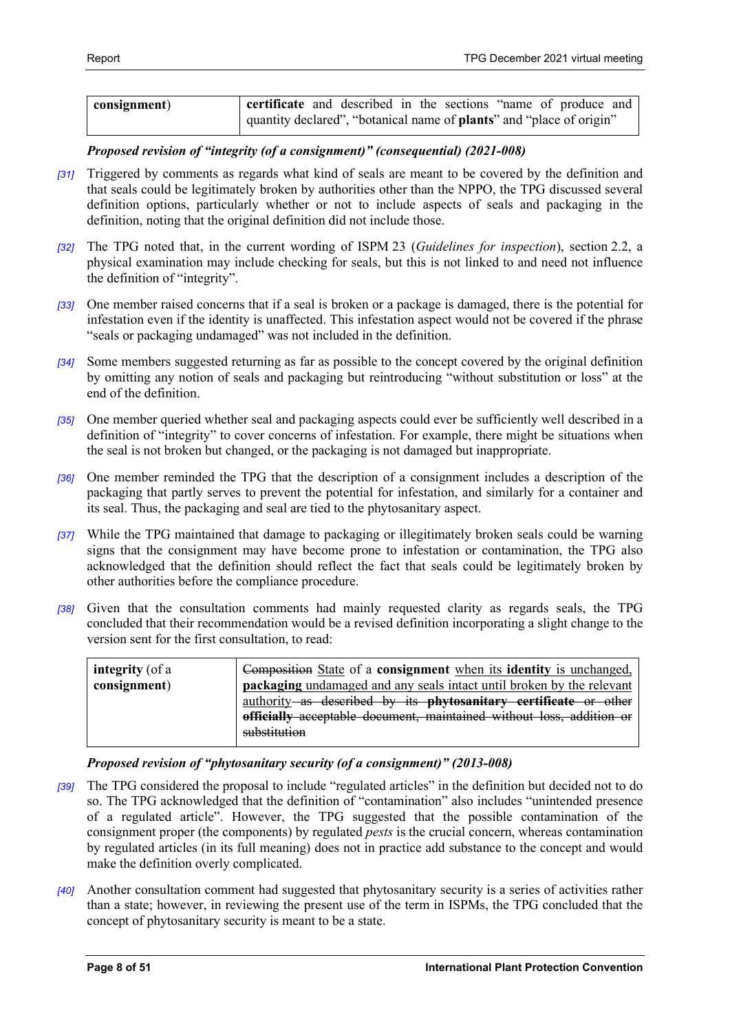| consignment) | **certificate** and described in the sections "name of produce and quantity declared", "botanical name of **plants**" and "place of origin" |
|---|---|

***Proposed revision of "integrity (of a consignment)" (consequential) (2021-008)***

*[31]* Triggered by comments as regards what kind of seals are meant to be covered by the definition and that seals could be legitimately broken by authorities other than the NPPO, the TPG discussed several definition options, particularly whether or not to include aspects of seals and packaging in the definition, noting that the original definition did not include those.

*[32]* The TPG noted that, in the current wording of ISPM 23 (*Guidelines for inspection*), section 2.2, a physical examination may include checking for seals, but this is not linked to and need not influence the definition of "integrity".

*[33]* One member raised concerns that if a seal is broken or a package is damaged, there is the potential for infestation even if the identity is unaffected. This infestation aspect would not be covered if the phrase "seals or packaging undamaged" was not included in the definition.

*[34]* Some members suggested returning as far as possible to the concept covered by the original definition by omitting any notion of seals and packaging but reintroducing "without substitution or loss" at the end of the definition.

*[35]* One member queried whether seal and packaging aspects could ever be sufficiently well described in a definition of "integrity" to cover concerns of infestation. For example, there might be situations when the seal is not broken but changed, or the packaging is not damaged but inappropriate.

*[36]* One member reminded the TPG that the description of a consignment includes a description of the packaging that partly serves to prevent the potential for infestation, and similarly for a container and its seal. Thus, the packaging and seal are tied to the phytosanitary aspect.

*[37]* While the TPG maintained that damage to packaging or illegitimately broken seals could be warning signs that the consignment may have become prone to infestation or contamination, the TPG also acknowledged that the definition should reflect the fact that seals could be legitimately broken by other authorities before the compliance procedure.

*[38]* Given that the consultation comments had mainly requested clarity as regards seals, the TPG concluded that their recommendation would be a revised definition incorporating a slight change to the version sent for the first consultation, to read:

| **integrity** (of a **consignment**) | ~~Composition~~ <u>State</u> of a **consignment** <u>when its **identity** is unchanged, **packaging** undamaged and any seals intact until broken by the relevant authority</u> ~~as described by its **phytosanitary certificate** or other **officially** acceptable document, maintained without loss, addition or substitution~~ |
|---|---|

***Proposed revision of "phytosanitary security (of a consignment)" (2013-008)***

*[39]* The TPG considered the proposal to include "regulated articles" in the definition but decided not to do so. The TPG acknowledged that the definition of "contamination" also includes "unintended presence of a regulated article". However, the TPG suggested that the possible contamination of the consignment proper (the components) by regulated *pests* is the crucial concern, whereas contamination by regulated articles (in its full meaning) does not in practice add substance to the concept and would make the definition overly complicated.

*[40]* Another consultation comment had suggested that phytosanitary security is a series of activities rather than a state; however, in reviewing the present use of the term in ISPMs, the TPG concluded that the concept of phytosanitary security is meant to be a state.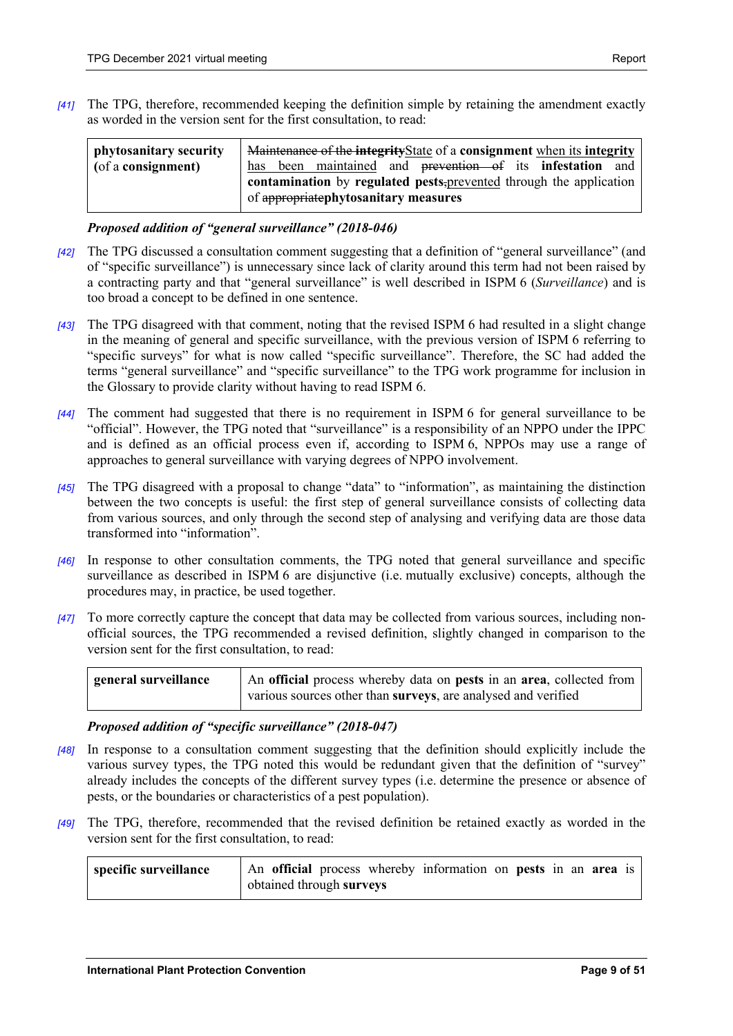[41] The TPG, therefore, recommended keeping the definition simple by retaining the amendment exactly as worded in the version sent for the first consultation, to read:

| | |
|---|---|
| **phytosanitary security** (of a **consignment**) | ~~Maintenance of the **integrity**~~State of a **consignment** when its **integrity** has been maintained and ~~prevention of~~ its **infestation** and **contamination** by **regulated pests**,prevented through the application of ~~appropriate~~**phytosanitary measures** |

***Proposed addition of "general surveillance" (2018-046)***

[42] The TPG discussed a consultation comment suggesting that a definition of "general surveillance" (and of "specific surveillance") is unnecessary since lack of clarity around this term had not been raised by a contracting party and that "general surveillance" is well described in ISPM 6 (*Surveillance*) and is too broad a concept to be defined in one sentence.

[43] The TPG disagreed with that comment, noting that the revised ISPM 6 had resulted in a slight change in the meaning of general and specific surveillance, with the previous version of ISPM 6 referring to "specific surveys" for what is now called "specific surveillance". Therefore, the SC had added the terms "general surveillance" and "specific surveillance" to the TPG work programme for inclusion in the Glossary to provide clarity without having to read ISPM 6.

[44] The comment had suggested that there is no requirement in ISPM 6 for general surveillance to be "official". However, the TPG noted that "surveillance" is a responsibility of an NPPO under the IPPC and is defined as an official process even if, according to ISPM 6, NPPOs may use a range of approaches to general surveillance with varying degrees of NPPO involvement.

[45] The TPG disagreed with a proposal to change "data" to "information", as maintaining the distinction between the two concepts is useful: the first step of general surveillance consists of collecting data from various sources, and only through the second step of analysing and verifying data are those data transformed into "information".

[46] In response to other consultation comments, the TPG noted that general surveillance and specific surveillance as described in ISPM 6 are disjunctive (i.e. mutually exclusive) concepts, although the procedures may, in practice, be used together.

[47] To more correctly capture the concept that data may be collected from various sources, including non-official sources, the TPG recommended a revised definition, slightly changed in comparison to the version sent for the first consultation, to read:

| | |
|---|---|
| **general surveillance** | An **official** process whereby data on **pests** in an **area**, collected from various sources other than **surveys**, are analysed and verified |

***Proposed addition of "specific surveillance" (2018-047)***

[48] In response to a consultation comment suggesting that the definition should explicitly include the various survey types, the TPG noted this would be redundant given that the definition of "survey" already includes the concepts of the different survey types (i.e. determine the presence or absence of pests, or the boundaries or characteristics of a pest population).

[49] The TPG, therefore, recommended that the revised definition be retained exactly as worded in the version sent for the first consultation, to read:

| | |
|---|---|
| **specific surveillance** | An **official** process whereby information on **pests** in an **area** is obtained through **surveys** |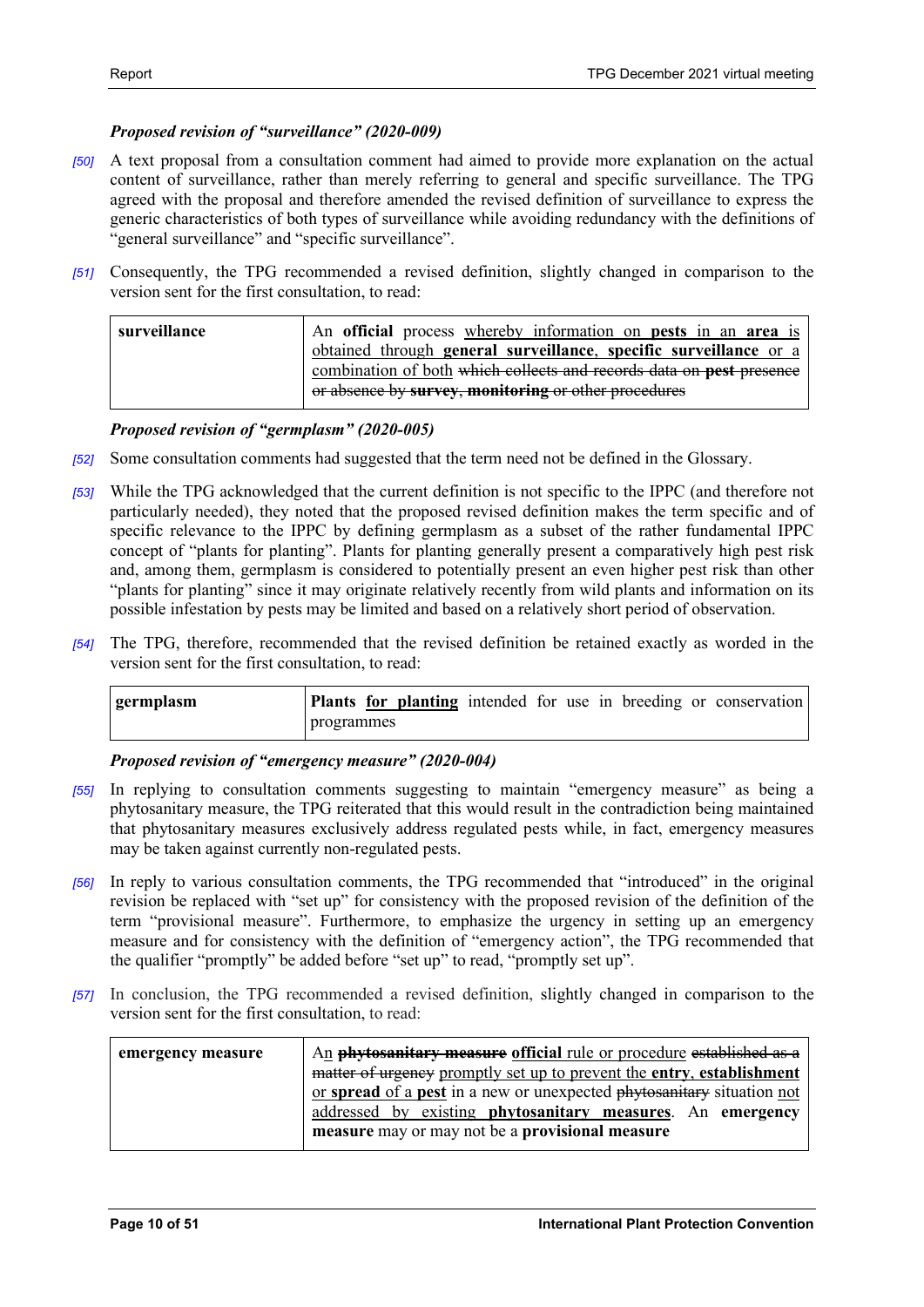### *Proposed revision of "surveillance" (2020-009)*

*[50]* A text proposal from a consultation comment had aimed to provide more explanation on the actual content of surveillance, rather than merely referring to general and specific surveillance. The TPG agreed with the proposal and therefore amended the revised definition of surveillance to express the generic characteristics of both types of surveillance while avoiding redundancy with the definitions of "general surveillance" and "specific surveillance".

*[51]* Consequently, the TPG recommended a revised definition, slightly changed in comparison to the version sent for the first consultation, to read:

| **surveillance** | An **official** process whereby information on **pests** in an **area** is obtained through **general surveillance**, **specific surveillance** or a combination of both ~~which collects and records data on **pest** presence or absence by **survey**, **monitoring** or other procedures~~ |
|---|---|

### *Proposed revision of "germplasm" (2020-005)*

*[52]* Some consultation comments had suggested that the term need not be defined in the Glossary.

*[53]* While the TPG acknowledged that the current definition is not specific to the IPPC (and therefore not particularly needed), they noted that the proposed revised definition makes the term specific and of specific relevance to the IPPC by defining germplasm as a subset of the rather fundamental IPPC concept of "plants for planting". Plants for planting generally present a comparatively high pest risk and, among them, germplasm is considered to potentially present an even higher pest risk than other "plants for planting" since it may originate relatively recently from wild plants and information on its possible infestation by pests may be limited and based on a relatively short period of observation.

*[54]* The TPG, therefore, recommended that the revised definition be retained exactly as worded in the version sent for the first consultation, to read:

| **germplasm** | **Plants for planting** intended for use in breeding or conservation programmes |
|---|---|

### *Proposed revision of "emergency measure" (2020-004)*

*[55]* In replying to consultation comments suggesting to maintain "emergency measure" as being a phytosanitary measure, the TPG reiterated that this would result in the contradiction being maintained that phytosanitary measures exclusively address regulated pests while, in fact, emergency measures may be taken against currently non-regulated pests.

*[56]* In reply to various consultation comments, the TPG recommended that "introduced" in the original revision be replaced with "set up" for consistency with the proposed revision of the definition of the term "provisional measure". Furthermore, to emphasize the urgency in setting up an emergency measure and for consistency with the definition of "emergency action", the TPG recommended that the qualifier "promptly" be added before "set up" to read, "promptly set up".

*[57]* In conclusion, the TPG recommended a revised definition, slightly changed in comparison to the version sent for the first consultation, to read:

| **emergency measure** | An ~~**phytosanitary measure**~~ **official** rule or procedure ~~established as a matter of urgency~~ promptly set up to prevent the **entry**, **establishment** or **spread** of a **pest** in a new or unexpected ~~phytosanitary~~ situation not addressed by existing **phytosanitary measures**. An **emergency measure** may or may not be a **provisional measure** |
|---|---|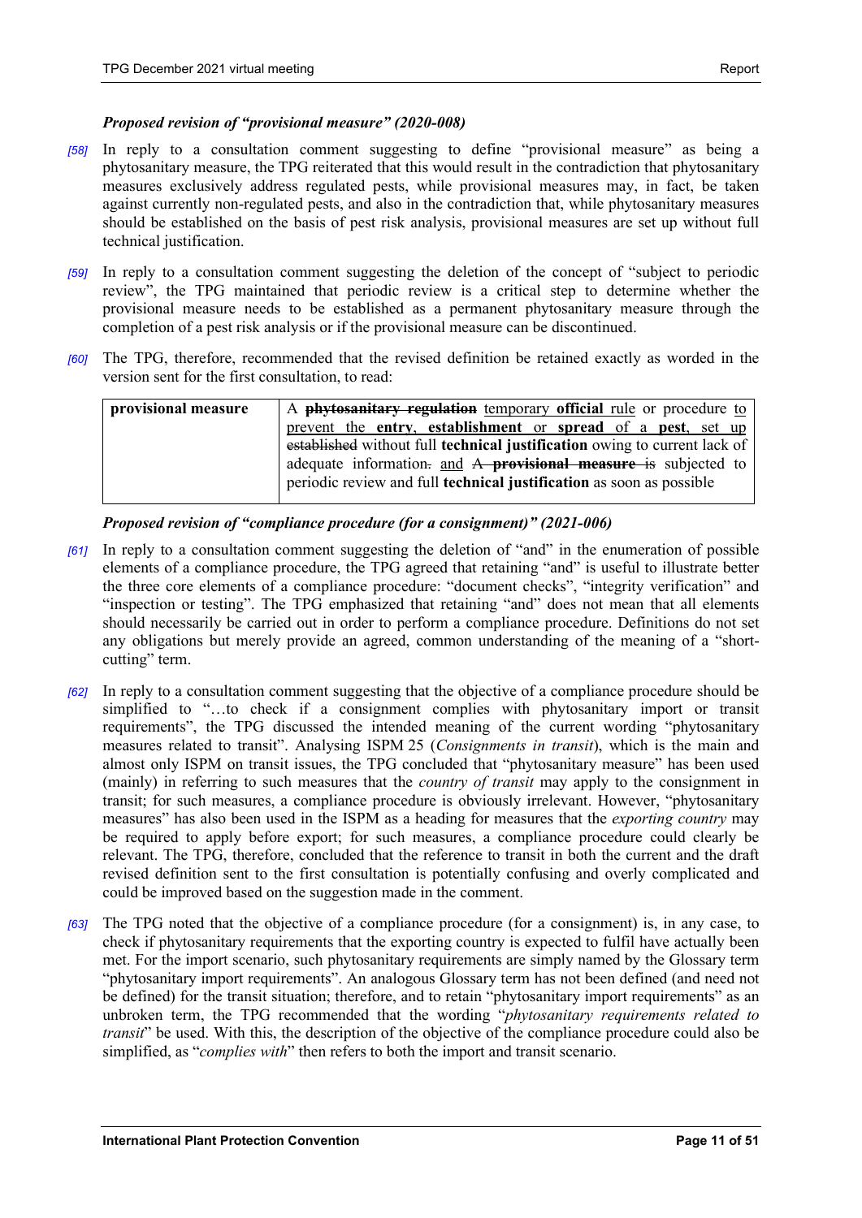### *Proposed revision of "provisional measure" (2020-008)*

*[58]* In reply to a consultation comment suggesting to define "provisional measure" as being a phytosanitary measure, the TPG reiterated that this would result in the contradiction that phytosanitary measures exclusively address regulated pests, while provisional measures may, in fact, be taken against currently non-regulated pests, and also in the contradiction that, while phytosanitary measures should be established on the basis of pest risk analysis, provisional measures are set up without full technical justification.

*[59]* In reply to a consultation comment suggesting the deletion of the concept of "subject to periodic review", the TPG maintained that periodic review is a critical step to determine whether the provisional measure needs to be established as a permanent phytosanitary measure through the completion of a pest risk analysis or if the provisional measure can be discontinued.

*[60]* The TPG, therefore, recommended that the revised definition be retained exactly as worded in the version sent for the first consultation, to read:

| **provisional measure** | A ~~**phytosanitary regulation**~~ <u>temporary</u> **<u>official</u>** <u>rule</u> or procedure <u>to prevent the</u> **<u>entry</u>**<u>,</u> **<u>establishment</u>** <u>or</u> **<u>spread</u>** <u>of a</u> **<u>pest</u>**<u>, set up</u> ~~established~~ without full **technical justification** owing to current lack of adequate information~~.~~ <u>and</u> ~~A **provisional measure** is~~ subjected to periodic review and full **technical justification** as soon as possible |
|---|---|

### *Proposed revision of "compliance procedure (for a consignment)" (2021-006)*

*[61]* In reply to a consultation comment suggesting the deletion of "and" in the enumeration of possible elements of a compliance procedure, the TPG agreed that retaining "and" is useful to illustrate better the three core elements of a compliance procedure: "document checks", "integrity verification" and "inspection or testing". The TPG emphasized that retaining "and" does not mean that all elements should necessarily be carried out in order to perform a compliance procedure. Definitions do not set any obligations but merely provide an agreed, common understanding of the meaning of a "short-cutting" term.

*[62]* In reply to a consultation comment suggesting that the objective of a compliance procedure should be simplified to "…to check if a consignment complies with phytosanitary import or transit requirements", the TPG discussed the intended meaning of the current wording "phytosanitary measures related to transit". Analysing ISPM 25 (*Consignments in transit*), which is the main and almost only ISPM on transit issues, the TPG concluded that "phytosanitary measure" has been used (mainly) in referring to such measures that the *country of transit* may apply to the consignment in transit; for such measures, a compliance procedure is obviously irrelevant. However, "phytosanitary measures" has also been used in the ISPM as a heading for measures that the *exporting country* may be required to apply before export; for such measures, a compliance procedure could clearly be relevant. The TPG, therefore, concluded that the reference to transit in both the current and the draft revised definition sent to the first consultation is potentially confusing and overly complicated and could be improved based on the suggestion made in the comment.

*[63]* The TPG noted that the objective of a compliance procedure (for a consignment) is, in any case, to check if phytosanitary requirements that the exporting country is expected to fulfil have actually been met. For the import scenario, such phytosanitary requirements are simply named by the Glossary term "phytosanitary import requirements". An analogous Glossary term has not been defined (and need not be defined) for the transit situation; therefore, and to retain "phytosanitary import requirements" as an unbroken term, the TPG recommended that the wording "*phytosanitary requirements related to transit*" be used. With this, the description of the objective of the compliance procedure could also be simplified, as "*complies with*" then refers to both the import and transit scenario.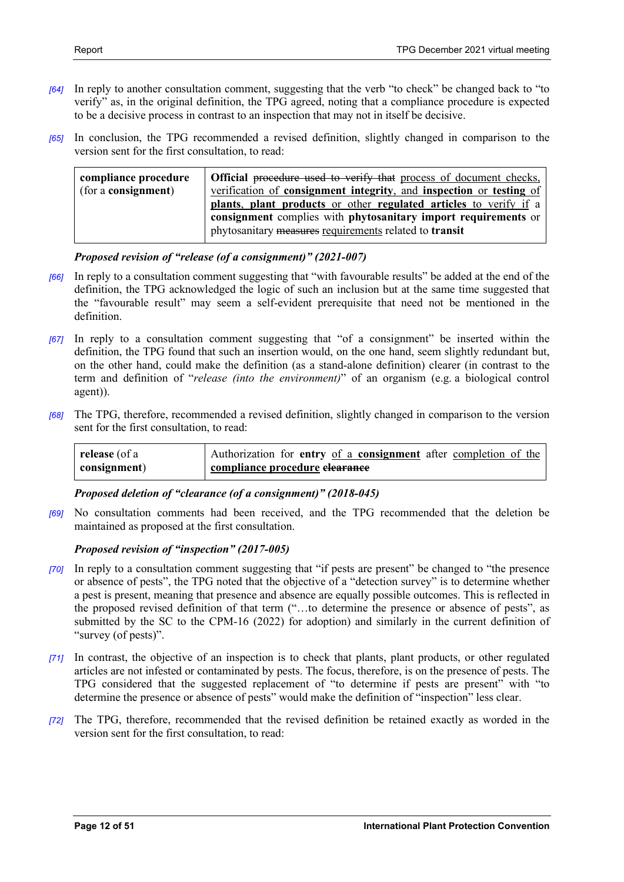*[64]* In reply to another consultation comment, suggesting that the verb "to check" be changed back to "to verify" as, in the original definition, the TPG agreed, noting that a compliance procedure is expected to be a decisive process in contrast to an inspection that may not in itself be decisive.

*[65]* In conclusion, the TPG recommended a revised definition, slightly changed in comparison to the version sent for the first consultation, to read:

| | |
|---|---|
| **compliance procedure** (for a **consignment**) | **Official** ~~procedure used to verify that~~ <u>process of document checks, verification of **consignment integrity**, and **inspection** or **testing** of **plants**, **plant products** or other **regulated articles** to verify if</u> a **consignment** complies with **phytosanitary import requirements** or phytosanitary ~~measures~~ <u>requirements</u> related to **transit** |

***Proposed revision of "release (of a consignment)" (2021-007)***

*[66]* In reply to a consultation comment suggesting that "with favourable results" be added at the end of the definition, the TPG acknowledged the logic of such an inclusion but at the same time suggested that the "favourable result" may seem a self-evident prerequisite that need not be mentioned in the definition.

*[67]* In reply to a consultation comment suggesting that "of a consignment" be inserted within the definition, the TPG found that such an insertion would, on the one hand, seem slightly redundant but, on the other hand, could make the definition (as a stand-alone definition) clearer (in contrast to the term and definition of "*release (into the environment)*" of an organism (e.g. a biological control agent)).

*[68]* The TPG, therefore, recommended a revised definition, slightly changed in comparison to the version sent for the first consultation, to read:

| | |
|---|---|
| **release** (of a **consignment**) | Authorization for **entry** <u>of a **consignment**</u> after <u>completion of the **compliance procedure**</u> ~~**clearance**~~ |

***Proposed deletion of "clearance (of a consignment)" (2018-045)***

*[69]* No consultation comments had been received, and the TPG recommended that the deletion be maintained as proposed at the first consultation.

***Proposed revision of "inspection" (2017-005)***

*[70]* In reply to a consultation comment suggesting that "if pests are present" be changed to "the presence or absence of pests", the TPG noted that the objective of a "detection survey" is to determine whether a pest is present, meaning that presence and absence are equally possible outcomes. This is reflected in the proposed revised definition of that term ("…to determine the presence or absence of pests", as submitted by the SC to the CPM-16 (2022) for adoption) and similarly in the current definition of "survey (of pests)".

*[71]* In contrast, the objective of an inspection is to check that plants, plant products, or other regulated articles are not infested or contaminated by pests. The focus, therefore, is on the presence of pests. The TPG considered that the suggested replacement of "to determine if pests are present" with "to determine the presence or absence of pests" would make the definition of "inspection" less clear.

*[72]* The TPG, therefore, recommended that the revised definition be retained exactly as worded in the version sent for the first consultation, to read: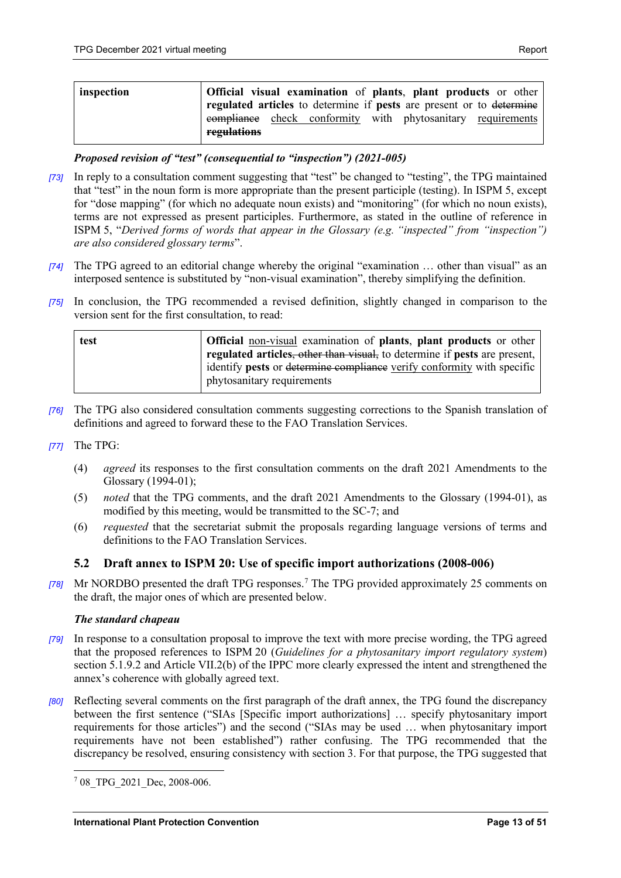| inspection | **Official visual examination** of **plants**, **plant products** or other **regulated articles** to determine if **pests** are present or to ~~determine compliance~~ <u>check conformity</u> with phytosanitary <u>requirements</u> ~~**regulations**~~ |
|---|---|

***Proposed revision of "test" (consequential to "inspection") (2021-005)***

*[73]* In reply to a consultation comment suggesting that "test" be changed to "testing", the TPG maintained that "test" in the noun form is more appropriate than the present participle (testing). In ISPM 5, except for "dose mapping" (for which no adequate noun exists) and "monitoring" (for which no noun exists), terms are not expressed as present participles. Furthermore, as stated in the outline of reference in ISPM 5, "*Derived forms of words that appear in the Glossary (e.g. "inspected" from "inspection") are also considered glossary terms*".

*[74]* The TPG agreed to an editorial change whereby the original "examination … other than visual" as an interposed sentence is substituted by "non-visual examination", thereby simplifying the definition.

*[75]* In conclusion, the TPG recommended a revised definition, slightly changed in comparison to the version sent for the first consultation, to read:

| test | **Official** <u>non-visual</u> examination of **plants**, **plant products** or other **regulated articles**~~, other than visual,~~ to determine if **pests** are present, identify **pests** or ~~determine compliance~~ <u>verify conformity</u> with specific phytosanitary requirements |
|---|---|

*[76]* The TPG also considered consultation comments suggesting corrections to the Spanish translation of definitions and agreed to forward these to the FAO Translation Services.

*[77]* The TPG:

(4) *agreed* its responses to the first consultation comments on the draft 2021 Amendments to the Glossary (1994-01);

(5) *noted* that the TPG comments, and the draft 2021 Amendments to the Glossary (1994-01), as modified by this meeting, would be transmitted to the SC-7; and

(6) *requested* that the secretariat submit the proposals regarding language versions of terms and definitions to the FAO Translation Services.

### 5.2 Draft annex to ISPM 20: Use of specific import authorizations (2008-006)

*[78]* Mr NORDBO presented the draft TPG responses.[7] The TPG provided approximately 25 comments on the draft, the major ones of which are presented below.

***The standard chapeau***

*[79]* In response to a consultation proposal to improve the text with more precise wording, the TPG agreed that the proposed references to ISPM 20 (*Guidelines for a phytosanitary import regulatory system*) section 5.1.9.2 and Article VII.2(b) of the IPPC more clearly expressed the intent and strengthened the annex's coherence with globally agreed text.

*[80]* Reflecting several comments on the first paragraph of the draft annex, the TPG found the discrepancy between the first sentence ("SIAs [Specific import authorizations] … specify phytosanitary import requirements for those articles") and the second ("SIAs may be used … when phytosanitary import requirements have not been established") rather confusing. The TPG recommended that the discrepancy be resolved, ensuring consistency with section 3. For that purpose, the TPG suggested that

[7] 08_TPG_2021_Dec, 2008-006.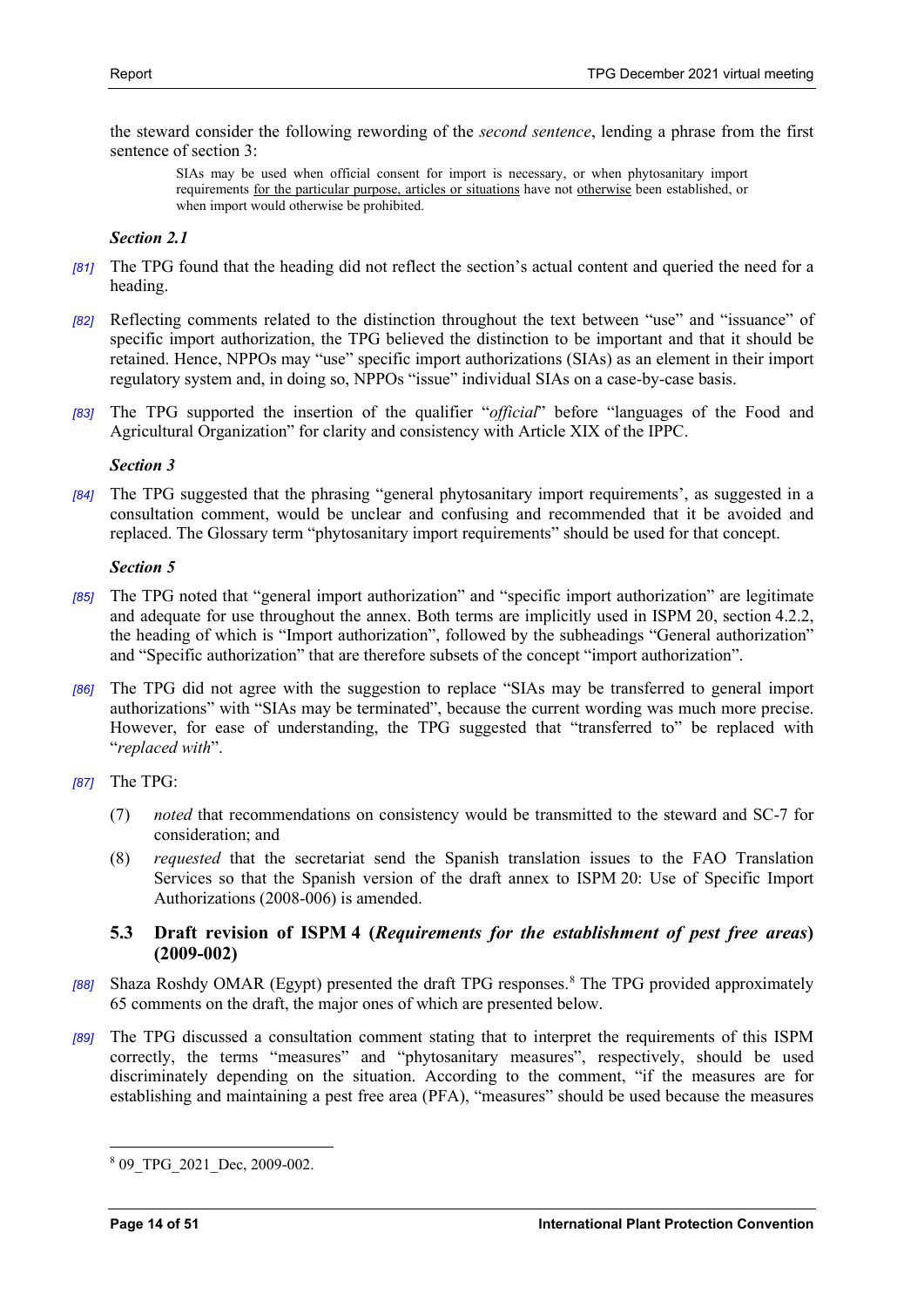the steward consider the following rewording of the *second sentence*, lending a phrase from the first sentence of section 3:

> SIAs may be used when official consent for import is necessary, or when phytosanitary import requirements <u>for the particular purpose, articles or situations</u> have not <u>otherwise</u> been established, or when import would otherwise be prohibited.

***Section 2.1***

*[81]* The TPG found that the heading did not reflect the section's actual content and queried the need for a heading.

*[82]* Reflecting comments related to the distinction throughout the text between "use" and "issuance" of specific import authorization, the TPG believed the distinction to be important and that it should be retained. Hence, NPPOs may "use" specific import authorizations (SIAs) as an element in their import regulatory system and, in doing so, NPPOs "issue" individual SIAs on a case-by-case basis.

*[83]* The TPG supported the insertion of the qualifier "*official*" before "languages of the Food and Agricultural Organization" for clarity and consistency with Article XIX of the IPPC.

***Section 3***

*[84]* The TPG suggested that the phrasing "general phytosanitary import requirements', as suggested in a consultation comment, would be unclear and confusing and recommended that it be avoided and replaced. The Glossary term "phytosanitary import requirements" should be used for that concept.

***Section 5***

*[85]* The TPG noted that "general import authorization" and "specific import authorization" are legitimate and adequate for use throughout the annex. Both terms are implicitly used in ISPM 20, section 4.2.2, the heading of which is "Import authorization", followed by the subheadings "General authorization" and "Specific authorization" that are therefore subsets of the concept "import authorization".

*[86]* The TPG did not agree with the suggestion to replace "SIAs may be transferred to general import authorizations" with "SIAs may be terminated", because the current wording was much more precise. However, for ease of understanding, the TPG suggested that "transferred to" be replaced with "*replaced with*".

*[87]* The TPG:

(7) *noted* that recommendations on consistency would be transmitted to the steward and SC-7 for consideration; and

(8) *requested* that the secretariat send the Spanish translation issues to the FAO Translation Services so that the Spanish version of the draft annex to ISPM 20: Use of Specific Import Authorizations (2008-006) is amended.

### 5.3 Draft revision of ISPM 4 (*Requirements for the establishment of pest free areas*) (2009-002)

*[88]* Shaza Roshdy OMAR (Egypt) presented the draft TPG responses.[8] The TPG provided approximately 65 comments on the draft, the major ones of which are presented below.

*[89]* The TPG discussed a consultation comment stating that to interpret the requirements of this ISPM correctly, the terms "measures" and "phytosanitary measures", respectively, should be used discriminately depending on the situation. According to the comment, "if the measures are for establishing and maintaining a pest free area (PFA), "measures" should be used because the measures

---

[8] 09_TPG_2021_Dec, 2009-002.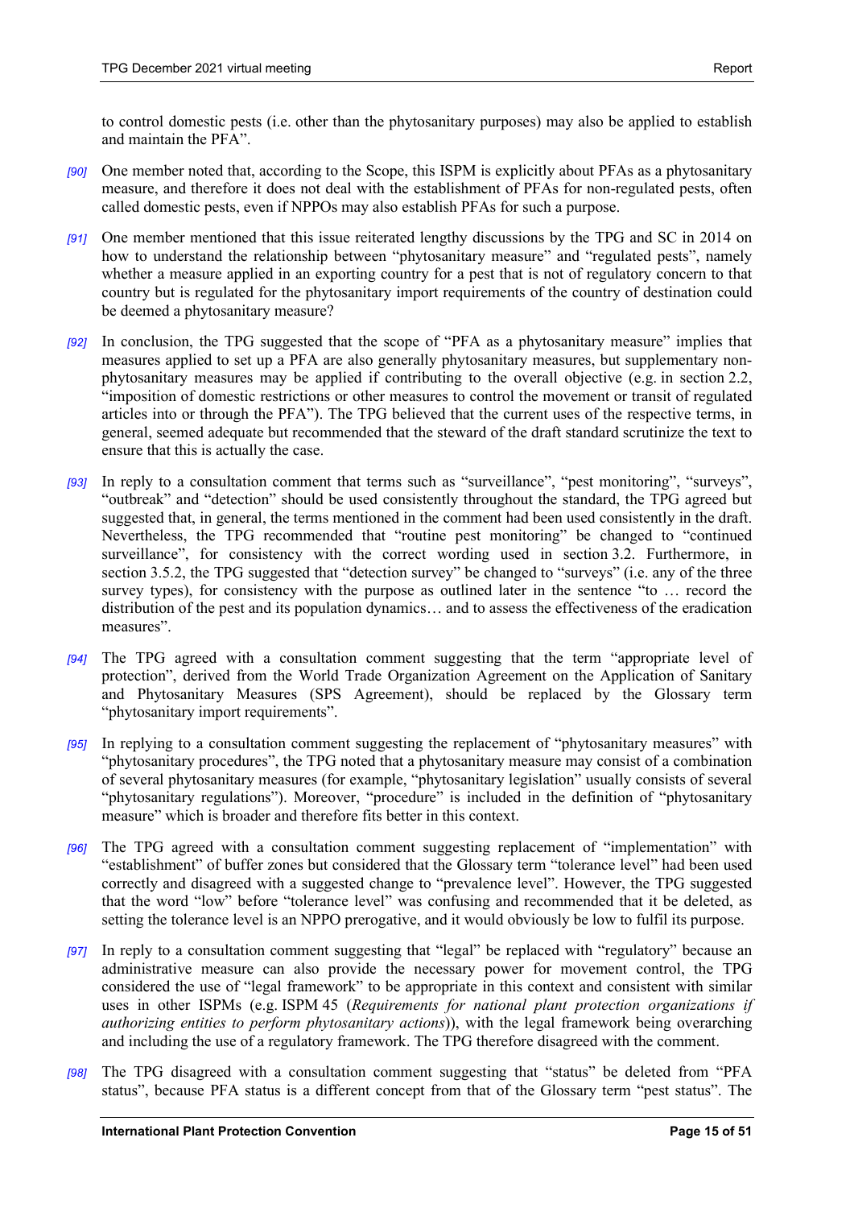to control domestic pests (i.e. other than the phytosanitary purposes) may also be applied to establish and maintain the PFA".

*[90]* One member noted that, according to the Scope, this ISPM is explicitly about PFAs as a phytosanitary measure, and therefore it does not deal with the establishment of PFAs for non-regulated pests, often called domestic pests, even if NPPOs may also establish PFAs for such a purpose.

*[91]* One member mentioned that this issue reiterated lengthy discussions by the TPG and SC in 2014 on how to understand the relationship between "phytosanitary measure" and "regulated pests", namely whether a measure applied in an exporting country for a pest that is not of regulatory concern to that country but is regulated for the phytosanitary import requirements of the country of destination could be deemed a phytosanitary measure?

*[92]* In conclusion, the TPG suggested that the scope of "PFA as a phytosanitary measure" implies that measures applied to set up a PFA are also generally phytosanitary measures, but supplementary non-phytosanitary measures may be applied if contributing to the overall objective (e.g. in section 2.2, "imposition of domestic restrictions or other measures to control the movement or transit of regulated articles into or through the PFA"). The TPG believed that the current uses of the respective terms, in general, seemed adequate but recommended that the steward of the draft standard scrutinize the text to ensure that this is actually the case.

*[93]* In reply to a consultation comment that terms such as "surveillance", "pest monitoring", "surveys", "outbreak" and "detection" should be used consistently throughout the standard, the TPG agreed but suggested that, in general, the terms mentioned in the comment had been used consistently in the draft. Nevertheless, the TPG recommended that "routine pest monitoring" be changed to "continued surveillance", for consistency with the correct wording used in section 3.2. Furthermore, in section 3.5.2, the TPG suggested that "detection survey" be changed to "surveys" (i.e. any of the three survey types), for consistency with the purpose as outlined later in the sentence "to … record the distribution of the pest and its population dynamics… and to assess the effectiveness of the eradication measures".

*[94]* The TPG agreed with a consultation comment suggesting that the term "appropriate level of protection", derived from the World Trade Organization Agreement on the Application of Sanitary and Phytosanitary Measures (SPS Agreement), should be replaced by the Glossary term "phytosanitary import requirements".

*[95]* In replying to a consultation comment suggesting the replacement of "phytosanitary measures" with "phytosanitary procedures", the TPG noted that a phytosanitary measure may consist of a combination of several phytosanitary measures (for example, "phytosanitary legislation" usually consists of several "phytosanitary regulations"). Moreover, "procedure" is included in the definition of "phytosanitary measure" which is broader and therefore fits better in this context.

*[96]* The TPG agreed with a consultation comment suggesting replacement of "implementation" with "establishment" of buffer zones but considered that the Glossary term "tolerance level" had been used correctly and disagreed with a suggested change to "prevalence level". However, the TPG suggested that the word "low" before "tolerance level" was confusing and recommended that it be deleted, as setting the tolerance level is an NPPO prerogative, and it would obviously be low to fulfil its purpose.

*[97]* In reply to a consultation comment suggesting that "legal" be replaced with "regulatory" because an administrative measure can also provide the necessary power for movement control, the TPG considered the use of "legal framework" to be appropriate in this context and consistent with similar uses in other ISPMs (e.g. ISPM 45 (*Requirements for national plant protection organizations if authorizing entities to perform phytosanitary actions*)), with the legal framework being overarching and including the use of a regulatory framework. The TPG therefore disagreed with the comment.

*[98]* The TPG disagreed with a consultation comment suggesting that "status" be deleted from "PFA status", because PFA status is a different concept from that of the Glossary term "pest status". The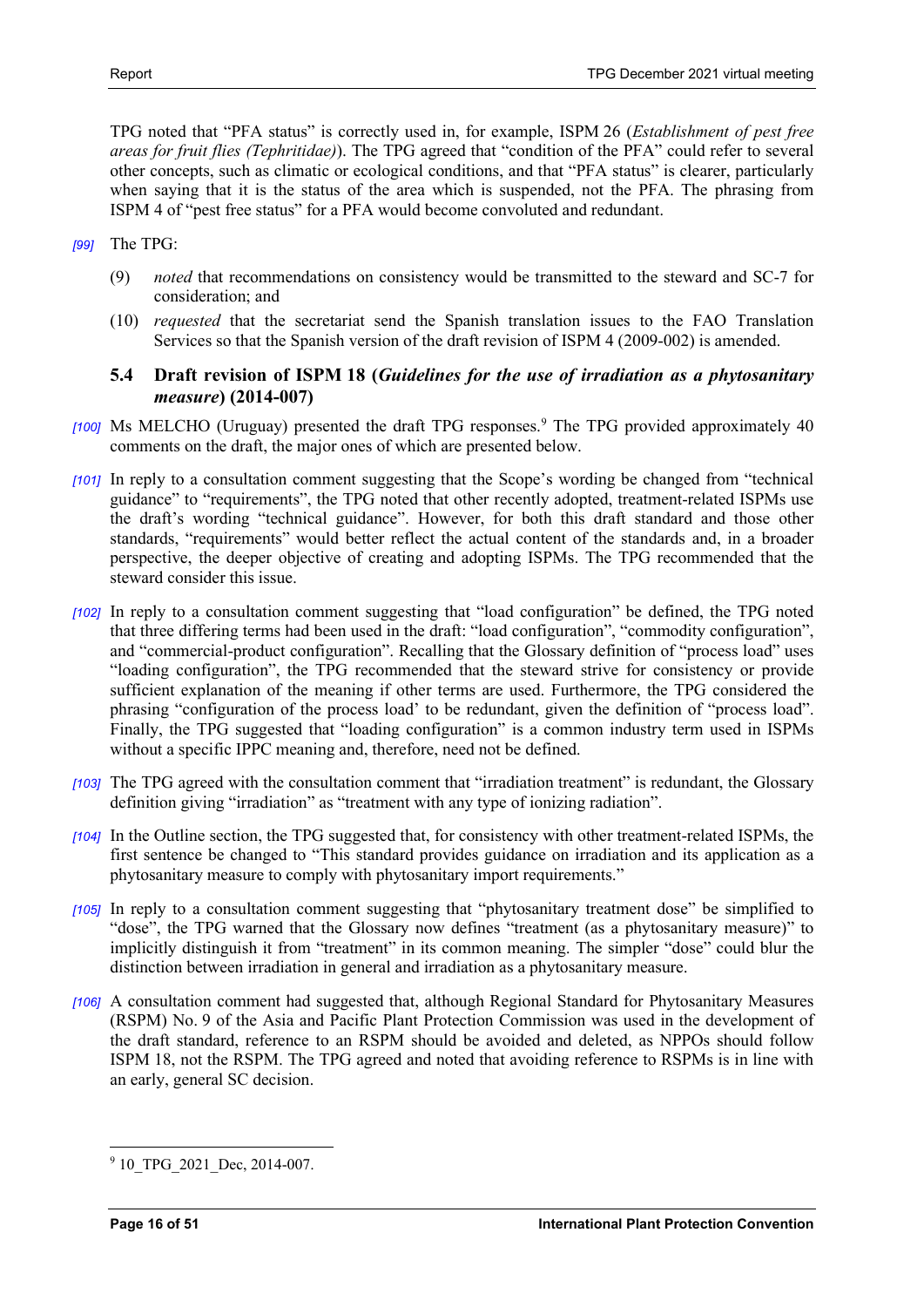TPG noted that "PFA status" is correctly used in, for example, ISPM 26 (*Establishment of pest free areas for fruit flies (Tephritidae)*). The TPG agreed that "condition of the PFA" could refer to several other concepts, such as climatic or ecological conditions, and that "PFA status" is clearer, particularly when saying that it is the status of the area which is suspended, not the PFA. The phrasing from ISPM 4 of "pest free status" for a PFA would become convoluted and redundant.

*[99]* The TPG:

(9) *noted* that recommendations on consistency would be transmitted to the steward and SC-7 for consideration; and

(10) *requested* that the secretariat send the Spanish translation issues to the FAO Translation Services so that the Spanish version of the draft revision of ISPM 4 (2009-002) is amended.

### 5.4 Draft revision of ISPM 18 (*Guidelines for the use of irradiation as a phytosanitary measure*) (2014-007)

*[100]* Ms MELCHO (Uruguay) presented the draft TPG responses.[9] The TPG provided approximately 40 comments on the draft, the major ones of which are presented below.

*[101]* In reply to a consultation comment suggesting that the Scope's wording be changed from "technical guidance" to "requirements", the TPG noted that other recently adopted, treatment-related ISPMs use the draft's wording "technical guidance". However, for both this draft standard and those other standards, "requirements" would better reflect the actual content of the standards and, in a broader perspective, the deeper objective of creating and adopting ISPMs. The TPG recommended that the steward consider this issue.

*[102]* In reply to a consultation comment suggesting that "load configuration" be defined, the TPG noted that three differing terms had been used in the draft: "load configuration", "commodity configuration", and "commercial-product configuration". Recalling that the Glossary definition of "process load" uses "loading configuration", the TPG recommended that the steward strive for consistency or provide sufficient explanation of the meaning if other terms are used. Furthermore, the TPG considered the phrasing "configuration of the process load' to be redundant, given the definition of "process load". Finally, the TPG suggested that "loading configuration" is a common industry term used in ISPMs without a specific IPPC meaning and, therefore, need not be defined.

*[103]* The TPG agreed with the consultation comment that "irradiation treatment" is redundant, the Glossary definition giving "irradiation" as "treatment with any type of ionizing radiation".

*[104]* In the Outline section, the TPG suggested that, for consistency with other treatment-related ISPMs, the first sentence be changed to "This standard provides guidance on irradiation and its application as a phytosanitary measure to comply with phytosanitary import requirements."

*[105]* In reply to a consultation comment suggesting that "phytosanitary treatment dose" be simplified to "dose", the TPG warned that the Glossary now defines "treatment (as a phytosanitary measure)" to implicitly distinguish it from "treatment" in its common meaning. The simpler "dose" could blur the distinction between irradiation in general and irradiation as a phytosanitary measure.

*[106]* A consultation comment had suggested that, although Regional Standard for Phytosanitary Measures (RSPM) No. 9 of the Asia and Pacific Plant Protection Commission was used in the development of the draft standard, reference to an RSPM should be avoided and deleted, as NPPOs should follow ISPM 18, not the RSPM. The TPG agreed and noted that avoiding reference to RSPMs is in line with an early, general SC decision.

---

[9] 10_TPG_2021_Dec, 2014-007.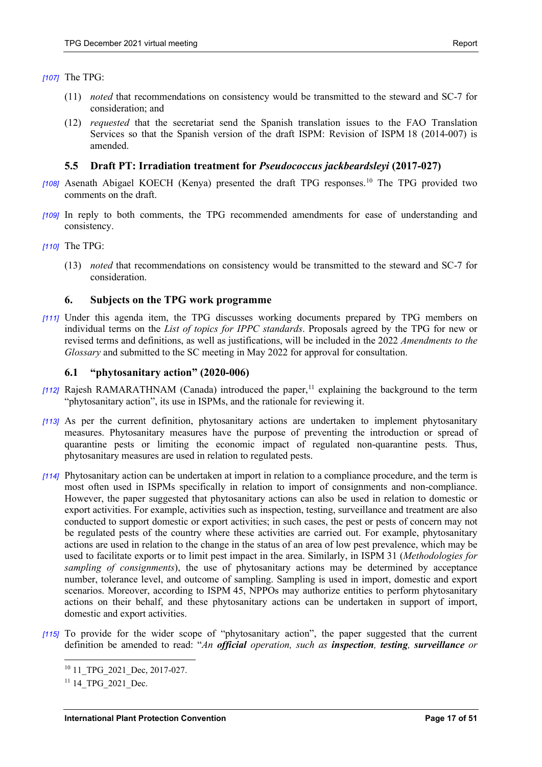[107] The TPG:

(11) *noted* that recommendations on consistency would be transmitted to the steward and SC-7 for consideration; and

(12) *requested* that the secretariat send the Spanish translation issues to the FAO Translation Services so that the Spanish version of the draft ISPM: Revision of ISPM 18 (2014-007) is amended.

### 5.5 Draft PT: Irradiation treatment for *Pseudococcus jackbeardsleyi* (2017-027)

[108] Asenath Abigael KOECH (Kenya) presented the draft TPG responses.[10] The TPG provided two comments on the draft.

[109] In reply to both comments, the TPG recommended amendments for ease of understanding and consistency.

[110] The TPG:

(13) *noted* that recommendations on consistency would be transmitted to the steward and SC-7 for consideration.

## 6. Subjects on the TPG work programme

[111] Under this agenda item, the TPG discusses working documents prepared by TPG members on individual terms on the *List of topics for IPPC standards*. Proposals agreed by the TPG for new or revised terms and definitions, as well as justifications, will be included in the 2022 *Amendments to the Glossary* and submitted to the SC meeting in May 2022 for approval for consultation.

### 6.1 "phytosanitary action" (2020-006)

[112] Rajesh RAMARATHNAM (Canada) introduced the paper,[11] explaining the background to the term "phytosanitary action", its use in ISPMs, and the rationale for reviewing it.

[113] As per the current definition, phytosanitary actions are undertaken to implement phytosanitary measures. Phytosanitary measures have the purpose of preventing the introduction or spread of quarantine pests or limiting the economic impact of regulated non-quarantine pests. Thus, phytosanitary measures are used in relation to regulated pests.

[114] Phytosanitary action can be undertaken at import in relation to a compliance procedure, and the term is most often used in ISPMs specifically in relation to import of consignments and non-compliance. However, the paper suggested that phytosanitary actions can also be used in relation to domestic or export activities. For example, activities such as inspection, testing, surveillance and treatment are also conducted to support domestic or export activities; in such cases, the pest or pests of concern may not be regulated pests of the country where these activities are carried out. For example, phytosanitary actions are used in relation to the change in the status of an area of low pest prevalence, which may be used to facilitate exports or to limit pest impact in the area. Similarly, in ISPM 31 (*Methodologies for sampling of consignments*), the use of phytosanitary actions may be determined by acceptance number, tolerance level, and outcome of sampling. Sampling is used in import, domestic and export scenarios. Moreover, according to ISPM 45, NPPOs may authorize entities to perform phytosanitary actions on their behalf, and these phytosanitary actions can be undertaken in support of import, domestic and export activities.

[115] To provide for the wider scope of "phytosanitary action", the paper suggested that the current definition be amended to read: "*An **official** operation, such as **inspection**, **testing**, **surveillance** or*

[10] 11_TPG_2021_Dec, 2017-027.

[11] 14_TPG_2021_Dec.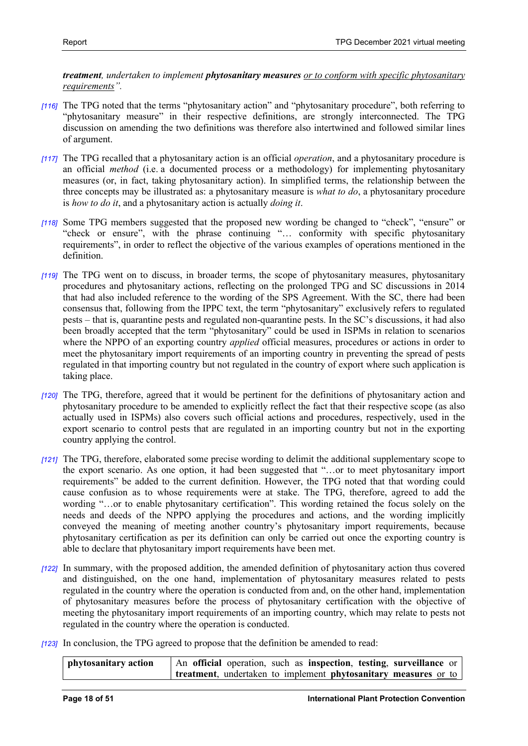***treatment**, undertaken to implement **phytosanitary measures** <u>or to conform with specific phytosanitary requirements</u>".*

*[116]* The TPG noted that the terms "phytosanitary action" and "phytosanitary procedure", both referring to "phytosanitary measure" in their respective definitions, are strongly interconnected. The TPG discussion on amending the two definitions was therefore also intertwined and followed similar lines of argument.

*[117]* The TPG recalled that a phytosanitary action is an official *operation*, and a phytosanitary procedure is an official *method* (i.e. a documented process or a methodology) for implementing phytosanitary measures (or, in fact, taking phytosanitary action). In simplified terms, the relationship between the three concepts may be illustrated as: a phytosanitary measure is *what to do*, a phytosanitary procedure is *how to do it*, and a phytosanitary action is actually *doing it*.

*[118]* Some TPG members suggested that the proposed new wording be changed to "check", "ensure" or "check or ensure", with the phrase continuing "… conformity with specific phytosanitary requirements", in order to reflect the objective of the various examples of operations mentioned in the definition.

*[119]* The TPG went on to discuss, in broader terms, the scope of phytosanitary measures, phytosanitary procedures and phytosanitary actions, reflecting on the prolonged TPG and SC discussions in 2014 that had also included reference to the wording of the SPS Agreement. With the SC, there had been consensus that, following from the IPPC text, the term "phytosanitary" exclusively refers to regulated pests – that is, quarantine pests and regulated non-quarantine pests. In the SC's discussions, it had also been broadly accepted that the term "phytosanitary" could be used in ISPMs in relation to scenarios where the NPPO of an exporting country *applied* official measures, procedures or actions in order to meet the phytosanitary import requirements of an importing country in preventing the spread of pests regulated in that importing country but not regulated in the country of export where such application is taking place.

*[120]* The TPG, therefore, agreed that it would be pertinent for the definitions of phytosanitary action and phytosanitary procedure to be amended to explicitly reflect the fact that their respective scope (as also actually used in ISPMs) also covers such official actions and procedures, respectively, used in the export scenario to control pests that are regulated in an importing country but not in the exporting country applying the control.

*[121]* The TPG, therefore, elaborated some precise wording to delimit the additional supplementary scope to the export scenario. As one option, it had been suggested that "…or to meet phytosanitary import requirements" be added to the current definition. However, the TPG noted that that wording could cause confusion as to whose requirements were at stake. The TPG, therefore, agreed to add the wording "…or to enable phytosanitary certification". This wording retained the focus solely on the needs and deeds of the NPPO applying the procedures and actions, and the wording implicitly conveyed the meaning of meeting another country's phytosanitary import requirements, because phytosanitary certification as per its definition can only be carried out once the exporting country is able to declare that phytosanitary import requirements have been met.

*[122]* In summary, with the proposed addition, the amended definition of phytosanitary action thus covered and distinguished, on the one hand, implementation of phytosanitary measures related to pests regulated in the country where the operation is conducted from and, on the other hand, implementation of phytosanitary measures before the process of phytosanitary certification with the objective of meeting the phytosanitary import requirements of an importing country, which may relate to pests not regulated in the country where the operation is conducted.

*[123]* In conclusion, the TPG agreed to propose that the definition be amended to read:

| **phytosanitary action** | An **official** operation, such as **inspection**, **testing**, **surveillance** or **treatment**, undertaken to implement **phytosanitary measures** <u>or to</u> |
|---|---|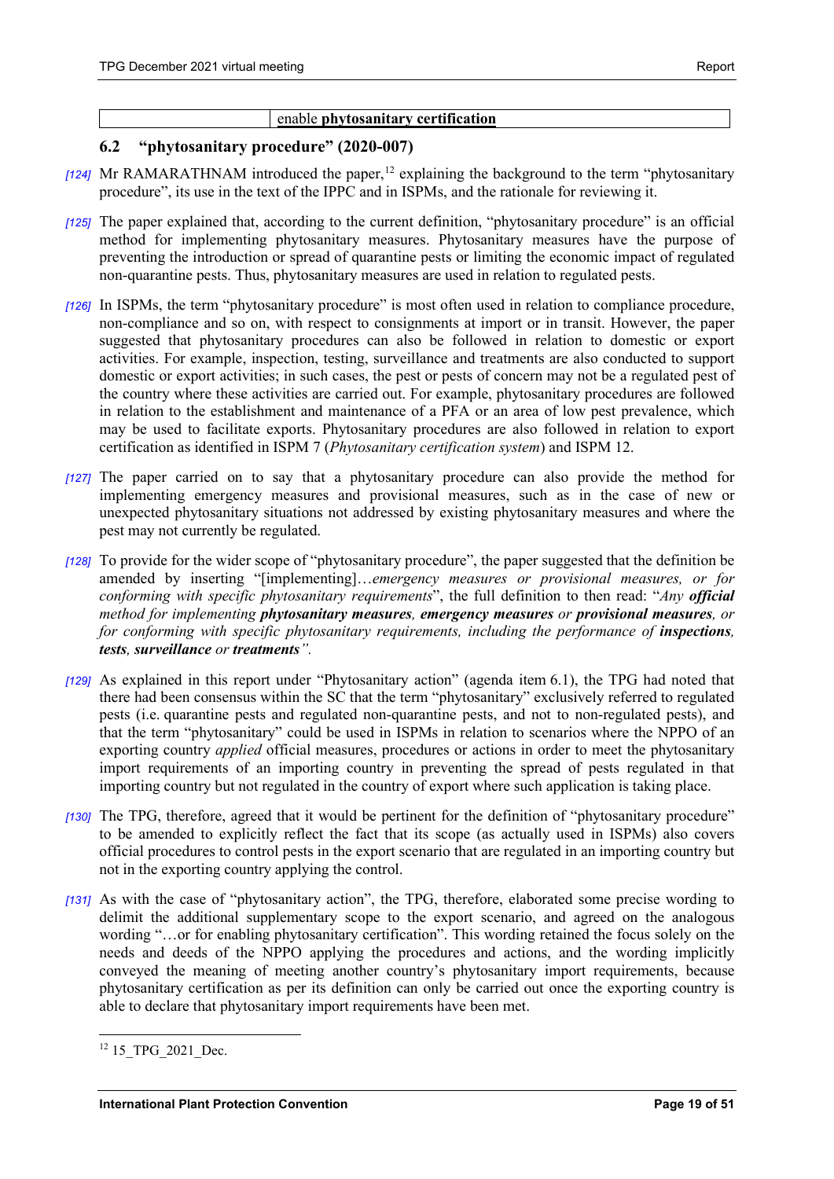|  | enable **phytosanitary certification** |
|---|---|

## 6.2 "phytosanitary procedure" (2020-007)

*[124]* Mr RAMARATHNAM introduced the paper,[12] explaining the background to the term "phytosanitary procedure", its use in the text of the IPPC and in ISPMs, and the rationale for reviewing it.

*[125]* The paper explained that, according to the current definition, "phytosanitary procedure" is an official method for implementing phytosanitary measures. Phytosanitary measures have the purpose of preventing the introduction or spread of quarantine pests or limiting the economic impact of regulated non-quarantine pests. Thus, phytosanitary measures are used in relation to regulated pests.

*[126]* In ISPMs, the term "phytosanitary procedure" is most often used in relation to compliance procedure, non-compliance and so on, with respect to consignments at import or in transit. However, the paper suggested that phytosanitary procedures can also be followed in relation to domestic or export activities. For example, inspection, testing, surveillance and treatments are also conducted to support domestic or export activities; in such cases, the pest or pests of concern may not be a regulated pest of the country where these activities are carried out. For example, phytosanitary procedures are followed in relation to the establishment and maintenance of a PFA or an area of low pest prevalence, which may be used to facilitate exports. Phytosanitary procedures are also followed in relation to export certification as identified in ISPM 7 (*Phytosanitary certification system*) and ISPM 12.

*[127]* The paper carried on to say that a phytosanitary procedure can also provide the method for implementing emergency measures and provisional measures, such as in the case of new or unexpected phytosanitary situations not addressed by existing phytosanitary measures and where the pest may not currently be regulated.

*[128]* To provide for the wider scope of "phytosanitary procedure", the paper suggested that the definition be amended by inserting "[implementing]…*emergency measures or provisional measures, or for conforming with specific phytosanitary requirements*", the full definition to then read: "*Any **official** method for implementing **phytosanitary measures**, **emergency measures** or **provisional measures**, or for conforming with specific phytosanitary requirements, including the performance of **inspections**, **tests**, **surveillance** or **treatments***".

*[129]* As explained in this report under "Phytosanitary action" (agenda item 6.1), the TPG had noted that there had been consensus within the SC that the term "phytosanitary" exclusively referred to regulated pests (i.e. quarantine pests and regulated non-quarantine pests, and not to non-regulated pests), and that the term "phytosanitary" could be used in ISPMs in relation to scenarios where the NPPO of an exporting country *applied* official measures, procedures or actions in order to meet the phytosanitary import requirements of an importing country in preventing the spread of pests regulated in that importing country but not regulated in the country of export where such application is taking place.

*[130]* The TPG, therefore, agreed that it would be pertinent for the definition of "phytosanitary procedure" to be amended to explicitly reflect the fact that its scope (as actually used in ISPMs) also covers official procedures to control pests in the export scenario that are regulated in an importing country but not in the exporting country applying the control.

*[131]* As with the case of "phytosanitary action", the TPG, therefore, elaborated some precise wording to delimit the additional supplementary scope to the export scenario, and agreed on the analogous wording "…or for enabling phytosanitary certification". This wording retained the focus solely on the needs and deeds of the NPPO applying the procedures and actions, and the wording implicitly conveyed the meaning of meeting another country's phytosanitary import requirements, because phytosanitary certification as per its definition can only be carried out once the exporting country is able to declare that phytosanitary import requirements have been met.

[12] 15_TPG_2021_Dec.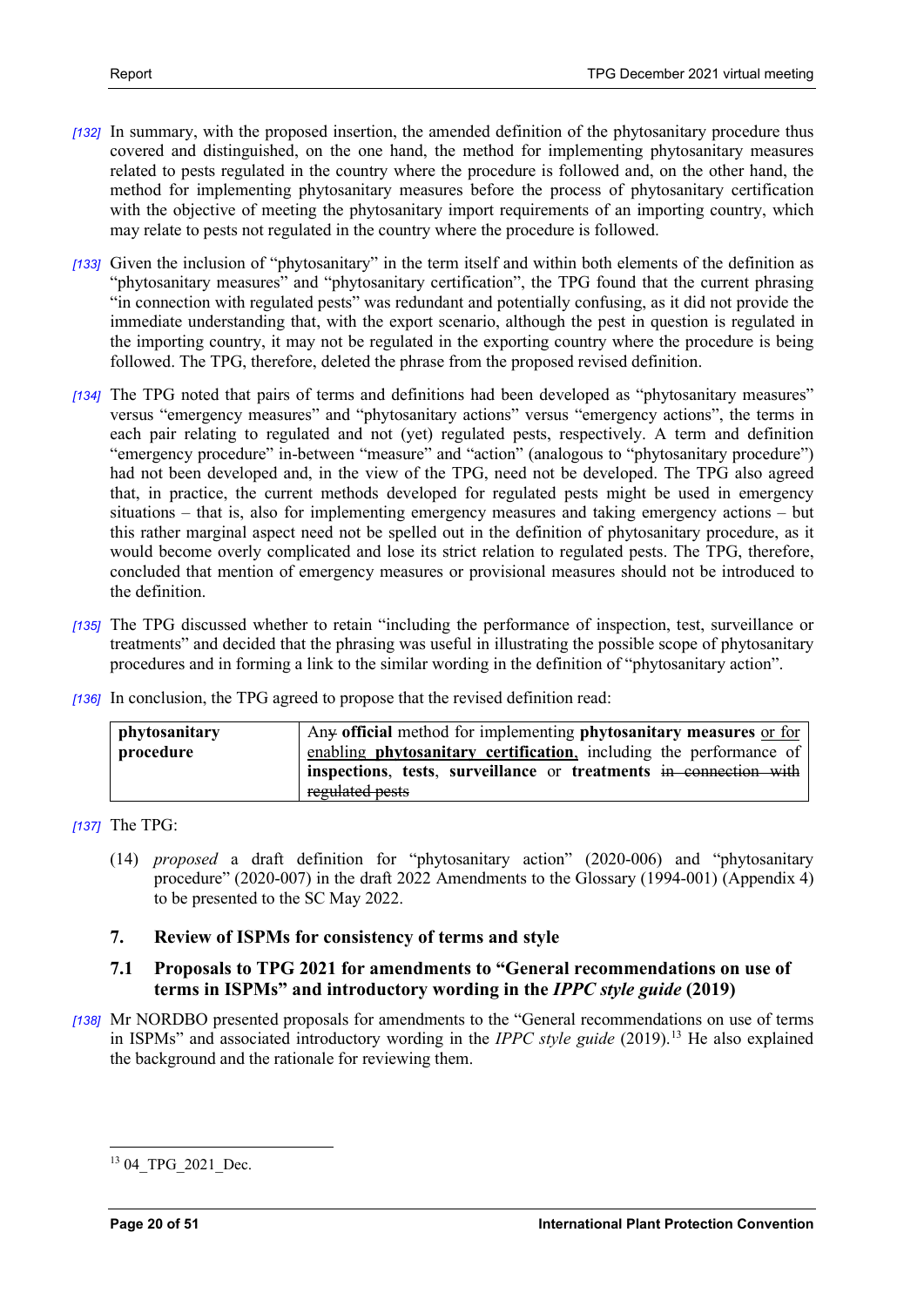*[132]* In summary, with the proposed insertion, the amended definition of the phytosanitary procedure thus covered and distinguished, on the one hand, the method for implementing phytosanitary measures related to pests regulated in the country where the procedure is followed and, on the other hand, the method for implementing phytosanitary measures before the process of phytosanitary certification with the objective of meeting the phytosanitary import requirements of an importing country, which may relate to pests not regulated in the country where the procedure is followed.

*[133]* Given the inclusion of "phytosanitary" in the term itself and within both elements of the definition as "phytosanitary measures" and "phytosanitary certification", the TPG found that the current phrasing "in connection with regulated pests" was redundant and potentially confusing, as it did not provide the immediate understanding that, with the export scenario, although the pest in question is regulated in the importing country, it may not be regulated in the exporting country where the procedure is being followed. The TPG, therefore, deleted the phrase from the proposed revised definition.

*[134]* The TPG noted that pairs of terms and definitions had been developed as "phytosanitary measures" versus "emergency measures" and "phytosanitary actions" versus "emergency actions", the terms in each pair relating to regulated and not (yet) regulated pests, respectively. A term and definition "emergency procedure" in-between "measure" and "action" (analogous to "phytosanitary procedure") had not been developed and, in the view of the TPG, need not be developed. The TPG also agreed that, in practice, the current methods developed for regulated pests might be used in emergency situations – that is, also for implementing emergency measures and taking emergency actions – but this rather marginal aspect need not be spelled out in the definition of phytosanitary procedure, as it would become overly complicated and lose its strict relation to regulated pests. The TPG, therefore, concluded that mention of emergency measures or provisional measures should not be introduced to the definition.

*[135]* The TPG discussed whether to retain "including the performance of inspection, test, surveillance or treatments" and decided that the phrasing was useful in illustrating the possible scope of phytosanitary procedures and in forming a link to the similar wording in the definition of "phytosanitary action".

*[136]* In conclusion, the TPG agreed to propose that the revised definition read:

| **phytosanitary procedure** | An~~y~~ **official** method for implementing **phytosanitary measures** <u>or for enabling **phytosanitary certification**</u>, including the performance of **inspections**, **tests**, **surveillance** or **treatments** ~~in connection with regulated pests~~ |
|---|---|

*[137]* The TPG:

(14) *proposed* a draft definition for "phytosanitary action" (2020-006) and "phytosanitary procedure" (2020-007) in the draft 2022 Amendments to the Glossary (1994-001) (Appendix 4) to be presented to the SC May 2022.

## 7. Review of ISPMs for consistency of terms and style

### 7.1 Proposals to TPG 2021 for amendments to "General recommendations on use of terms in ISPMs" and introductory wording in the *IPPC style guide* (2019)

*[138]* Mr NORDBO presented proposals for amendments to the "General recommendations on use of terms in ISPMs" and associated introductory wording in the *IPPC style guide* (2019).[13] He also explained the background and the rationale for reviewing them.

[13] 04_TPG_2021_Dec.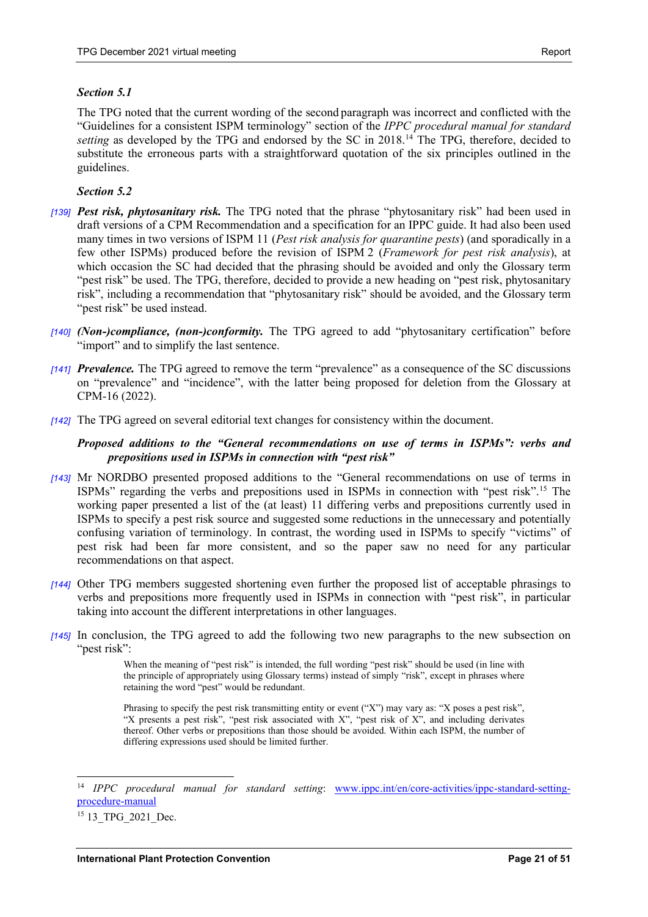*Section 5.1*

The TPG noted that the current wording of the second paragraph was incorrect and conflicted with the "Guidelines for a consistent ISPM terminology" section of the *IPPC procedural manual for standard setting* as developed by the TPG and endorsed by the SC in 2018.[14] The TPG, therefore, decided to substitute the erroneous parts with a straightforward quotation of the six principles outlined in the guidelines.

*Section 5.2*

*[139]* ***Pest risk, phytosanitary risk.*** The TPG noted that the phrase "phytosanitary risk" had been used in draft versions of a CPM Recommendation and a specification for an IPPC guide. It had also been used many times in two versions of ISPM 11 (*Pest risk analysis for quarantine pests*) (and sporadically in a few other ISPMs) produced before the revision of ISPM 2 (*Framework for pest risk analysis*), at which occasion the SC had decided that the phrasing should be avoided and only the Glossary term "pest risk" be used. The TPG, therefore, decided to provide a new heading on "pest risk, phytosanitary risk", including a recommendation that "phytosanitary risk" should be avoided, and the Glossary term "pest risk" be used instead.

*[140]* ***(Non-)compliance, (non-)conformity.*** The TPG agreed to add "phytosanitary certification" before "import" and to simplify the last sentence.

*[141]* ***Prevalence.*** The TPG agreed to remove the term "prevalence" as a consequence of the SC discussions on "prevalence" and "incidence", with the latter being proposed for deletion from the Glossary at CPM-16 (2022).

*[142]* The TPG agreed on several editorial text changes for consistency within the document.

***Proposed additions to the "General recommendations on use of terms in ISPMs": verbs and prepositions used in ISPMs in connection with "pest risk"***

*[143]* Mr NORDBO presented proposed additions to the "General recommendations on use of terms in ISPMs" regarding the verbs and prepositions used in ISPMs in connection with "pest risk".[15] The working paper presented a list of the (at least) 11 differing verbs and prepositions currently used in ISPMs to specify a pest risk source and suggested some reductions in the unnecessary and potentially confusing variation of terminology. In contrast, the wording used in ISPMs to specify "victims" of pest risk had been far more consistent, and so the paper saw no need for any particular recommendations on that aspect.

*[144]* Other TPG members suggested shortening even further the proposed list of acceptable phrasings to verbs and prepositions more frequently used in ISPMs in connection with "pest risk", in particular taking into account the different interpretations in other languages.

*[145]* In conclusion, the TPG agreed to add the following two new paragraphs to the new subsection on "pest risk":

> When the meaning of "pest risk" is intended, the full wording "pest risk" should be used (in line with the principle of appropriately using Glossary terms) instead of simply "risk", except in phrases where retaining the word "pest" would be redundant.
>
> Phrasing to specify the pest risk transmitting entity or event ("X") may vary as: "X poses a pest risk", "X presents a pest risk", "pest risk associated with X", "pest risk of X", and including derivates thereof. Other verbs or prepositions than those should be avoided. Within each ISPM, the number of differing expressions used should be limited further.

---

[14] *IPPC procedural manual for standard setting*: www.ippc.int/en/core-activities/ippc-standard-setting-procedure-manual

[15] 13_TPG_2021_Dec.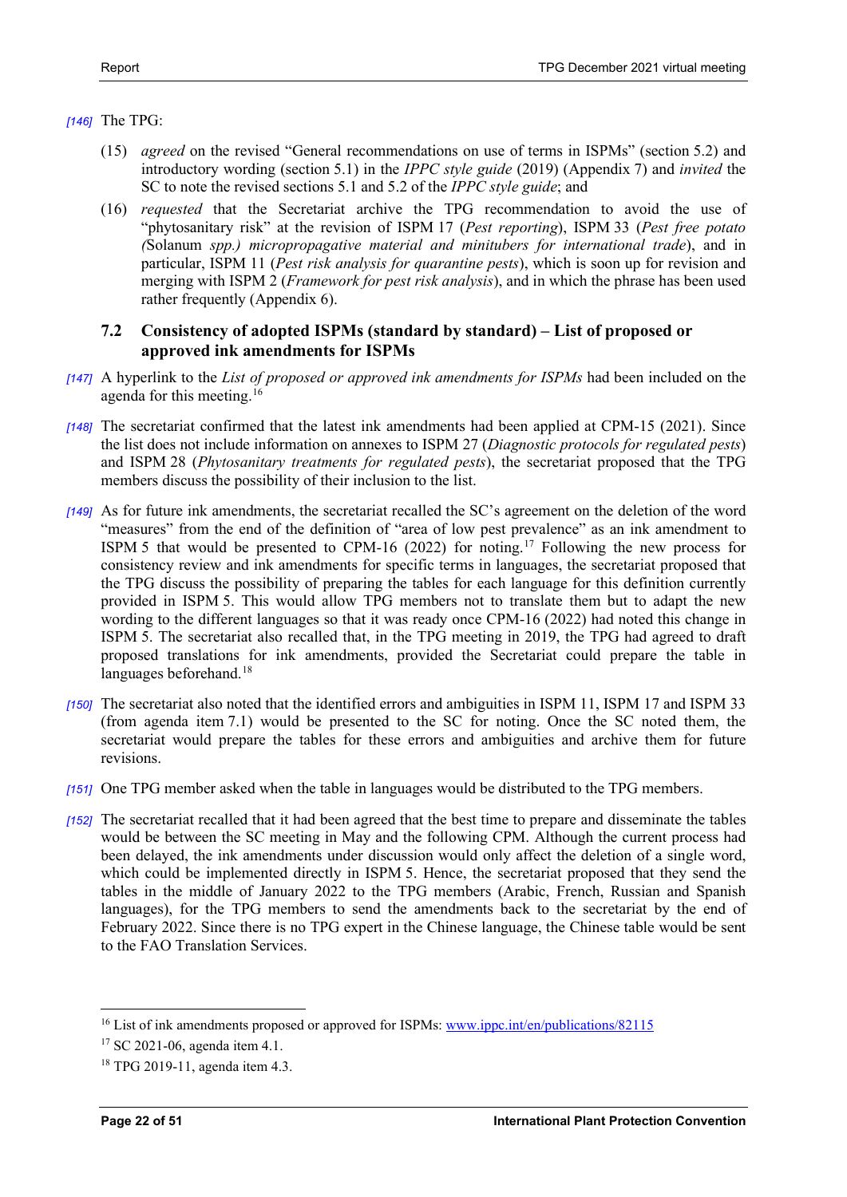*[146]* The TPG:

(15) *agreed* on the revised "General recommendations on use of terms in ISPMs" (section 5.2) and introductory wording (section 5.1) in the *IPPC style guide* (2019) (Appendix 7) and *invited* the SC to note the revised sections 5.1 and 5.2 of the *IPPC style guide*; and

(16) *requested* that the Secretariat archive the TPG recommendation to avoid the use of "phytosanitary risk" at the revision of ISPM 17 (*Pest reporting*), ISPM 33 (*Pest free potato (*Solanum *spp.) micropropagative material and minitubers for international trade*), and in particular, ISPM 11 (*Pest risk analysis for quarantine pests*), which is soon up for revision and merging with ISPM 2 (*Framework for pest risk analysis*), and in which the phrase has been used rather frequently (Appendix 6).

## 7.2 Consistency of adopted ISPMs (standard by standard) – List of proposed or approved ink amendments for ISPMs

*[147]* A hyperlink to the *List of proposed or approved ink amendments for ISPMs* had been included on the agenda for this meeting.[16]

*[148]* The secretariat confirmed that the latest ink amendments had been applied at CPM-15 (2021). Since the list does not include information on annexes to ISPM 27 (*Diagnostic protocols for regulated pests*) and ISPM 28 (*Phytosanitary treatments for regulated pests*), the secretariat proposed that the TPG members discuss the possibility of their inclusion to the list.

*[149]* As for future ink amendments, the secretariat recalled the SC's agreement on the deletion of the word "measures" from the end of the definition of "area of low pest prevalence" as an ink amendment to ISPM 5 that would be presented to CPM-16 (2022) for noting.[17] Following the new process for consistency review and ink amendments for specific terms in languages, the secretariat proposed that the TPG discuss the possibility of preparing the tables for each language for this definition currently provided in ISPM 5. This would allow TPG members not to translate them but to adapt the new wording to the different languages so that it was ready once CPM-16 (2022) had noted this change in ISPM 5. The secretariat also recalled that, in the TPG meeting in 2019, the TPG had agreed to draft proposed translations for ink amendments, provided the Secretariat could prepare the table in languages beforehand.[18]

*[150]* The secretariat also noted that the identified errors and ambiguities in ISPM 11, ISPM 17 and ISPM 33 (from agenda item 7.1) would be presented to the SC for noting. Once the SC noted them, the secretariat would prepare the tables for these errors and ambiguities and archive them for future revisions.

*[151]* One TPG member asked when the table in languages would be distributed to the TPG members.

*[152]* The secretariat recalled that it had been agreed that the best time to prepare and disseminate the tables would be between the SC meeting in May and the following CPM. Although the current process had been delayed, the ink amendments under discussion would only affect the deletion of a single word, which could be implemented directly in ISPM 5. Hence, the secretariat proposed that they send the tables in the middle of January 2022 to the TPG members (Arabic, French, Russian and Spanish languages), for the TPG members to send the amendments back to the secretariat by the end of February 2022. Since there is no TPG expert in the Chinese language, the Chinese table would be sent to the FAO Translation Services.

---

[16] List of ink amendments proposed or approved for ISPMs: www.ippc.int/en/publications/82115

[17] SC 2021-06, agenda item 4.1.

[18] TPG 2019-11, agenda item 4.3.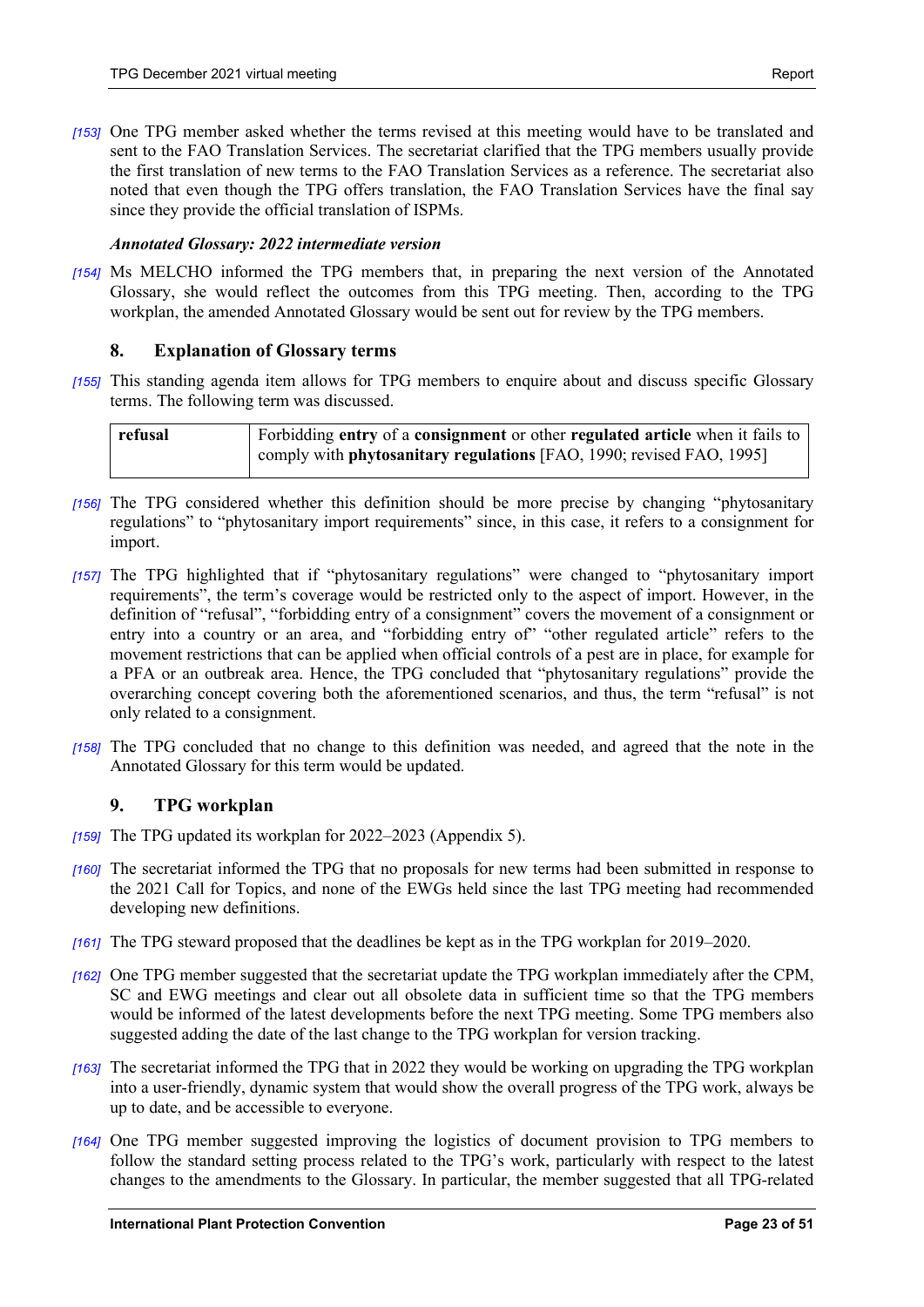[153] One TPG member asked whether the terms revised at this meeting would have to be translated and sent to the FAO Translation Services. The secretariat clarified that the TPG members usually provide the first translation of new terms to the FAO Translation Services as a reference. The secretariat also noted that even though the TPG offers translation, the FAO Translation Services have the final say since they provide the official translation of ISPMs.

***Annotated Glossary: 2022 intermediate version***

[154] Ms MELCHO informed the TPG members that, in preparing the next version of the Annotated Glossary, she would reflect the outcomes from this TPG meeting. Then, according to the TPG workplan, the amended Annotated Glossary would be sent out for review by the TPG members.

## 8. Explanation of Glossary terms

[155] This standing agenda item allows for TPG members to enquire about and discuss specific Glossary terms. The following term was discussed.

| **refusal** | Forbidding **entry** of a **consignment** or other **regulated article** when it fails to comply with **phytosanitary regulations** [FAO, 1990; revised FAO, 1995] |
|---|---|

[156] The TPG considered whether this definition should be more precise by changing "phytosanitary regulations" to "phytosanitary import requirements" since, in this case, it refers to a consignment for import.

[157] The TPG highlighted that if "phytosanitary regulations" were changed to "phytosanitary import requirements", the term's coverage would be restricted only to the aspect of import. However, in the definition of "refusal", "forbidding entry of a consignment" covers the movement of a consignment or entry into a country or an area, and "forbidding entry of" "other regulated article" refers to the movement restrictions that can be applied when official controls of a pest are in place, for example for a PFA or an outbreak area. Hence, the TPG concluded that "phytosanitary regulations" provide the overarching concept covering both the aforementioned scenarios, and thus, the term "refusal" is not only related to a consignment.

[158] The TPG concluded that no change to this definition was needed, and agreed that the note in the Annotated Glossary for this term would be updated.

## 9. TPG workplan

[159] The TPG updated its workplan for 2022–2023 (Appendix 5).

[160] The secretariat informed the TPG that no proposals for new terms had been submitted in response to the 2021 Call for Topics, and none of the EWGs held since the last TPG meeting had recommended developing new definitions.

[161] The TPG steward proposed that the deadlines be kept as in the TPG workplan for 2019–2020.

[162] One TPG member suggested that the secretariat update the TPG workplan immediately after the CPM, SC and EWG meetings and clear out all obsolete data in sufficient time so that the TPG members would be informed of the latest developments before the next TPG meeting. Some TPG members also suggested adding the date of the last change to the TPG workplan for version tracking.

[163] The secretariat informed the TPG that in 2022 they would be working on upgrading the TPG workplan into a user-friendly, dynamic system that would show the overall progress of the TPG work, always be up to date, and be accessible to everyone.

[164] One TPG member suggested improving the logistics of document provision to TPG members to follow the standard setting process related to the TPG's work, particularly with respect to the latest changes to the amendments to the Glossary. In particular, the member suggested that all TPG-related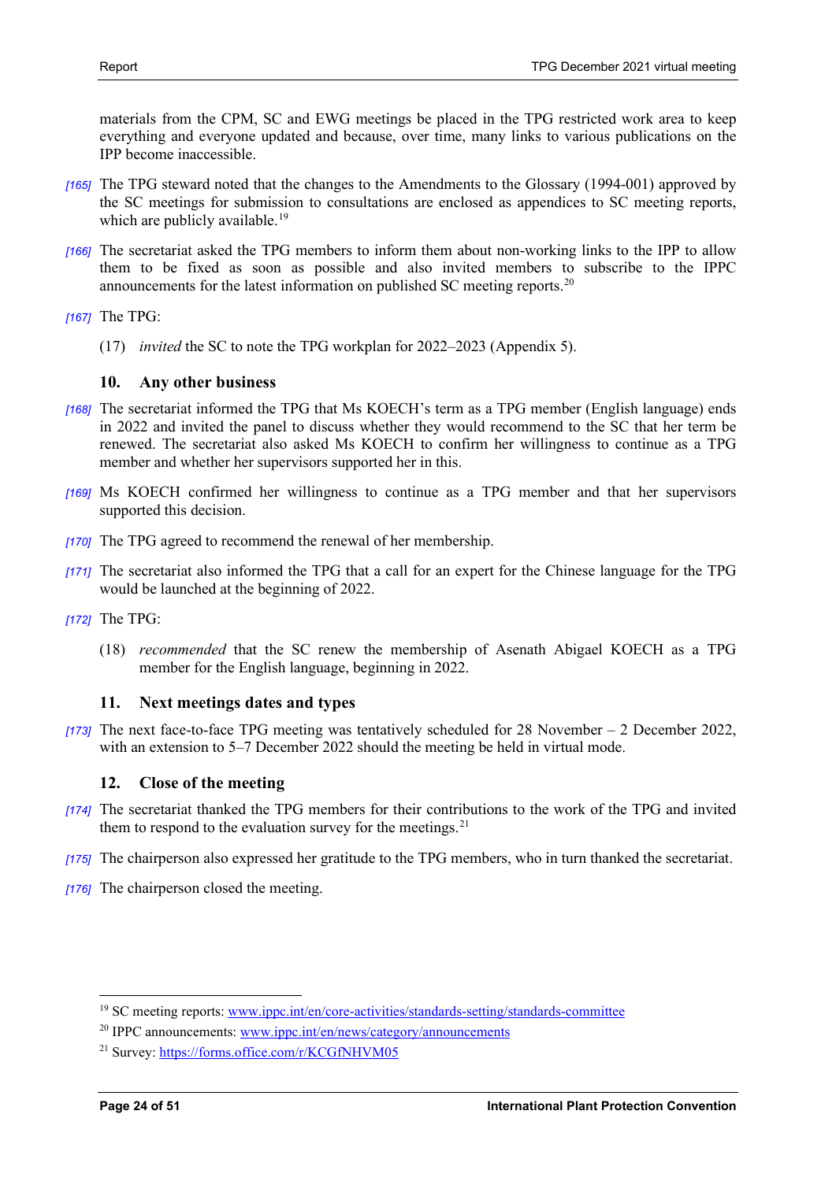materials from the CPM, SC and EWG meetings be placed in the TPG restricted work area to keep everything and everyone updated and because, over time, many links to various publications on the IPP become inaccessible.

[165] The TPG steward noted that the changes to the Amendments to the Glossary (1994-001) approved by the SC meetings for submission to consultations are enclosed as appendices to SC meeting reports, which are publicly available.[19]

[166] The secretariat asked the TPG members to inform them about non-working links to the IPP to allow them to be fixed as soon as possible and also invited members to subscribe to the IPPC announcements for the latest information on published SC meeting reports.[20]

[167] The TPG:

(17) *invited* the SC to note the TPG workplan for 2022–2023 (Appendix 5).

## 10. Any other business

[168] The secretariat informed the TPG that Ms KOECH's term as a TPG member (English language) ends in 2022 and invited the panel to discuss whether they would recommend to the SC that her term be renewed. The secretariat also asked Ms KOECH to confirm her willingness to continue as a TPG member and whether her supervisors supported her in this.

[169] Ms KOECH confirmed her willingness to continue as a TPG member and that her supervisors supported this decision.

[170] The TPG agreed to recommend the renewal of her membership.

[171] The secretariat also informed the TPG that a call for an expert for the Chinese language for the TPG would be launched at the beginning of 2022.

[172] The TPG:

(18) *recommended* that the SC renew the membership of Asenath Abigael KOECH as a TPG member for the English language, beginning in 2022.

## 11. Next meetings dates and types

[173] The next face-to-face TPG meeting was tentatively scheduled for 28 November – 2 December 2022, with an extension to 5–7 December 2022 should the meeting be held in virtual mode.

## 12. Close of the meeting

[174] The secretariat thanked the TPG members for their contributions to the work of the TPG and invited them to respond to the evaluation survey for the meetings.[21]

[175] The chairperson also expressed her gratitude to the TPG members, who in turn thanked the secretariat.

[176] The chairperson closed the meeting.

---

[19] SC meeting reports: www.ippc.int/en/core-activities/standards-setting/standards-committee

[20] IPPC announcements: www.ippc.int/en/news/category/announcements

[21] Survey: https://forms.office.com/r/KCGfNHVM05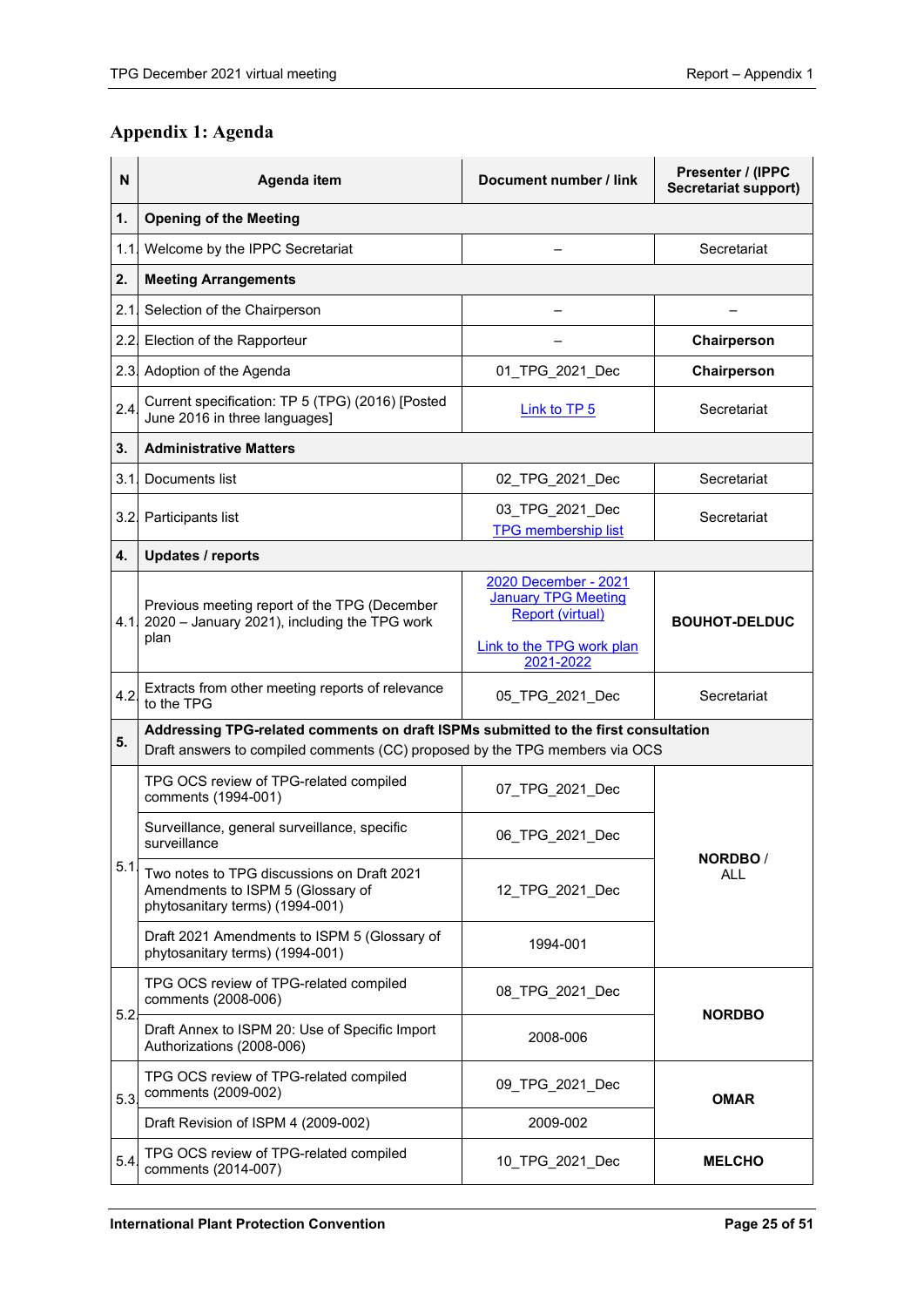## Appendix 1: Agenda

| N | Agenda item | Document number / link | Presenter / (IPPC Secretariat support) |
|---|---|---|---|
| **1.** | **Opening of the Meeting** | | |
| 1.1 | Welcome by the IPPC Secretariat | – | Secretariat |
| **2.** | **Meeting Arrangements** | | |
| 2.1 | Selection of the Chairperson | – | – |
| 2.2 | Election of the Rapporteur | – | **Chairperson** |
| 2.3 | Adoption of the Agenda | 01_TPG_2021_Dec | **Chairperson** |
| 2.4 | Current specification: TP 5 (TPG) (2016) [Posted June 2016 in three languages] | Link to TP 5 | Secretariat |
| **3.** | **Administrative Matters** | | |
| 3.1 | Documents list | 02_TPG_2021_Dec | Secretariat |
| 3.2 | Participants list | 03_TPG_2021_Dec<br>TPG membership list | Secretariat |
| **4.** | **Updates / reports** | | |
| 4.1 | Previous meeting report of the TPG (December 2020 – January 2021), including the TPG work plan | 2020 December - 2021 January TPG Meeting Report (virtual)<br><br>Link to the TPG work plan 2021-2022 | **BOUHOT-DELDUC** |
| 4.2 | Extracts from other meeting reports of relevance to the TPG | 05_TPG_2021_Dec | Secretariat |
| **5.** | **Addressing TPG-related comments on draft ISPMs submitted to the first consultation**<br>Draft answers to compiled comments (CC) proposed by the TPG members via OCS | | |
| 5.1 | TPG OCS review of TPG-related compiled comments (1994-001) | 07_TPG_2021_Dec | **NORDBO** / ALL |
| | Surveillance, general surveillance, specific surveillance | 06_TPG_2021_Dec | |
| | Two notes to TPG discussions on Draft 2021 Amendments to ISPM 5 (Glossary of phytosanitary terms) (1994-001) | 12_TPG_2021_Dec | |
| | Draft 2021 Amendments to ISPM 5 (Glossary of phytosanitary terms) (1994-001) | 1994-001 | |
| 5.2 | TPG OCS review of TPG-related compiled comments (2008-006) | 08_TPG_2021_Dec | **NORDBO** |
| | Draft Annex to ISPM 20: Use of Specific Import Authorizations (2008-006) | 2008-006 | |
| 5.3 | TPG OCS review of TPG-related compiled comments (2009-002) | 09_TPG_2021_Dec | **OMAR** |
| | Draft Revision of ISPM 4 (2009-002) | 2009-002 | |
| 5.4 | TPG OCS review of TPG-related compiled comments (2014-007) | 10_TPG_2021_Dec | **MELCHO** |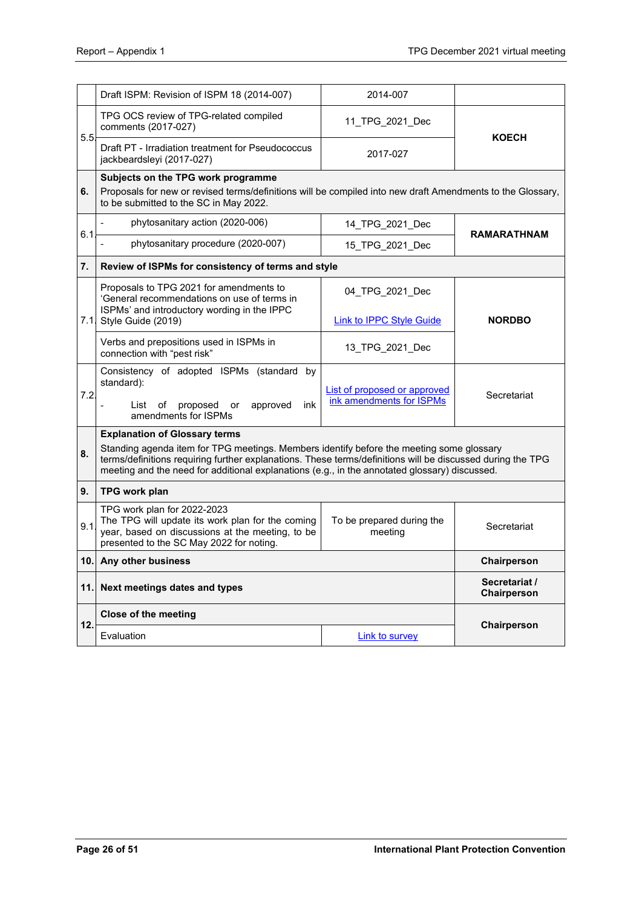| | | | |
|---|---|---|---|
| | Draft ISPM: Revision of ISPM 18 (2014-007) | 2014-007 | |
| 5.5 | TPG OCS review of TPG-related compiled comments (2017-027) | 11_TPG_2021_Dec | **KOECH** |
| | Draft PT - Irradiation treatment for Pseudococcus jackbeardsleyi (2017-027) | 2017-027 | |
| **6.** | **Subjects on the TPG work programme**<br>Proposals for new or revised terms/definitions will be compiled into new draft Amendments to the Glossary, to be submitted to the SC in May 2022. | | |
| 6.1 | - phytosanitary action (2020-006) | 14_TPG_2021_Dec | **RAMARATHNAM** |
| | - phytosanitary procedure (2020-007) | 15_TPG_2021_Dec | |
| **7.** | **Review of ISPMs for consistency of terms and style** | | |
| 7.1 | Proposals to TPG 2021 for amendments to 'General recommendations on use of terms in ISPMs' and introductory wording in the IPPC Style Guide (2019) | 04_TPG_2021_Dec<br><br>Link to IPPC Style Guide | **NORDBO** |
| | Verbs and prepositions used in ISPMs in connection with "pest risk" | 13_TPG_2021_Dec | |
| 7.2 | Consistency of adopted ISPMs (standard by standard):<br>- List of proposed or approved ink amendments for ISPMs | List of proposed or approved ink amendments for ISPMs | Secretariat |
| **8.** | **Explanation of Glossary terms**<br>Standing agenda item for TPG meetings. Members identify before the meeting some glossary terms/definitions requiring further explanations. These terms/definitions will be discussed during the TPG meeting and the need for additional explanations (e.g., in the annotated glossary) discussed. | | |
| **9.** | **TPG work plan** | | |
| 9.1 | TPG work plan for 2022-2023<br>The TPG will update its work plan for the coming year, based on discussions at the meeting, to be presented to the SC May 2022 for noting. | To be prepared during the meeting | Secretariat |
| **10.** | **Any other business** | | **Chairperson** |
| **11.** | **Next meetings dates and types** | | **Secretariat / Chairperson** |
| **12.** | **Close of the meeting** | | **Chairperson** |
| | Evaluation | Link to survey | |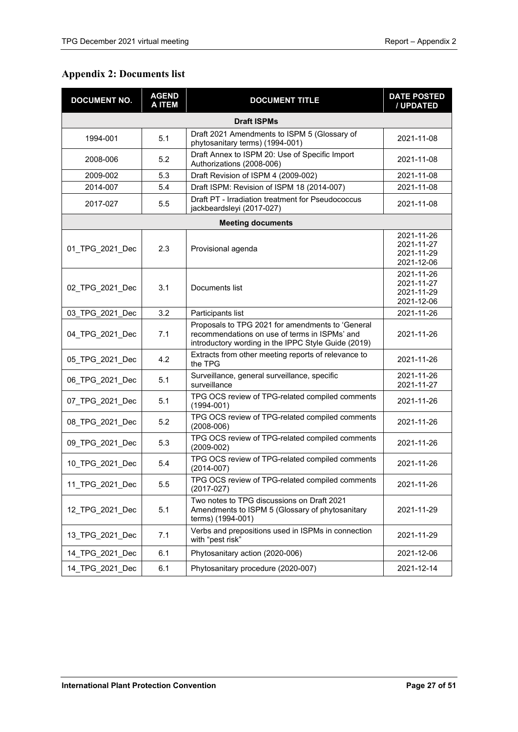## Appendix 2: Documents list

| DOCUMENT NO. | AGENDA ITEM | DOCUMENT TITLE | DATE POSTED / UPDATED |
|---|---|---|---|
| **Draft ISPMs** | | | |
| 1994-001 | 5.1 | Draft 2021 Amendments to ISPM 5 (Glossary of phytosanitary terms) (1994-001) | 2021-11-08 |
| 2008-006 | 5.2 | Draft Annex to ISPM 20: Use of Specific Import Authorizations (2008-006) | 2021-11-08 |
| 2009-002 | 5.3 | Draft Revision of ISPM 4 (2009-002) | 2021-11-08 |
| 2014-007 | 5.4 | Draft ISPM: Revision of ISPM 18 (2014-007) | 2021-11-08 |
| 2017-027 | 5.5 | Draft PT - Irradiation treatment for Pseudococcus jackbeardsleyi (2017-027) | 2021-11-08 |
| **Meeting documents** | | | |
| 01_TPG_2021_Dec | 2.3 | Provisional agenda | 2021-11-26 2021-11-27 2021-11-29 2021-12-06 |
| 02_TPG_2021_Dec | 3.1 | Documents list | 2021-11-26 2021-11-27 2021-11-29 2021-12-06 |
| 03_TPG_2021_Dec | 3.2 | Participants list | 2021-11-26 |
| 04_TPG_2021_Dec | 7.1 | Proposals to TPG 2021 for amendments to 'General recommendations on use of terms in ISPMs' and introductory wording in the IPPC Style Guide (2019) | 2021-11-26 |
| 05_TPG_2021_Dec | 4.2 | Extracts from other meeting reports of relevance to the TPG | 2021-11-26 |
| 06_TPG_2021_Dec | 5.1 | Surveillance, general surveillance, specific surveillance | 2021-11-26 2021-11-27 |
| 07_TPG_2021_Dec | 5.1 | TPG OCS review of TPG-related compiled comments (1994-001) | 2021-11-26 |
| 08_TPG_2021_Dec | 5.2 | TPG OCS review of TPG-related compiled comments (2008-006) | 2021-11-26 |
| 09_TPG_2021_Dec | 5.3 | TPG OCS review of TPG-related compiled comments (2009-002) | 2021-11-26 |
| 10_TPG_2021_Dec | 5.4 | TPG OCS review of TPG-related compiled comments (2014-007) | 2021-11-26 |
| 11_TPG_2021_Dec | 5.5 | TPG OCS review of TPG-related compiled comments (2017-027) | 2021-11-26 |
| 12_TPG_2021_Dec | 5.1 | Two notes to TPG discussions on Draft 2021 Amendments to ISPM 5 (Glossary of phytosanitary terms) (1994-001) | 2021-11-29 |
| 13_TPG_2021_Dec | 7.1 | Verbs and prepositions used in ISPMs in connection with "pest risk" | 2021-11-29 |
| 14_TPG_2021_Dec | 6.1 | Phytosanitary action (2020-006) | 2021-12-06 |
| 14_TPG_2021_Dec | 6.1 | Phytosanitary procedure (2020-007) | 2021-12-14 |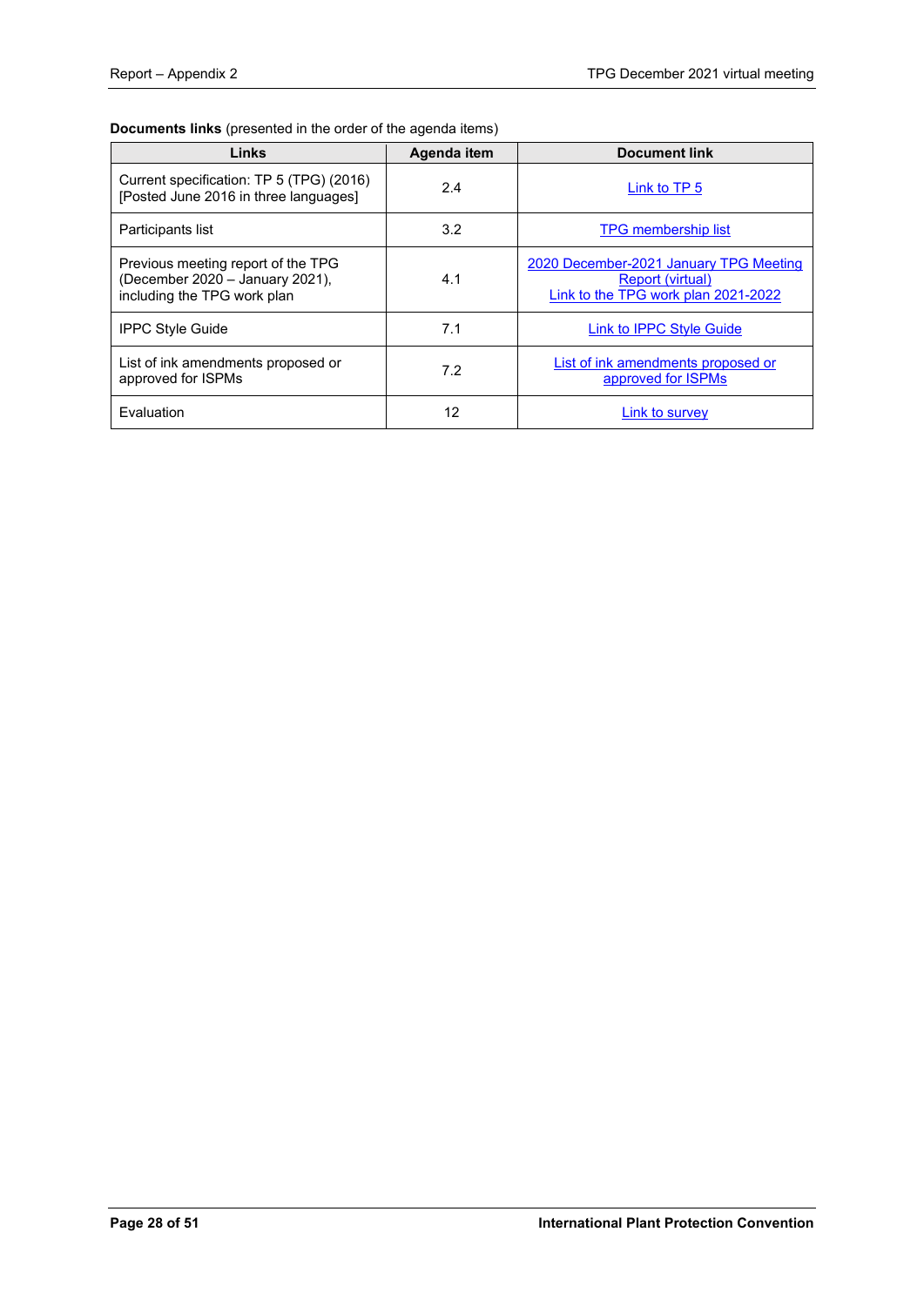**Documents links** (presented in the order of the agenda items)

| Links | Agenda item | Document link |
| --- | --- | --- |
| Current specification: TP 5 (TPG) (2016) [Posted June 2016 in three languages] | 2.4 | Link to TP 5 |
| Participants list | 3.2 | TPG membership list |
| Previous meeting report of the TPG (December 2020 – January 2021), including the TPG work plan | 4.1 | 2020 December-2021 January TPG Meeting Report (virtual)<br>Link to the TPG work plan 2021-2022 |
| IPPC Style Guide | 7.1 | Link to IPPC Style Guide |
| List of ink amendments proposed or approved for ISPMs | 7.2 | List of ink amendments proposed or approved for ISPMs |
| Evaluation | 12 | Link to survey |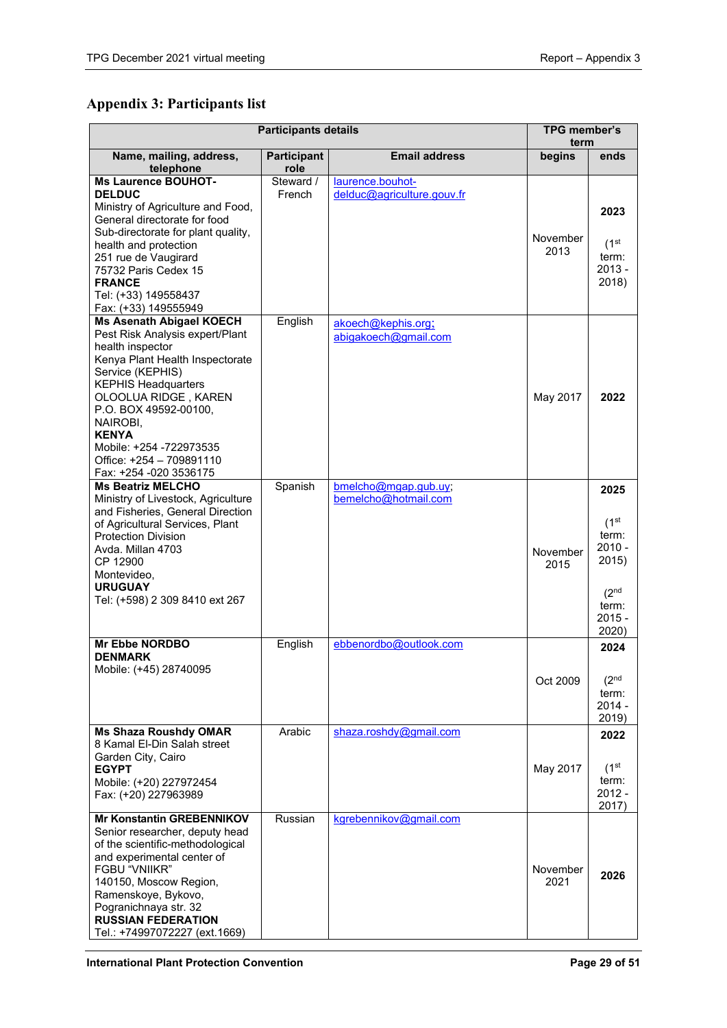## Appendix 3: Participants list

| Participants details | | | TPG member's term | |
|---|---|---|---|---|
| **Name, mailing, address, telephone** | **Participant role** | **Email address** | **begins** | **ends** |
| **Ms Laurence BOUHOT-DELDUC**<br>Ministry of Agriculture and Food, General directorate for food<br>Sub-directorate for plant quality, health and protection<br>251 rue de Vaugirard<br>75732 Paris Cedex 15<br>**FRANCE**<br>Tel: (+33) 149558437<br>Fax: (+33) 149555949 | Steward / French | laurence.bouhot-delduc@agriculture.gouv.fr | November 2013 | **2023**<br><br>(1st term: 2013 - 2018) |
| **Ms Asenath Abigael KOECH**<br>Pest Risk Analysis expert/Plant health inspector<br>Kenya Plant Health Inspectorate Service (KEPHIS)<br>KEPHIS Headquarters<br>OLOOLUA RIDGE , KAREN<br>P.O. BOX 49592-00100,<br>NAIROBI,<br>**KENYA**<br>Mobile: +254 -722973535<br>Office: +254 – 709891110<br>Fax: +254 -020 3536175 | English | akoech@kephis.org;<br>abigakoech@gmail.com | May 2017 | **2022** |
| **Ms Beatriz MELCHO**<br>Ministry of Livestock, Agriculture and Fisheries, General Direction of Agricultural Services, Plant Protection Division<br>Avda. Millan 4703<br>CP 12900<br>Montevideo,<br>**URUGUAY**<br>Tel: (+598) 2 309 8410 ext 267 | Spanish | bmelcho@mgap.gub.uy;<br>bemelcho@hotmail.com | November 2015 | **2025**<br><br>(1st term: 2010 - 2015)<br><br>(2nd term: 2015 - 2020) |
| **Mr Ebbe NORDBO**<br>**DENMARK**<br>Mobile: (+45) 28740095 | English | ebbenordbo@outlook.com | Oct 2009 | **2024**<br><br>(2nd term: 2014 - 2019) |
| **Ms Shaza Roushdy OMAR**<br>8 Kamal El-Din Salah street<br>Garden City, Cairo<br>**EGYPT**<br>Mobile: (+20) 227972454<br>Fax: (+20) 227963989 | Arabic | shaza.roshdy@gmail.com | May 2017 | **2022**<br><br>(1st term: 2012 - 2017) |
| **Mr Konstantin GREBENNIKOV**<br>Senior researcher, deputy head of the scientific-methodological and experimental center of FGBU "VNIIKR"<br>140150, Moscow Region, Ramenskoye, Bykovo, Pogranichnaya str. 32<br>**RUSSIAN FEDERATION**<br>Tel.: +74997072227 (ext.1669) | Russian | kgrebennikov@gmail.com | November 2021 | **2026** |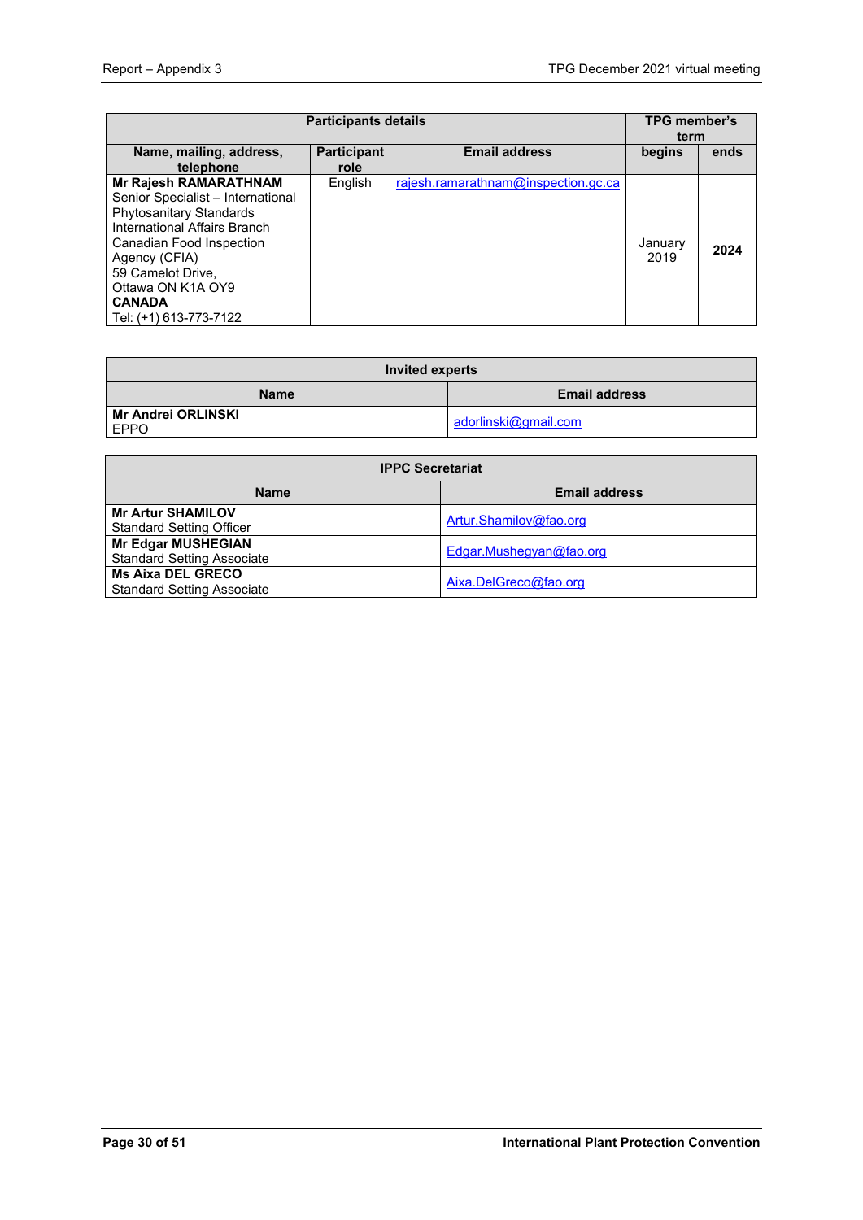| Participants details | | | TPG member's term | |
|---|---|---|---|---|
| **Name, mailing, address, telephone** | **Participant role** | **Email address** | **begins** | **ends** |
| **Mr Rajesh RAMARATHNAM**<br>Senior Specialist – International Phytosanitary Standards<br>International Affairs Branch<br>Canadian Food Inspection Agency (CFIA)<br>59 Camelot Drive,<br>Ottawa ON K1A OY9<br>**CANADA**<br>Tel: (+1) 613-773-7122 | English | rajesh.ramarathnam@inspection.gc.ca | January 2019 | **2024** |

| Invited experts | |
|---|---|
| **Name** | **Email address** |
| **Mr Andrei ORLINSKI**<br>EPPO | adorlinski@gmail.com |

| IPPC Secretariat | |
|---|---|
| **Name** | **Email address** |
| **Mr Artur SHAMILOV**<br>Standard Setting Officer | Artur.Shamilov@fao.org |
| **Mr Edgar MUSHEGIAN**<br>Standard Setting Associate | Edgar.Mushegyan@fao.org |
| **Ms Aixa DEL GRECO**<br>Standard Setting Associate | Aixa.DelGreco@fao.org |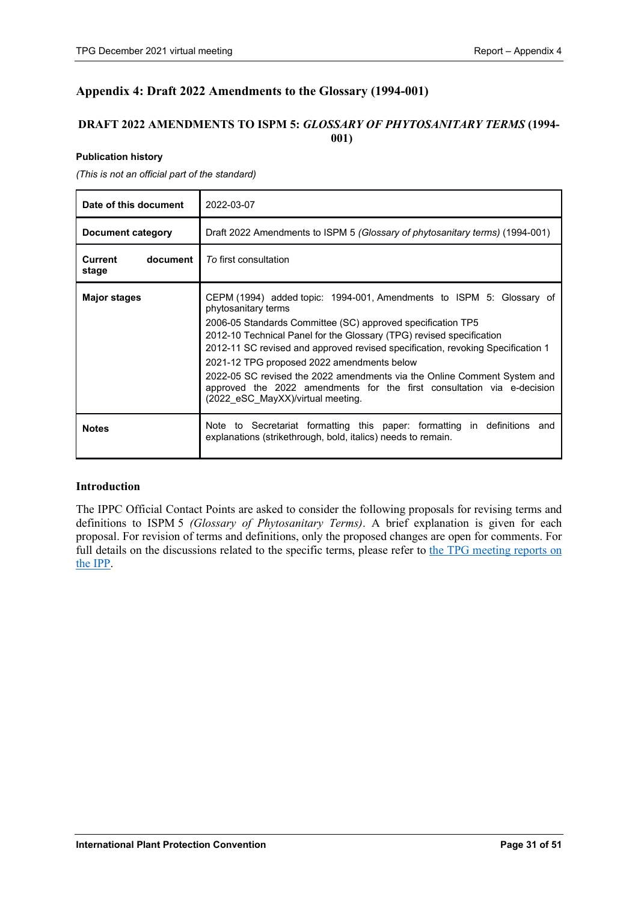# Appendix 4: Draft 2022 Amendments to the Glossary (1994-001)

## DRAFT 2022 AMENDMENTS TO ISPM 5: *GLOSSARY OF PHYTOSANITARY TERMS* (1994-001)

**Publication history**

*(This is not an official part of the standard)*

| **Date of this document** | 2022-03-07 |
|---|---|
| **Document category** | Draft 2022 Amendments to ISPM 5 *(Glossary of phytosanitary terms)* (1994-001) |
| **Current document stage** | *To* first consultation |
| **Major stages** | CEPM (1994) added topic: 1994-001, Amendments to ISPM 5: Glossary of phytosanitary terms<br>2006-05 Standards Committee (SC) approved specification TP5<br>2012-10 Technical Panel for the Glossary (TPG) revised specification<br>2012-11 SC revised and approved revised specification, revoking Specification 1<br>2021-12 TPG proposed 2022 amendments below<br>2022-05 SC revised the 2022 amendments via the Online Comment System and approved the 2022 amendments for the first consultation via e-decision (2022_eSC_MayXX)/virtual meeting. |
| **Notes** | Note to Secretariat formatting this paper: formatting in definitions and explanations (strikethrough, bold, italics) needs to remain. |

### Introduction

The IPPC Official Contact Points are asked to consider the following proposals for revising terms and definitions to ISPM 5 *(Glossary of Phytosanitary Terms)*. A brief explanation is given for each proposal. For revision of terms and definitions, only the proposed changes are open for comments. For full details on the discussions related to the specific terms, please refer to the TPG meeting reports on the IPP.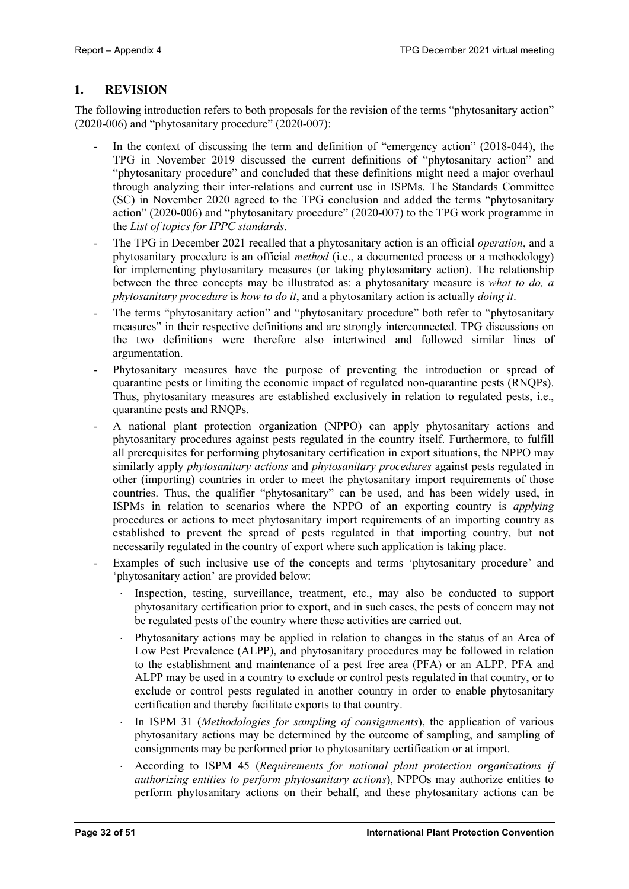## 1. REVISION

The following introduction refers to both proposals for the revision of the terms "phytosanitary action" (2020-006) and "phytosanitary procedure" (2020-007):

- In the context of discussing the term and definition of "emergency action" (2018-044), the TPG in November 2019 discussed the current definitions of "phytosanitary action" and "phytosanitary procedure" and concluded that these definitions might need a major overhaul through analyzing their inter-relations and current use in ISPMs. The Standards Committee (SC) in November 2020 agreed to the TPG conclusion and added the terms "phytosanitary action" (2020-006) and "phytosanitary procedure" (2020-007) to the TPG work programme in the *List of topics for IPPC standards*.
- The TPG in December 2021 recalled that a phytosanitary action is an official *operation*, and a phytosanitary procedure is an official *method* (i.e., a documented process or a methodology) for implementing phytosanitary measures (or taking phytosanitary action). The relationship between the three concepts may be illustrated as: a phytosanitary measure is *what to do, a phytosanitary procedure* is *how to do it*, and a phytosanitary action is actually *doing it*.
- The terms "phytosanitary action" and "phytosanitary procedure" both refer to "phytosanitary measures" in their respective definitions and are strongly interconnected. TPG discussions on the two definitions were therefore also intertwined and followed similar lines of argumentation.
- Phytosanitary measures have the purpose of preventing the introduction or spread of quarantine pests or limiting the economic impact of regulated non-quarantine pests (RNQPs). Thus, phytosanitary measures are established exclusively in relation to regulated pests, i.e., quarantine pests and RNQPs.
- A national plant protection organization (NPPO) can apply phytosanitary actions and phytosanitary procedures against pests regulated in the country itself. Furthermore, to fulfill all prerequisites for performing phytosanitary certification in export situations, the NPPO may similarly apply *phytosanitary actions* and *phytosanitary procedures* against pests regulated in other (importing) countries in order to meet the phytosanitary import requirements of those countries. Thus, the qualifier "phytosanitary" can be used, and has been widely used, in ISPMs in relation to scenarios where the NPPO of an exporting country is *applying* procedures or actions to meet phytosanitary import requirements of an importing country as established to prevent the spread of pests regulated in that importing country, but not necessarily regulated in the country of export where such application is taking place.
- Examples of such inclusive use of the concepts and terms 'phytosanitary procedure' and 'phytosanitary action' are provided below:
  - Inspection, testing, surveillance, treatment, etc., may also be conducted to support phytosanitary certification prior to export, and in such cases, the pests of concern may not be regulated pests of the country where these activities are carried out.
  - Phytosanitary actions may be applied in relation to changes in the status of an Area of Low Pest Prevalence (ALPP), and phytosanitary procedures may be followed in relation to the establishment and maintenance of a pest free area (PFA) or an ALPP. PFA and ALPP may be used in a country to exclude or control pests regulated in that country, or to exclude or control pests regulated in another country in order to enable phytosanitary certification and thereby facilitate exports to that country.
  - In ISPM 31 (*Methodologies for sampling of consignments*), the application of various phytosanitary actions may be determined by the outcome of sampling, and sampling of consignments may be performed prior to phytosanitary certification or at import.
  - According to ISPM 45 (*Requirements for national plant protection organizations if authorizing entities to perform phytosanitary actions*), NPPOs may authorize entities to perform phytosanitary actions on their behalf, and these phytosanitary actions can be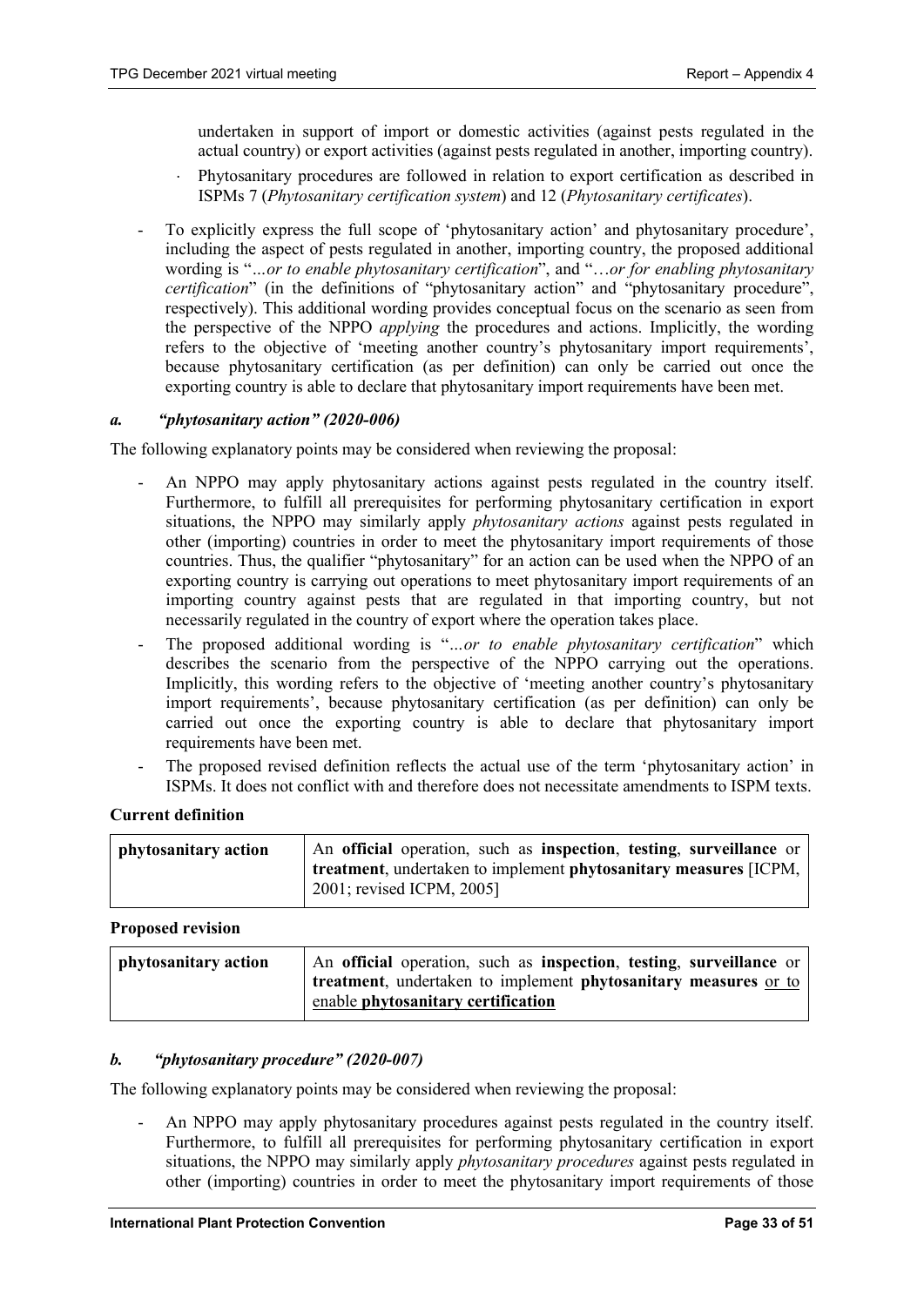undertaken in support of import or domestic activities (against pests regulated in the actual country) or export activities (against pests regulated in another, importing country).

- Phytosanitary procedures are followed in relation to export certification as described in ISPMs 7 (*Phytosanitary certification system*) and 12 (*Phytosanitary certificates*).

- To explicitly express the full scope of 'phytosanitary action' and phytosanitary procedure', including the aspect of pests regulated in another, importing country, the proposed additional wording is "*…or to enable phytosanitary certification*", and "*…or for enabling phytosanitary certification*" (in the definitions of "phytosanitary action" and "phytosanitary procedure", respectively). This additional wording provides conceptual focus on the scenario as seen from the perspective of the NPPO *applying* the procedures and actions. Implicitly, the wording refers to the objective of 'meeting another country's phytosanitary import requirements', because phytosanitary certification (as per definition) can only be carried out once the exporting country is able to declare that phytosanitary import requirements have been met.

### *a. "phytosanitary action" (2020-006)*

The following explanatory points may be considered when reviewing the proposal:

- An NPPO may apply phytosanitary actions against pests regulated in the country itself. Furthermore, to fulfill all prerequisites for performing phytosanitary certification in export situations, the NPPO may similarly apply *phytosanitary actions* against pests regulated in other (importing) countries in order to meet the phytosanitary import requirements of those countries. Thus, the qualifier "phytosanitary" for an action can be used when the NPPO of an exporting country is carrying out operations to meet phytosanitary import requirements of an importing country against pests that are regulated in that importing country, but not necessarily regulated in the country of export where the operation takes place.
- The proposed additional wording is "*…or to enable phytosanitary certification*" which describes the scenario from the perspective of the NPPO carrying out the operations. Implicitly, this wording refers to the objective of 'meeting another country's phytosanitary import requirements', because phytosanitary certification (as per definition) can only be carried out once the exporting country is able to declare that phytosanitary import requirements have been met.
- The proposed revised definition reflects the actual use of the term 'phytosanitary action' in ISPMs. It does not conflict with and therefore does not necessitate amendments to ISPM texts.

**Current definition**

| **phytosanitary action** | An **official** operation, such as **inspection**, **testing**, **surveillance** or **treatment**, undertaken to implement **phytosanitary measures** [ICPM, 2001; revised ICPM, 2005] |
|---|---|

**Proposed revision**

| **phytosanitary action** | An **official** operation, such as **inspection**, **testing**, **surveillance** or **treatment**, undertaken to implement **phytosanitary measures** <u>or to enable **phytosanitary certification**</u> |
|---|---|

### *b. "phytosanitary procedure" (2020-007)*

The following explanatory points may be considered when reviewing the proposal:

- An NPPO may apply phytosanitary procedures against pests regulated in the country itself. Furthermore, to fulfill all prerequisites for performing phytosanitary certification in export situations, the NPPO may similarly apply *phytosanitary procedures* against pests regulated in other (importing) countries in order to meet the phytosanitary import requirements of those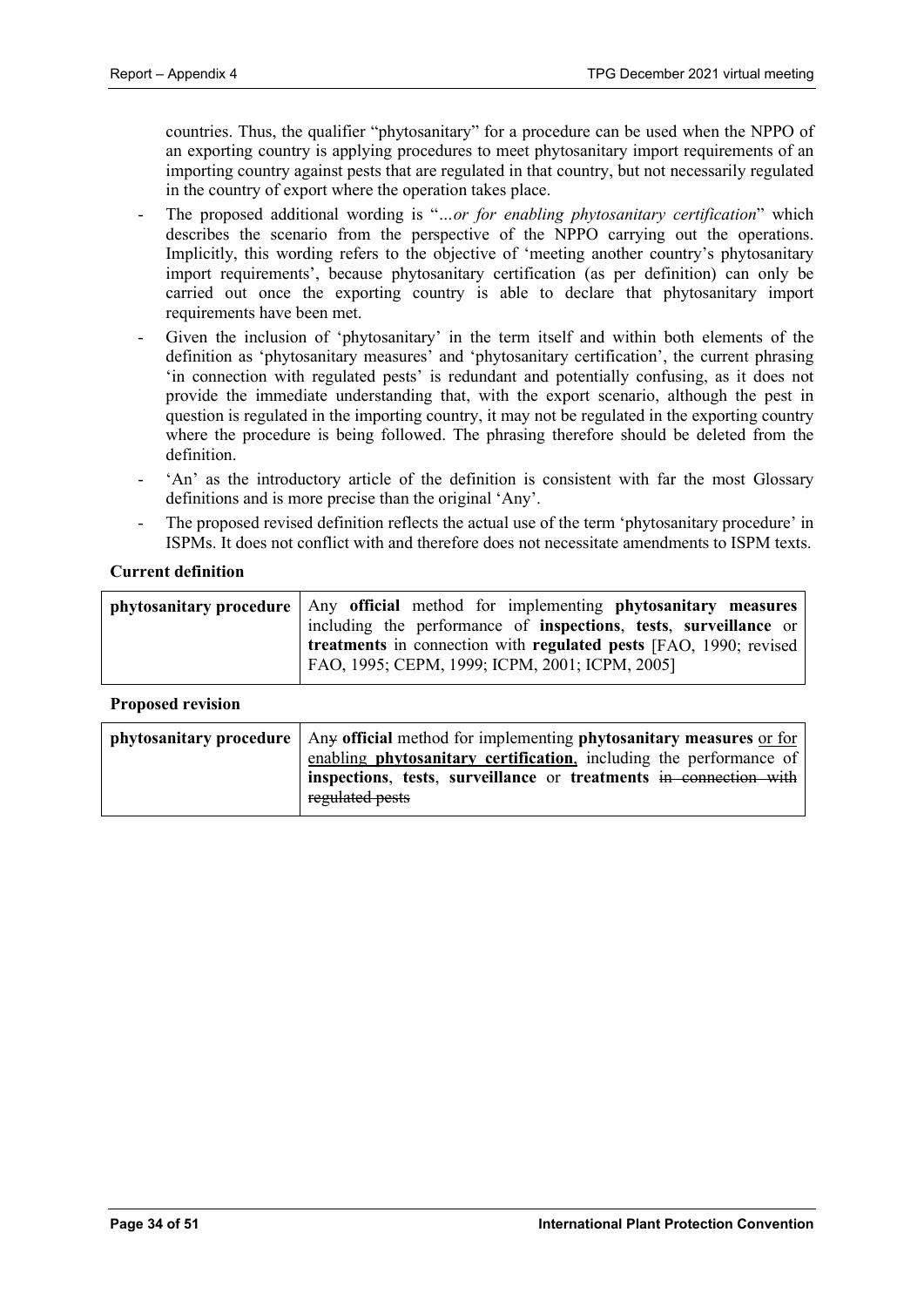countries. Thus, the qualifier "phytosanitary" for a procedure can be used when the NPPO of an exporting country is applying procedures to meet phytosanitary import requirements of an importing country against pests that are regulated in that country, but not necessarily regulated in the country of export where the operation takes place.

- The proposed additional wording is "*…or for enabling phytosanitary certification*" which describes the scenario from the perspective of the NPPO carrying out the operations. Implicitly, this wording refers to the objective of 'meeting another country's phytosanitary import requirements', because phytosanitary certification (as per definition) can only be carried out once the exporting country is able to declare that phytosanitary import requirements have been met.
- Given the inclusion of 'phytosanitary' in the term itself and within both elements of the definition as 'phytosanitary measures' and 'phytosanitary certification', the current phrasing 'in connection with regulated pests' is redundant and potentially confusing, as it does not provide the immediate understanding that, with the export scenario, although the pest in question is regulated in the importing country, it may not be regulated in the exporting country where the procedure is being followed. The phrasing therefore should be deleted from the definition.
- 'An' as the introductory article of the definition is consistent with far the most Glossary definitions and is more precise than the original 'Any'.
- The proposed revised definition reflects the actual use of the term 'phytosanitary procedure' in ISPMs. It does not conflict with and therefore does not necessitate amendments to ISPM texts.

**Current definition**

| | |
|---|---|
| **phytosanitary procedure** | Any **official** method for implementing **phytosanitary measures** including the performance of **inspections**, **tests**, **surveillance** or **treatments** in connection with **regulated pests** [FAO, 1990; revised FAO, 1995; CEPM, 1999; ICPM, 2001; ICPM, 2005] |

**Proposed revision**

| | |
|---|---|
| **phytosanitary procedure** | An~~y~~ **official** method for implementing **phytosanitary measures** <u>or for enabling **phytosanitary certification**</u>, including the performance of **inspections**, **tests**, **surveillance** or **treatments** ~~in connection with regulated pests~~ |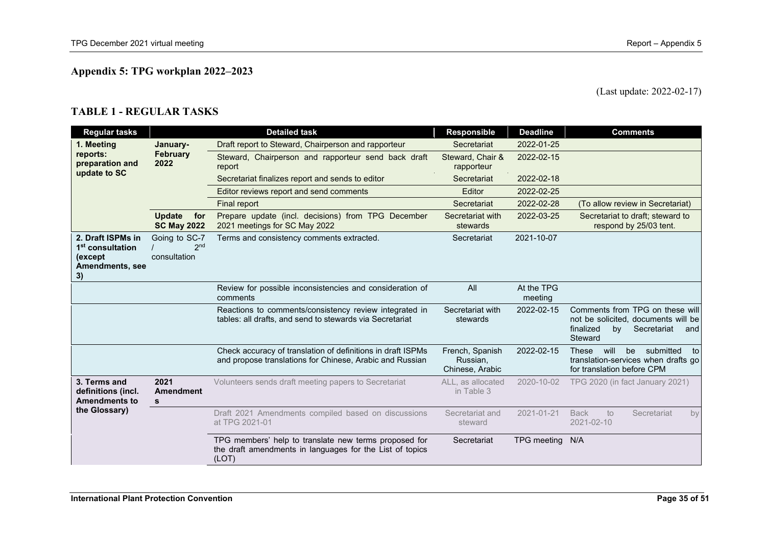## Appendix 5: TPG workplan 2022–2023

(Last update: 2022-02-17)

### TABLE 1 - REGULAR TASKS

| Regular tasks | | Detailed task | Responsible | Deadline | Comments |
|---|---|---|---|---|---|
| **1. Meeting reports: preparation and update to SC** | **January-February 2022** | Draft report to Steward, Chairperson and rapporteur | Secretariat | 2022-01-25 | |
| | | Steward, Chairperson and rapporteur send back draft report | Steward, Chair & rapporteur | 2022-02-15 | |
| | | Secretariat finalizes report and sends to editor | Secretariat | 2022-02-18 | |
| | | Editor reviews report and send comments | Editor | 2022-02-25 | |
| | | Final report | Secretariat | 2022-02-28 | (To allow review in Secretariat) |
| | **Update for SC May 2022** | Prepare update (incl. decisions) from TPG December 2021 meetings for SC May 2022 | Secretariat with stewards | 2022-03-25 | Secretariat to draft; steward to respond by 25/03 tent. |
| **2. Draft ISPMs in 1st consultation (except Amendments, see 3)** | Going to SC-7 / 2nd consultation | Terms and consistency comments extracted. | Secretariat | 2021-10-07 | |
| | | Review for possible inconsistencies and consideration of comments | All | At the TPG meeting | |
| | | Reactions to comments/consistency review integrated in tables: all drafts, and send to stewards via Secretariat | Secretariat with stewards | 2022-02-15 | Comments from TPG on these will not be solicited, documents will be finalized by Secretariat and Steward |
| | | Check accuracy of translation of definitions in draft ISPMs and propose translations for Chinese, Arabic and Russian | French, Spanish Russian, Chinese, Arabic | 2022-02-15 | These will be submitted to translation-services when drafts go for translation before CPM |
| **3. Terms and definitions (incl. Amendments to the Glossary)** | **2021 Amendments** | Volunteers sends draft meeting papers to Secretariat | ALL, as allocated in Table 3 | 2020-10-02 | TPG 2020 (in fact January 2021) |
| | | Draft 2021 Amendments compiled based on discussions at TPG 2021-01 | Secretariat and steward | 2021-01-21 | Back to Secretariat by 2021-02-10 |
| | | TPG members' help to translate new terms proposed for the draft amendments in languages for the List of topics (LOT) | Secretariat | TPG meeting | N/A |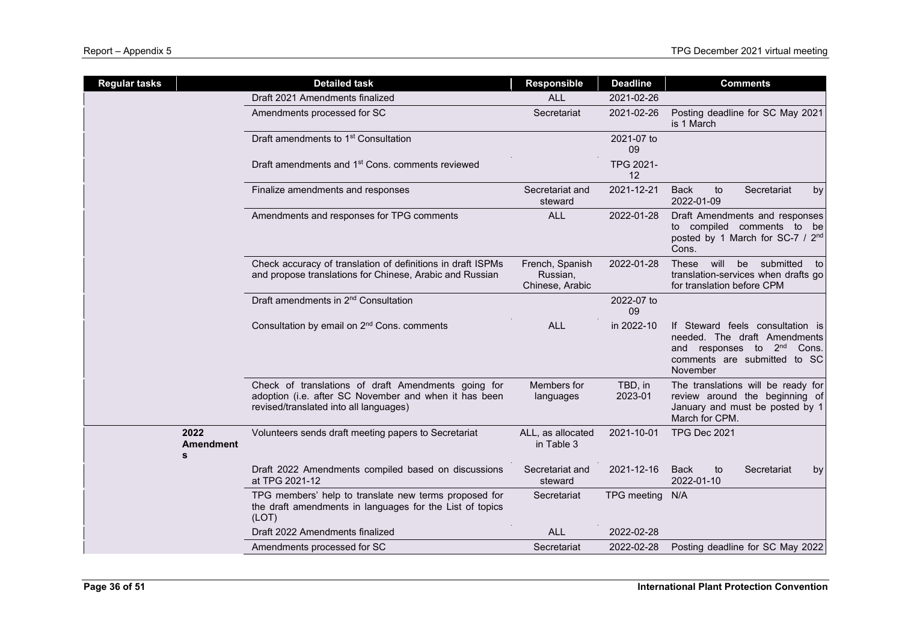| Regular tasks | | Detailed task | Responsible | Deadline | Comments |
|---|---|---|---|---|---|
| | | Draft 2021 Amendments finalized | ALL | 2021-02-26 | |
| | | Amendments processed for SC | Secretariat | 2021-02-26 | Posting deadline for SC May 2021 is 1 March |
| | | Draft amendments to 1st Consultation | | 2021-07 to 09 | |
| | | Draft amendments and 1st Cons. comments reviewed | | TPG 2021-12 | |
| | | Finalize amendments and responses | Secretariat and steward | 2021-12-21 | Back to Secretariat by 2022-01-09 |
| | | Amendments and responses for TPG comments | ALL | 2022-01-28 | Draft Amendments and responses to compiled comments to be posted by 1 March for SC-7 / 2nd Cons. |
| | | Check accuracy of translation of definitions in draft ISPMs and propose translations for Chinese, Arabic and Russian | French, Spanish Russian, Chinese, Arabic | 2022-01-28 | These will be submitted to translation-services when drafts go for translation before CPM |
| | | Draft amendments in 2nd Consultation | | 2022-07 to 09 | |
| | | Consultation by email on 2nd Cons. comments | ALL | in 2022-10 | If Steward feels consultation is needed. The draft Amendments and responses to 2nd Cons. comments are submitted to SC November |
| | | Check of translations of draft Amendments going for adoption (i.e. after SC November and when it has been revised/translated into all languages) | Members for languages | TBD, in 2023-01 | The translations will be ready for review around the beginning of January and must be posted by 1 March for CPM. |
| | **2022 Amendments** | Volunteers sends draft meeting papers to Secretariat | ALL, as allocated in Table 3 | 2021-10-01 | TPG Dec 2021 |
| | | Draft 2022 Amendments compiled based on discussions at TPG 2021-12 | Secretariat and steward | 2021-12-16 | Back to Secretariat by 2022-01-10 |
| | | TPG members' help to translate new terms proposed for the draft amendments in languages for the List of topics (LOT) | Secretariat | TPG meeting | N/A |
| | | Draft 2022 Amendments finalized | ALL | 2022-02-28 | |
| | | Amendments processed for SC | Secretariat | 2022-02-28 | Posting deadline for SC May 2022 |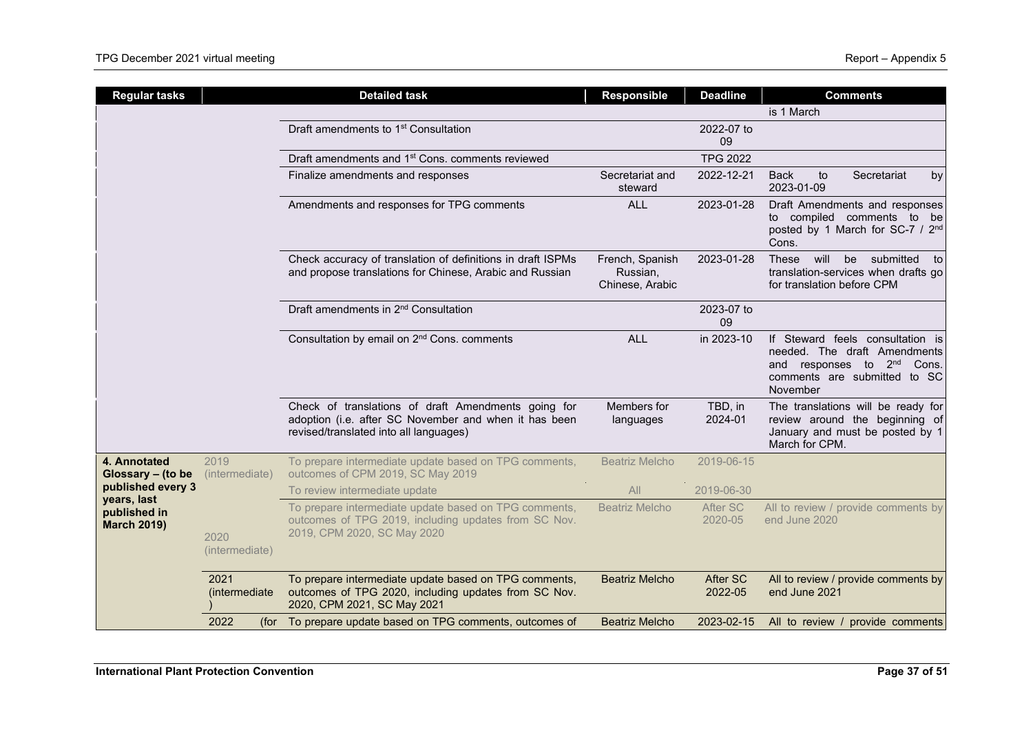| Regular tasks | | Detailed task | Responsible | Deadline | Comments |
|---|---|---|---|---|---|
| | | | | | is 1 March |
| | | Draft amendments to 1st Consultation | | 2022-07 to 09 | |
| | | Draft amendments and 1st Cons. comments reviewed | | TPG 2022 | |
| | | Finalize amendments and responses | Secretariat and steward | 2022-12-21 | Back to Secretariat by 2023-01-09 |
| | | Amendments and responses for TPG comments | ALL | 2023-01-28 | Draft Amendments and responses to compiled comments to be posted by 1 March for SC-7 / 2nd Cons. |
| | | Check accuracy of translation of definitions in draft ISPMs and propose translations for Chinese, Arabic and Russian | French, Spanish Russian, Chinese, Arabic | 2023-01-28 | These will be submitted to translation-services when drafts go for translation before CPM |
| | | Draft amendments in 2nd Consultation | | 2023-07 to 09 | |
| | | Consultation by email on 2nd Cons. comments | ALL | in 2023-10 | If Steward feels consultation is needed. The draft Amendments and responses to 2nd Cons. comments are submitted to SC November |
| | | Check of translations of draft Amendments going for adoption (i.e. after SC November and when it has been revised/translated into all languages) | Members for languages | TBD, in 2024-01 | The translations will be ready for review around the beginning of January and must be posted by 1 March for CPM. |
| **4. Annotated Glossary – (to be published every 3 years, last published in March 2019)** | 2019 (intermediate) | To prepare intermediate update based on TPG comments, outcomes of CPM 2019, SC May 2019 | Beatriz Melcho | 2019-06-15 | |
| | | To review intermediate update | All | 2019-06-30 | |
| | 2020 (intermediate) | To prepare intermediate update based on TPG comments, outcomes of TPG 2019, including updates from SC Nov. 2019, CPM 2020, SC May 2020 | Beatriz Melcho | After SC 2020-05 | All to review / provide comments by end June 2020 |
| | 2021 (intermediate ) | To prepare intermediate update based on TPG comments, outcomes of TPG 2020, including updates from SC Nov. 2020, CPM 2021, SC May 2021 | Beatriz Melcho | After SC 2022-05 | All to review / provide comments by end June 2021 |
| | 2022 (for | To prepare update based on TPG comments, outcomes of | Beatriz Melcho | 2023-02-15 | All to review / provide comments |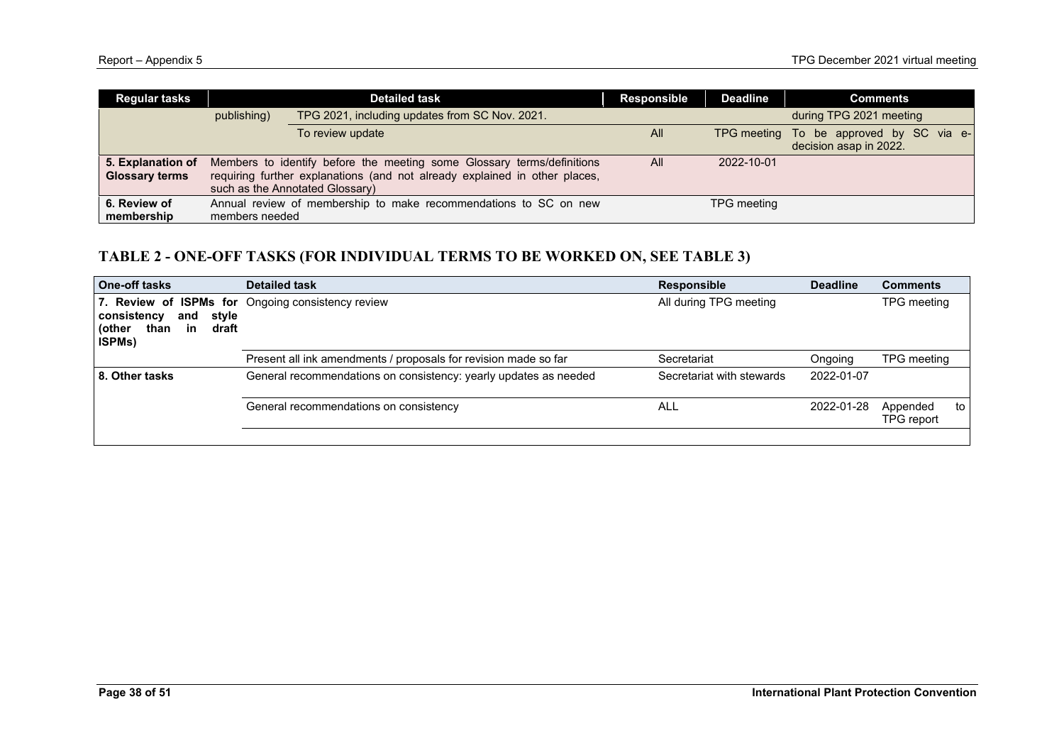| Regular tasks | Detailed task | | Responsible | Deadline | Comments |
|---|---|---|---|---|---|
| | publishing) | TPG 2021, including updates from SC Nov. 2021. | | | during TPG 2021 meeting |
| | | To review update | All | TPG meeting | To be approved by SC via e-decision asap in 2022. |
| **5. Explanation of Glossary terms** | Members to identify before the meeting some Glossary terms/definitions requiring further explanations (and not already explained in other places, such as the Annotated Glossary) | | All | 2022-10-01 | |
| **6. Review of membership** | Annual review of membership to make recommendations to SC on new members needed | | | TPG meeting | |

## TABLE 2 - ONE-OFF TASKS (FOR INDIVIDUAL TERMS TO BE WORKED ON, SEE TABLE 3)

| One-off tasks | Detailed task | Responsible | Deadline | Comments |
|---|---|---|---|---|
| **7. Review of ISPMs for consistency and style (other than in draft ISPMs)** | Ongoing consistency review | All during TPG meeting | | TPG meeting |
| | Present all ink amendments / proposals for revision made so far | Secretariat | Ongoing | TPG meeting |
| **8. Other tasks** | General recommendations on consistency: yearly updates as needed | Secretariat with stewards | 2022-01-07 | |
| | General recommendations on consistency | ALL | 2022-01-28 | Appended to TPG report |
| | | | | |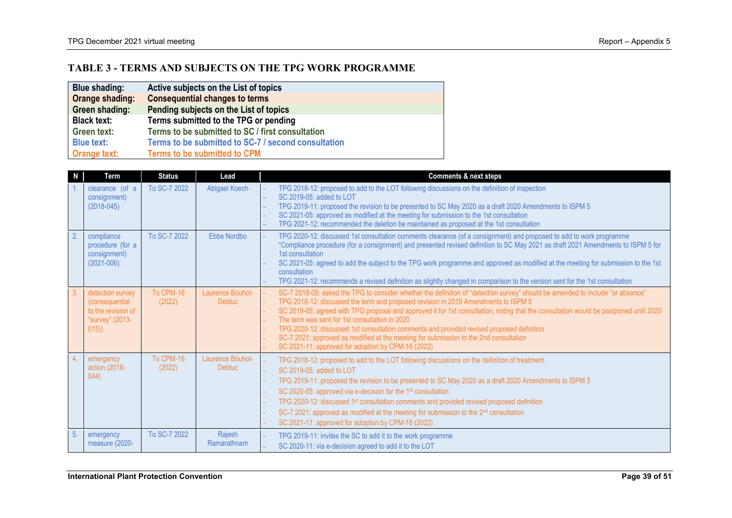## TABLE 3 - TERMS AND SUBJECTS ON THE TPG WORK PROGRAMME

| | |
|---|---|
| **Blue shading:** | **Active subjects on the List of topics** |
| **Orange shading:** | **Consequential changes to terms** |
| **Green shading:** | **Pending subjects on the List of topics** |
| **Black text:** | **Terms submitted to the TPG or pending** |
| **Green text:** | **Terms to be submitted to SC / first consultation** |
| **Blue text:** | **Terms to be submitted to SC-7 / second consultation** |
| **Orange text:** | **Terms to be submitted to CPM** |

| N | Term | Status | Lead | Comments & next steps |
|---|---|---|---|---|
| 1. | clearance (of a consignment) (2018-045) | To SC-7 2022 | Abigael Koech | - TPG 2018-12: proposed to add to the LOT following discussions on the definition of inspection<br>- SC 2019-05: added to LOT<br>- TPG 2019-11: proposed the revision to be presented to SC May 2020 as a draft 2020 Amendments to ISPM 5<br>- SC 2021-05: approved as modified at the meeting for submission to the 1st consultation<br>- TPG 2021-12: recommended the deletion be maintained as proposed at the 1st consultation |
| 2. | compliance procedure (for a consignment) (2021-006) | To SC-7 2022 | Ebbe Nordbo | - TPG 2020-12: discussed 1st consultation comments clearance (of a consignment) and proposed to add to work programme "Compliance procedure (for a consignment) and presented revised definition to SC May 2021 as draft 2021 Amendments to ISPM 5 for 1st consultation<br>- SC 2021-05: agreed to add the subject to the TPG work programme and approved as modified at the meeting for submission to the 1st consultation<br>- TPG 2021-12: recommends a revised definition as slightly changed in comparison to the version sent for the 1st consultation |
| 3. | detection survey (consequential to the revision of "survey" (2013-015)) | To CPM-16 (2022) | Laurence Bouhot-Delduc | - SC-7 2018-05: asked the TPG to consider whether the definition of "detection survey" should be amended to include "or absence"<br>- TPG 2018-12: discussed the term and proposed revision in 2019 Amendments to ISPM 5<br>- SC 2019-05: agreed with TPG proposal and approved it for 1st consultation, noting that the consultation would be postponed until 2020<br>- The term was sent for 1st consultation in 2020<br>- TPG 2020-12: discussed 1st consultation comments and provided revised proposed definition<br>- SC-7 2021: approved as modified at the meeting for submission to the 2nd consultation<br>- SC 2021-11: approved for adoption by CPM-16 (2022) |
| 4. | emergency action (2018-044) | To CPM-16 (2022) | Laurence Bouhot-Delduc | - TPG 2018-12: proposed to add to the LOT following discussions on the definition of treatment.<br>- SC 2019-05: added to LOT<br>- TPG 2019-11: proposed the revision to be presented to SC May 2020 as a draft 2020 Amendments to ISPM 5<br>- SC 2020-05: approved via e-decision for the 1st consultation<br>- TPG 2020-12: discussed 1st consultation comments and provided revised proposed definition<br>- SC-7 2021: approved as modified at the meeting for submission to the 2nd consultation<br>- SC 2021-11: approved for adoption by CPM-16 (2022) |
| 5. | emergency measure (2020- | To SC-7 2022 | Rajesh Ramarathnam | - TPG 2019-11: invites the SC to add it to the work programme<br>- SC 2020-11: via e-decision agreed to add it to the LOT |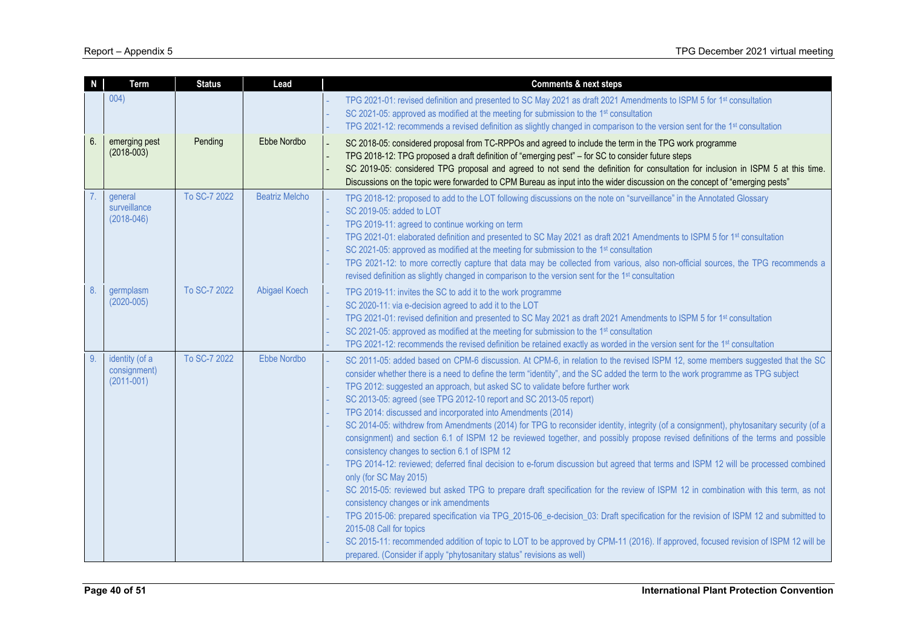| N | Term | Status | Lead | Comments & next steps |
|---|---|---|---|---|
| | 004) | | | - TPG 2021-01: revised definition and presented to SC May 2021 as draft 2021 Amendments to ISPM 5 for 1st consultation<br>- SC 2021-05: approved as modified at the meeting for submission to the 1st consultation<br>- TPG 2021-12: recommends a revised definition as slightly changed in comparison to the version sent for the 1st consultation |
| 6. | emerging pest (2018-003) | Pending | Ebbe Nordbo | - SC 2018-05: considered proposal from TC-RPPOs and agreed to include the term in the TPG work programme<br>- TPG 2018-12: TPG proposed a draft definition of "emerging pest" – for SC to consider future steps<br>- SC 2019-05: considered TPG proposal and agreed to not send the definition for consultation for inclusion in ISPM 5 at this time. Discussions on the topic were forwarded to CPM Bureau as input into the wider discussion on the concept of "emerging pests" |
| 7. | general surveillance (2018-046) | To SC-7 2022 | Beatriz Melcho | - TPG 2018-12: proposed to add to the LOT following discussions on the note on "surveillance" in the Annotated Glossary<br>- SC 2019-05: added to LOT<br>- TPG 2019-11: agreed to continue working on term<br>- TPG 2021-01: elaborated definition and presented to SC May 2021 as draft 2021 Amendments to ISPM 5 for 1st consultation<br>- SC 2021-05: approved as modified at the meeting for submission to the 1st consultation<br>- TPG 2021-12: to more correctly capture that data may be collected from various, also non-official sources, the TPG recommends a revised definition as slightly changed in comparison to the version sent for the 1st consultation |
| 8. | germplasm (2020-005) | To SC-7 2022 | Abigael Koech | - TPG 2019-11: invites the SC to add it to the work programme<br>- SC 2020-11: via e-decision agreed to add it to the LOT<br>- TPG 2021-01: revised definition and presented to SC May 2021 as draft 2021 Amendments to ISPM 5 for 1st consultation<br>- SC 2021-05: approved as modified at the meeting for submission to the 1st consultation<br>- TPG 2021-12: recommends the revised definition be retained exactly as worded in the version sent for the 1st consultation |
| 9. | identity (of a consignment) (2011-001) | To SC-7 2022 | Ebbe Nordbo | - SC 2011-05: added based on CPM-6 discussion. At CPM-6, in relation to the revised ISPM 12, some members suggested that the SC consider whether there is a need to define the term "identity", and the SC added the term to the work programme as TPG subject<br>- TPG 2012: suggested an approach, but asked SC to validate before further work<br>- SC 2013-05: agreed (see TPG 2012-10 report and SC 2013-05 report)<br>- TPG 2014: discussed and incorporated into Amendments (2014)<br>- SC 2014-05: withdrew from Amendments (2014) for TPG to reconsider identity, integrity (of a consignment), phytosanitary security (of a consignment) and section 6.1 of ISPM 12 be reviewed together, and possibly propose revised definitions of the terms and possible consistency changes to section 6.1 of ISPM 12<br>- TPG 2014-12: reviewed; deferred final decision to e-forum discussion but agreed that terms and ISPM 12 will be processed combined only (for SC May 2015)<br>- SC 2015-05: reviewed but asked TPG to prepare draft specification for the review of ISPM 12 in combination with this term, as not consistency changes or ink amendments<br>- TPG 2015-06: prepared specification via TPG_2015-06_e-decision_03: Draft specification for the revision of ISPM 12 and submitted to 2015-08 Call for topics<br>- SC 2015-11: recommended addition of topic to LOT to be approved by CPM-11 (2016). If approved, focused revision of ISPM 12 will be prepared. (Consider if apply "phytosanitary status" revisions as well) |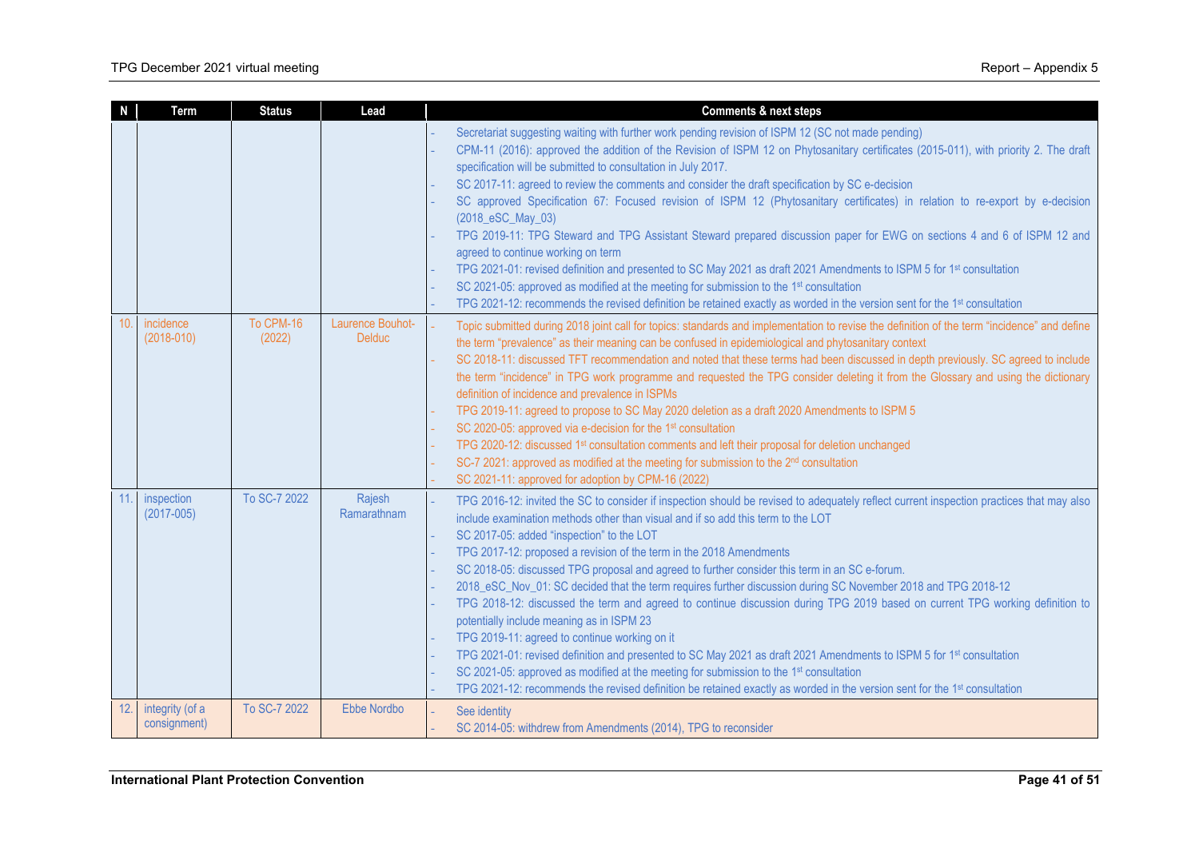| N | Term | Status | Lead | Comments & next steps |
|---|---|---|---|---|
| | | | | - Secretariat suggesting waiting with further work pending revision of ISPM 12 (SC not made pending)<br>- CPM-11 (2016): approved the addition of the Revision of ISPM 12 on Phytosanitary certificates (2015-011), with priority 2. The draft specification will be submitted to consultation in July 2017.<br>- SC 2017-11: agreed to review the comments and consider the draft specification by SC e-decision<br>- SC approved Specification 67: Focused revision of ISPM 12 (Phytosanitary certificates) in relation to re-export by e-decision (2018_eSC_May_03)<br>- TPG 2019-11: TPG Steward and TPG Assistant Steward prepared discussion paper for EWG on sections 4 and 6 of ISPM 12 and agreed to continue working on term<br>- TPG 2021-01: revised definition and presented to SC May 2021 as draft 2021 Amendments to ISPM 5 for 1st consultation<br>- SC 2021-05: approved as modified at the meeting for submission to the 1st consultation<br>- TPG 2021-12: recommends the revised definition be retained exactly as worded in the version sent for the 1st consultation |
| 10. | incidence (2018-010) | To CPM-16 (2022) | Laurence Bouhot-Delduc | - Topic submitted during 2018 joint call for topics: standards and implementation to revise the definition of the term "incidence" and define the term "prevalence" as their meaning can be confused in epidemiological and phytosanitary context<br>- SC 2018-11: discussed TFT recommendation and noted that these terms had been discussed in depth previously. SC agreed to include the term "incidence" in TPG work programme and requested the TPG consider deleting it from the Glossary and using the dictionary definition of incidence and prevalence in ISPMs<br>- TPG 2019-11: agreed to propose to SC May 2020 deletion as a draft 2020 Amendments to ISPM 5<br>- SC 2020-05: approved via e-decision for the 1st consultation<br>- TPG 2020-12: discussed 1st consultation comments and left their proposal for deletion unchanged<br>- SC-7 2021: approved as modified at the meeting for submission to the 2nd consultation<br>- SC 2021-11: approved for adoption by CPM-16 (2022) |
| 11. | inspection (2017-005) | To SC-7 2022 | Rajesh Ramarathnam | - TPG 2016-12: invited the SC to consider if inspection should be revised to adequately reflect current inspection practices that may also include examination methods other than visual and if so add this term to the LOT<br>- SC 2017-05: added "inspection" to the LOT<br>- TPG 2017-12: proposed a revision of the term in the 2018 Amendments<br>- SC 2018-05: discussed TPG proposal and agreed to further consider this term in an SC e-forum.<br>- 2018_eSC_Nov_01: SC decided that the term requires further discussion during SC November 2018 and TPG 2018-12<br>- TPG 2018-12: discussed the term and agreed to continue discussion during TPG 2019 based on current TPG working definition to potentially include meaning as in ISPM 23<br>- TPG 2019-11: agreed to continue working on it<br>- TPG 2021-01: revised definition and presented to SC May 2021 as draft 2021 Amendments to ISPM 5 for 1st consultation<br>- SC 2021-05: approved as modified at the meeting for submission to the 1st consultation<br>- TPG 2021-12: recommends the revised definition be retained exactly as worded in the version sent for the 1st consultation |
| 12. | integrity (of a consignment) | To SC-7 2022 | Ebbe Nordbo | - See identity<br>- SC 2014-05: withdrew from Amendments (2014), TPG to reconsider |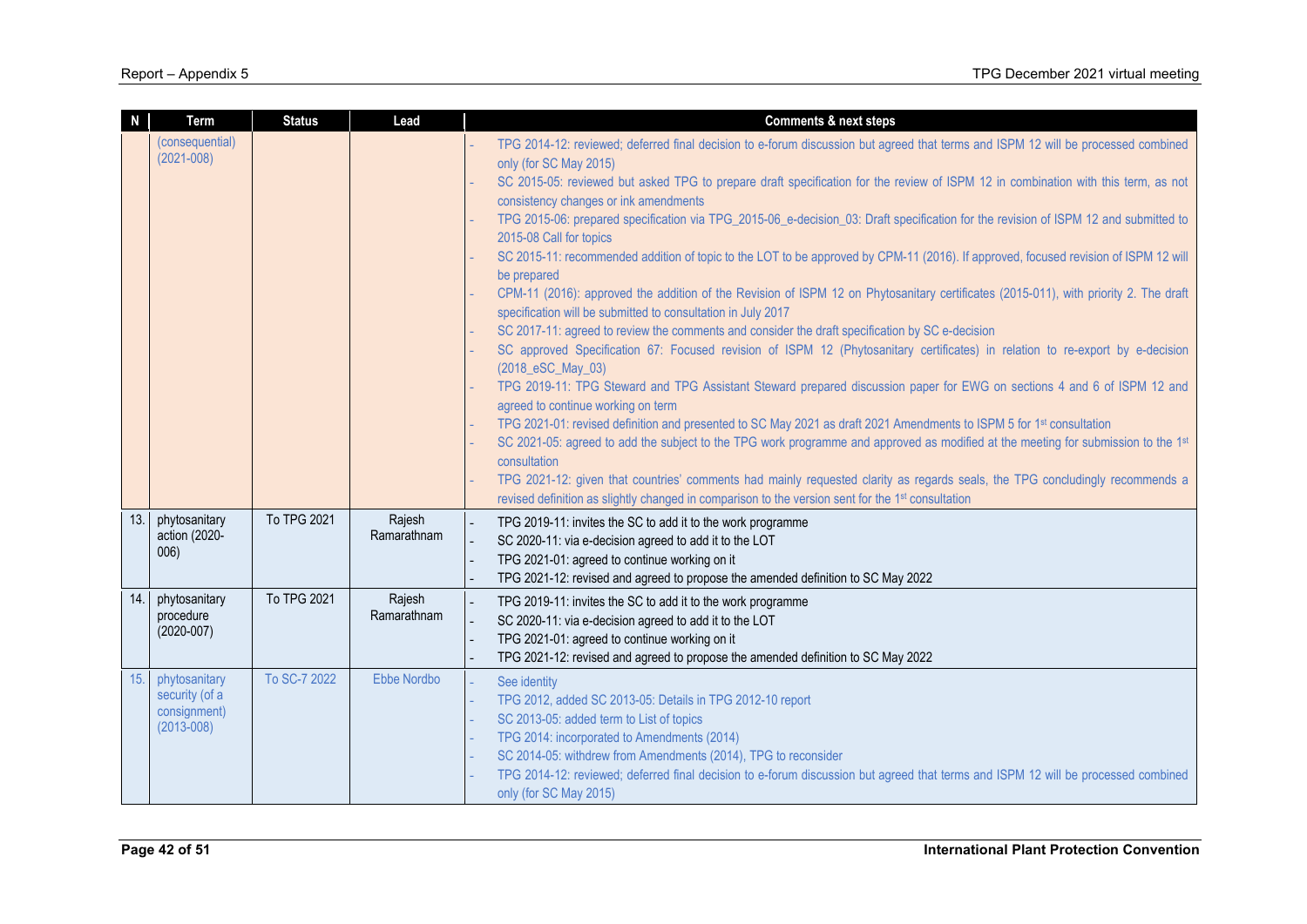| N | Term | Status | Lead | Comments & next steps |
|---|---|---|---|---|
| | (consequential) (2021-008) | | | - TPG 2014-12: reviewed; deferred final decision to e-forum discussion but agreed that terms and ISPM 12 will be processed combined only (for SC May 2015)<br>- SC 2015-05: reviewed but asked TPG to prepare draft specification for the review of ISPM 12 in combination with this term, as not consistency changes or ink amendments<br>- TPG 2015-06: prepared specification via TPG_2015-06_e-decision_03: Draft specification for the revision of ISPM 12 and submitted to 2015-08 Call for topics<br>- SC 2015-11: recommended addition of topic to the LOT to be approved by CPM-11 (2016). If approved, focused revision of ISPM 12 will be prepared<br>- CPM-11 (2016): approved the addition of the Revision of ISPM 12 on Phytosanitary certificates (2015-011), with priority 2. The draft specification will be submitted to consultation in July 2017<br>- SC 2017-11: agreed to review the comments and consider the draft specification by SC e-decision<br>- SC approved Specification 67: Focused revision of ISPM 12 (Phytosanitary certificates) in relation to re-export by e-decision (2018_eSC_May_03)<br>- TPG 2019-11: TPG Steward and TPG Assistant Steward prepared discussion paper for EWG on sections 4 and 6 of ISPM 12 and agreed to continue working on term<br>- TPG 2021-01: revised definition and presented to SC May 2021 as draft 2021 Amendments to ISPM 5 for 1st consultation<br>- SC 2021-05: agreed to add the subject to the TPG work programme and approved as modified at the meeting for submission to the 1st consultation<br>- TPG 2021-12: given that countries' comments had mainly requested clarity as regards seals, the TPG concludingly recommends a revised definition as slightly changed in comparison to the version sent for the 1st consultation |
| 13. | phytosanitary action (2020-006) | To TPG 2021 | Rajesh Ramarathnam | - TPG 2019-11: invites the SC to add it to the work programme<br>- SC 2020-11: via e-decision agreed to add it to the LOT<br>- TPG 2021-01: agreed to continue working on it<br>- TPG 2021-12: revised and agreed to propose the amended definition to SC May 2022 |
| 14. | phytosanitary procedure (2020-007) | To TPG 2021 | Rajesh Ramarathnam | - TPG 2019-11: invites the SC to add it to the work programme<br>- SC 2020-11: via e-decision agreed to add it to the LOT<br>- TPG 2021-01: agreed to continue working on it<br>- TPG 2021-12: revised and agreed to propose the amended definition to SC May 2022 |
| 15. | phytosanitary security (of a consignment) (2013-008) | To SC-7 2022 | Ebbe Nordbo | - See identity<br>- TPG 2012, added SC 2013-05: Details in TPG 2012-10 report<br>- SC 2013-05: added term to List of topics<br>- TPG 2014: incorporated to Amendments (2014)<br>- SC 2014-05: withdrew from Amendments (2014), TPG to reconsider<br>- TPG 2014-12: reviewed; deferred final decision to e-forum discussion but agreed that terms and ISPM 12 will be processed combined only (for SC May 2015) |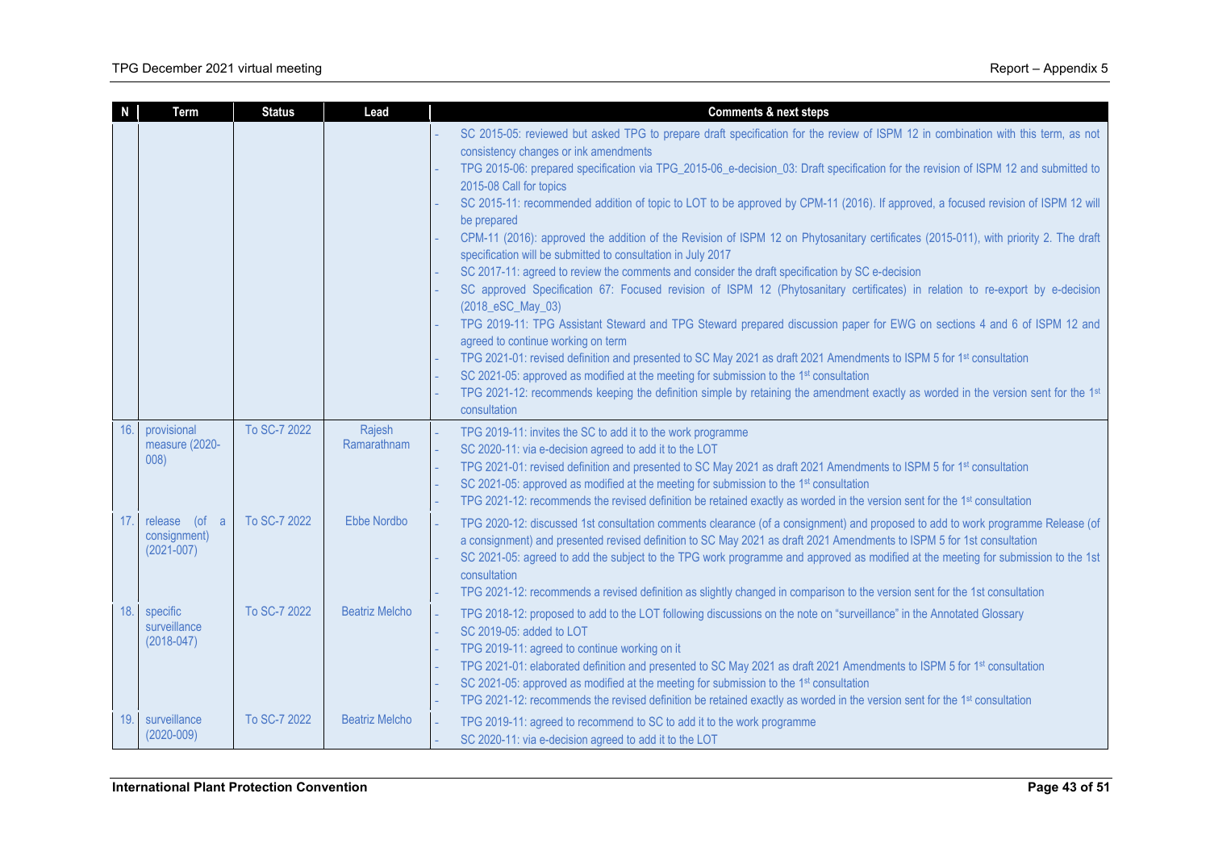| N | Term | Status | Lead | Comments & next steps |
|---|---|---|---|---|
| | | | | - SC 2015-05: reviewed but asked TPG to prepare draft specification for the review of ISPM 12 in combination with this term, as not consistency changes or ink amendments<br>- TPG 2015-06: prepared specification via TPG_2015-06_e-decision_03: Draft specification for the revision of ISPM 12 and submitted to 2015-08 Call for topics<br>- SC 2015-11: recommended addition of topic to LOT to be approved by CPM-11 (2016). If approved, a focused revision of ISPM 12 will be prepared<br>- CPM-11 (2016): approved the addition of the Revision of ISPM 12 on Phytosanitary certificates (2015-011), with priority 2. The draft specification will be submitted to consultation in July 2017<br>- SC 2017-11: agreed to review the comments and consider the draft specification by SC e-decision<br>- SC approved Specification 67: Focused revision of ISPM 12 (Phytosanitary certificates) in relation to re-export by e-decision (2018_eSC_May_03)<br>- TPG 2019-11: TPG Assistant Steward and TPG Steward prepared discussion paper for EWG on sections 4 and 6 of ISPM 12 and agreed to continue working on term<br>- TPG 2021-01: revised definition and presented to SC May 2021 as draft 2021 Amendments to ISPM 5 for 1st consultation<br>- SC 2021-05: approved as modified at the meeting for submission to the 1st consultation<br>- TPG 2021-12: recommends keeping the definition simple by retaining the amendment exactly as worded in the version sent for the 1st consultation |
| 16. | provisional measure (2020-008) | To SC-7 2022 | Rajesh Ramarathnam | - TPG 2019-11: invites the SC to add it to the work programme<br>- SC 2020-11: via e-decision agreed to add it to the LOT<br>- TPG 2021-01: revised definition and presented to SC May 2021 as draft 2021 Amendments to ISPM 5 for 1st consultation<br>- SC 2021-05: approved as modified at the meeting for submission to the 1st consultation<br>- TPG 2021-12: recommends the revised definition be retained exactly as worded in the version sent for the 1st consultation |
| 17. | release (of a consignment) (2021-007) | To SC-7 2022 | Ebbe Nordbo | - TPG 2020-12: discussed 1st consultation comments clearance (of a consignment) and proposed to add to work programme Release (of a consignment) and presented revised definition to SC May 2021 as draft 2021 Amendments to ISPM 5 for 1st consultation<br>- SC 2021-05: agreed to add the subject to the TPG work programme and approved as modified at the meeting for submission to the 1st consultation<br>- TPG 2021-12: recommends a revised definition as slightly changed in comparison to the version sent for the 1st consultation |
| 18. | specific surveillance (2018-047) | To SC-7 2022 | Beatriz Melcho | - TPG 2018-12: proposed to add to the LOT following discussions on the note on "surveillance" in the Annotated Glossary<br>- SC 2019-05: added to LOT<br>- TPG 2019-11: agreed to continue working on it<br>- TPG 2021-01: elaborated definition and presented to SC May 2021 as draft 2021 Amendments to ISPM 5 for 1st consultation<br>- SC 2021-05: approved as modified at the meeting for submission to the 1st consultation<br>- TPG 2021-12: recommends the revised definition be retained exactly as worded in the version sent for the 1st consultation |
| 19. | surveillance (2020-009) | To SC-7 2022 | Beatriz Melcho | - TPG 2019-11: agreed to recommend to SC to add it to the work programme<br>- SC 2020-11: via e-decision agreed to add it to the LOT |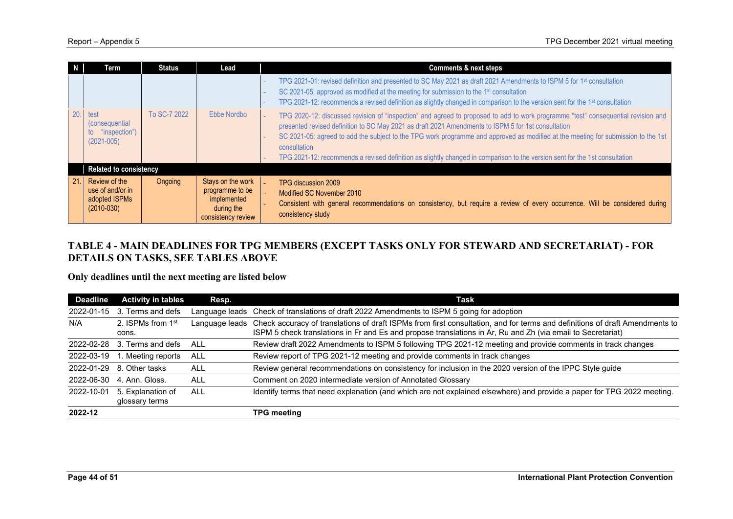| N | Term | Status | Lead | Comments & next steps |
|---|---|---|---|---|
| | | | | - TPG 2021-01: revised definition and presented to SC May 2021 as draft 2021 Amendments to ISPM 5 for 1st consultation<br>- SC 2021-05: approved as modified at the meeting for submission to the 1st consultation<br>- TPG 2021-12: recommends a revised definition as slightly changed in comparison to the version sent for the 1st consultation |
| 20. | test (consequential to "inspection") (2021-005) | To SC-7 2022 | Ebbe Nordbo | - TPG 2020-12: discussed revision of "inspection" and agreed to proposed to add to work programme "test" consequential revision and presented revised definition to SC May 2021 as draft 2021 Amendments to ISPM 5 for 1st consultation<br>- SC 2021-05: agreed to add the subject to the TPG work programme and approved as modified at the meeting for submission to the 1st consultation<br>- TPG 2021-12: recommends a revised definition as slightly changed in comparison to the version sent for the 1st consultation |
| | **Related to consistency** | | | |
| 21. | Review of the use of and/or in adopted ISPMs (2010-030) | Ongoing | Stays on the work programme to be implemented during the consistency review | - TPG discussion 2009<br>- Modified SC November 2010<br>- Consistent with general recommendations on consistency, but require a review of every occurrence. Will be considered during consistency study |

## TABLE 4 - MAIN DEADLINES FOR TPG MEMBERS (EXCEPT TASKS ONLY FOR STEWARD AND SECRETARIAT) - FOR DETAILS ON TASKS, SEE TABLES ABOVE

**Only deadlines until the next meeting are listed below**

| Deadline | Activity in tables | Resp. | Task |
|---|---|---|---|
| 2022-01-15 | 3. Terms and defs | Language leads | Check of translations of draft 2022 Amendments to ISPM 5 going for adoption |
| N/A | 2. ISPMs from 1st cons. | Language leads | Check accuracy of translations of draft ISPMs from first consultation, and for terms and definitions of draft Amendments to ISPM 5 check translations in Fr and Es and propose translations in Ar, Ru and Zh (via email to Secretariat) |
| 2022-02-28 | 3. Terms and defs | ALL | Review draft 2022 Amendments to ISPM 5 following TPG 2021-12 meeting and provide comments in track changes |
| 2022-03-19 | 1. Meeting reports | ALL | Review report of TPG 2021-12 meeting and provide comments in track changes |
| 2022-01-29 | 8. Other tasks | ALL | Review general recommendations on consistency for inclusion in the 2020 version of the IPPC Style guide |
| 2022-06-30 | 4. Ann. Gloss. | ALL | Comment on 2020 intermediate version of Annotated Glossary |
| 2022-10-01 | 5. Explanation of glossary terms | ALL | Identify terms that need explanation (and which are not explained elsewhere) and provide a paper for TPG 2022 meeting. |
| **2022-12** | | | **TPG meeting** |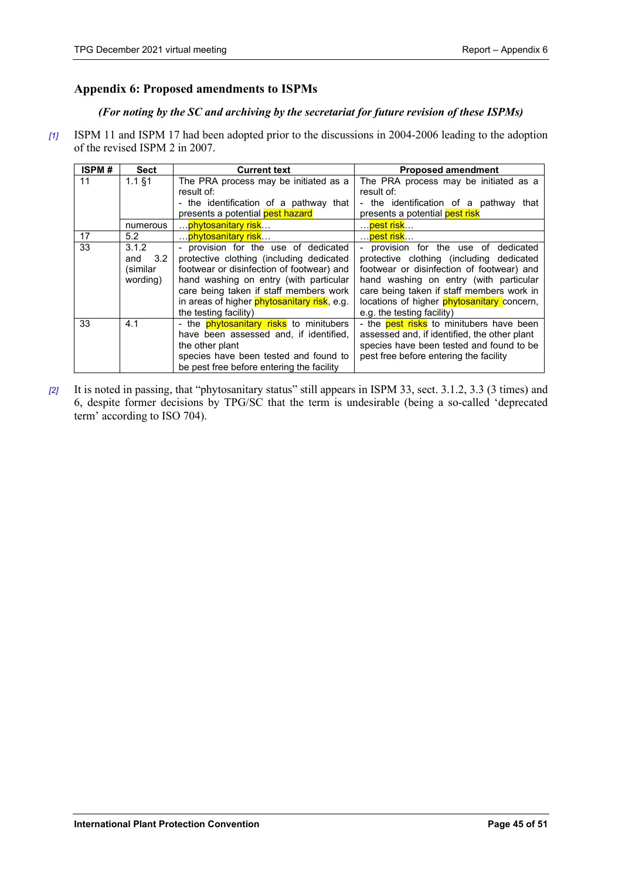## Appendix 6: Proposed amendments to ISPMs

***(For noting by the SC and archiving by the secretariat for future revision of these ISPMs)***

*[1]* ISPM 11 and ISPM 17 had been adopted prior to the discussions in 2004-2006 leading to the adoption of the revised ISPM 2 in 2007.

| ISPM # | Sect | Current text | Proposed amendment |
|---|---|---|---|
| 11 | 1.1 §1 | The PRA process may be initiated as a result of:<br>- the identification of a pathway that presents a potential pest hazard | The PRA process may be initiated as a result of:<br>- the identification of a pathway that presents a potential pest risk |
| | numerous | …phytosanitary risk… | …pest risk… |
| 17 | 5.2 | …phytosanitary risk… | …pest risk… |
| 33 | 3.1.2 and 3.2 (similar wording) | - provision for the use of dedicated protective clothing (including dedicated footwear or disinfection of footwear) and hand washing on entry (with particular care being taken if staff members work in areas of higher phytosanitary risk, e.g. the testing facility) | - provision for the use of dedicated protective clothing (including dedicated footwear or disinfection of footwear) and hand washing on entry (with particular care being taken if staff members work in locations of higher phytosanitary concern, e.g. the testing facility) |
| 33 | 4.1 | - the phytosanitary risks to minitubers have been assessed and, if identified, the other plant species have been tested and found to be pest free before entering the facility | - the pest risks to minitubers have been assessed and, if identified, the other plant species have been tested and found to be pest free before entering the facility |

*[2]* It is noted in passing, that "phytosanitary status" still appears in ISPM 33, sect. 3.1.2, 3.3 (3 times) and 6, despite former decisions by TPG/SC that the term is undesirable (being a so-called 'deprecated term' according to ISO 704).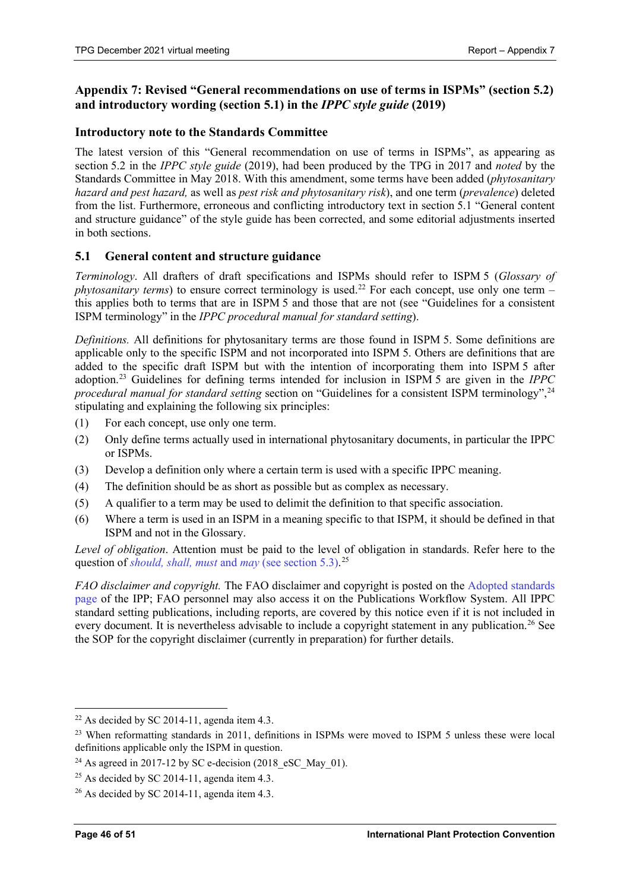## Appendix 7: Revised "General recommendations on use of terms in ISPMs" (section 5.2) and introductory wording (section 5.1) in the *IPPC style guide* (2019)

### Introductory note to the Standards Committee

The latest version of this "General recommendation on use of terms in ISPMs", as appearing as section 5.2 in the *IPPC style guide* (2019), had been produced by the TPG in 2017 and *noted* by the Standards Committee in May 2018. With this amendment, some terms have been added (*phytosanitary hazard and pest hazard,* as well as *pest risk and phytosanitary risk*), and one term (*prevalence*) deleted from the list. Furthermore, erroneous and conflicting introductory text in section 5.1 "General content and structure guidance" of the style guide has been corrected, and some editorial adjustments inserted in both sections.

### 5.1 General content and structure guidance

*Terminology*. All drafters of draft specifications and ISPMs should refer to ISPM 5 (*Glossary of phytosanitary terms*) to ensure correct terminology is used.[22] For each concept, use only one term – this applies both to terms that are in ISPM 5 and those that are not (see "Guidelines for a consistent ISPM terminology" in the *IPPC procedural manual for standard setting*).

*Definitions.* All definitions for phytosanitary terms are those found in ISPM 5. Some definitions are applicable only to the specific ISPM and not incorporated into ISPM 5. Others are definitions that are added to the specific draft ISPM but with the intention of incorporating them into ISPM 5 after adoption.[23] Guidelines for defining terms intended for inclusion in ISPM 5 are given in the *IPPC procedural manual for standard setting* section on "Guidelines for a consistent ISPM terminology",[24] stipulating and explaining the following six principles:

(1) For each concept, use only one term.

(2) Only define terms actually used in international phytosanitary documents, in particular the IPPC or ISPMs.

(3) Develop a definition only where a certain term is used with a specific IPPC meaning.

(4) The definition should be as short as possible but as complex as necessary.

(5) A qualifier to a term may be used to delimit the definition to that specific association.

(6) Where a term is used in an ISPM in a meaning specific to that ISPM, it should be defined in that ISPM and not in the Glossary.

*Level of obligation*. Attention must be paid to the level of obligation in standards. Refer here to the question of *should, shall, must* and *may* (see section 5.3).[25]

*FAO disclaimer and copyright.* The FAO disclaimer and copyright is posted on the Adopted standards page of the IPP; FAO personnel may also access it on the Publications Workflow System. All IPPC standard setting publications, including reports, are covered by this notice even if it is not included in every document. It is nevertheless advisable to include a copyright statement in any publication.[26] See the SOP for the copyright disclaimer (currently in preparation) for further details.

---

[22] As decided by SC 2014-11, agenda item 4.3.

[23] When reformatting standards in 2011, definitions in ISPMs were moved to ISPM 5 unless these were local definitions applicable only the ISPM in question.

[24] As agreed in 2017-12 by SC e-decision (2018_eSC_May_01).

[25] As decided by SC 2014-11, agenda item 4.3.

[26] As decided by SC 2014-11, agenda item 4.3.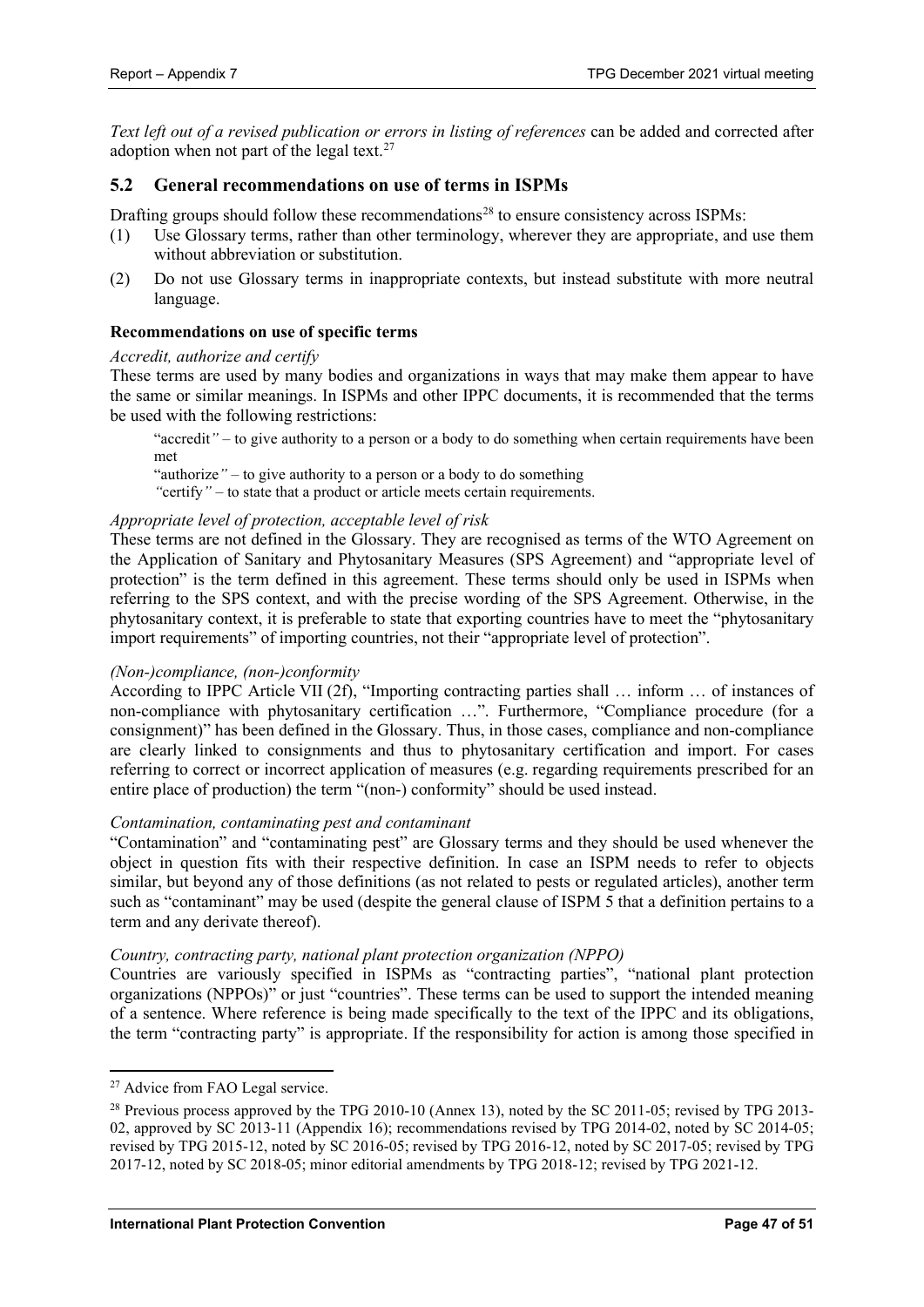*Text left out of a revised publication or errors in listing of references* can be added and corrected after adoption when not part of the legal text.[27]

## 5.2 General recommendations on use of terms in ISPMs

Drafting groups should follow these recommendations[28] to ensure consistency across ISPMs:

(1) Use Glossary terms, rather than other terminology, wherever they are appropriate, and use them without abbreviation or substitution.

(2) Do not use Glossary terms in inappropriate contexts, but instead substitute with more neutral language.

### Recommendations on use of specific terms

*Accredit, authorize and certify*

These terms are used by many bodies and organizations in ways that may make them appear to have the same or similar meanings. In ISPMs and other IPPC documents, it is recommended that the terms be used with the following restrictions:

> "accredit" – to give authority to a person or a body to do something when certain requirements have been met
>
> "authorize" – to give authority to a person or a body to do something
>
> "certify" – to state that a product or article meets certain requirements.

*Appropriate level of protection, acceptable level of risk*

These terms are not defined in the Glossary. They are recognised as terms of the WTO Agreement on the Application of Sanitary and Phytosanitary Measures (SPS Agreement) and "appropriate level of protection" is the term defined in this agreement. These terms should only be used in ISPMs when referring to the SPS context, and with the precise wording of the SPS Agreement. Otherwise, in the phytosanitary context, it is preferable to state that exporting countries have to meet the "phytosanitary import requirements" of importing countries, not their "appropriate level of protection".

*(Non-)compliance, (non-)conformity*

According to IPPC Article VII (2f), "Importing contracting parties shall … inform … of instances of non-compliance with phytosanitary certification …". Furthermore, "Compliance procedure (for a consignment)" has been defined in the Glossary. Thus, in those cases, compliance and non-compliance are clearly linked to consignments and thus to phytosanitary certification and import. For cases referring to correct or incorrect application of measures (e.g. regarding requirements prescribed for an entire place of production) the term "(non-) conformity" should be used instead.

*Contamination, contaminating pest and contaminant*

"Contamination" and "contaminating pest" are Glossary terms and they should be used whenever the object in question fits with their respective definition. In case an ISPM needs to refer to objects similar, but beyond any of those definitions (as not related to pests or regulated articles), another term such as "contaminant" may be used (despite the general clause of ISPM 5 that a definition pertains to a term and any derivate thereof).

*Country, contracting party, national plant protection organization (NPPO)*

Countries are variously specified in ISPMs as "contracting parties", "national plant protection organizations (NPPOs)" or just "countries". These terms can be used to support the intended meaning of a sentence. Where reference is being made specifically to the text of the IPPC and its obligations, the term "contracting party" is appropriate. If the responsibility for action is among those specified in

---

[27] Advice from FAO Legal service.

[28] Previous process approved by the TPG 2010-10 (Annex 13), noted by the SC 2011-05; revised by TPG 2013-02, approved by SC 2013-11 (Appendix 16); recommendations revised by TPG 2014-02, noted by SC 2014-05; revised by TPG 2015-12, noted by SC 2016-05; revised by TPG 2016-12, noted by SC 2017-05; revised by TPG 2017-12, noted by SC 2018-05; minor editorial amendments by TPG 2018-12; revised by TPG 2021-12.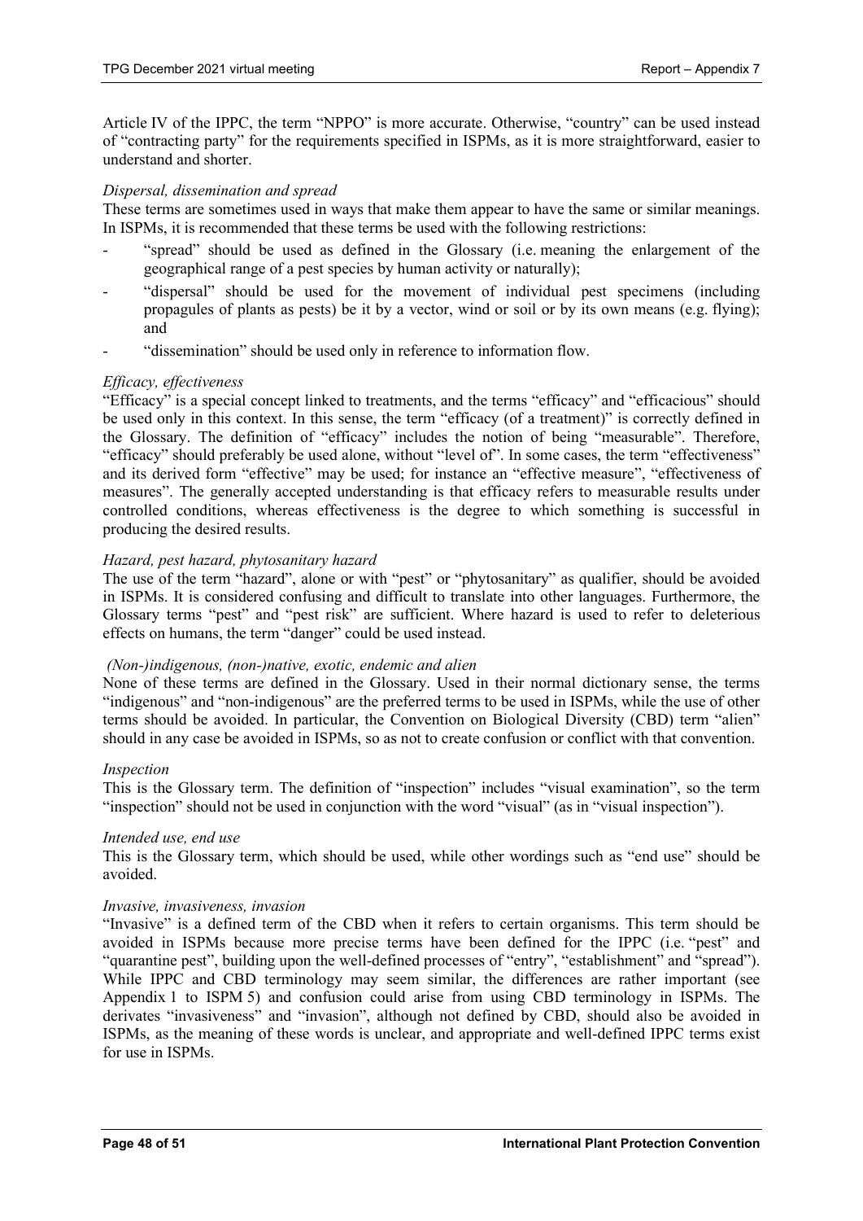Article IV of the IPPC, the term "NPPO" is more accurate. Otherwise, "country" can be used instead of "contracting party" for the requirements specified in ISPMs, as it is more straightforward, easier to understand and shorter.

*Dispersal, dissemination and spread*

These terms are sometimes used in ways that make them appear to have the same or similar meanings. In ISPMs, it is recommended that these terms be used with the following restrictions:

- "spread" should be used as defined in the Glossary (i.e. meaning the enlargement of the geographical range of a pest species by human activity or naturally);
- "dispersal" should be used for the movement of individual pest specimens (including propagules of plants as pests) be it by a vector, wind or soil or by its own means (e.g. flying); and
- "dissemination" should be used only in reference to information flow.

*Efficacy, effectiveness*

"Efficacy" is a special concept linked to treatments, and the terms "efficacy" and "efficacious" should be used only in this context. In this sense, the term "efficacy (of a treatment)" is correctly defined in the Glossary. The definition of "efficacy" includes the notion of being "measurable". Therefore, "efficacy" should preferably be used alone, without "level of". In some cases, the term "effectiveness" and its derived form "effective" may be used; for instance an "effective measure", "effectiveness of measures". The generally accepted understanding is that efficacy refers to measurable results under controlled conditions, whereas effectiveness is the degree to which something is successful in producing the desired results.

*Hazard, pest hazard, phytosanitary hazard*

The use of the term "hazard", alone or with "pest" or "phytosanitary" as qualifier, should be avoided in ISPMs. It is considered confusing and difficult to translate into other languages. Furthermore, the Glossary terms "pest" and "pest risk" are sufficient. Where hazard is used to refer to deleterious effects on humans, the term "danger" could be used instead.

*(Non-)indigenous, (non-)native, exotic, endemic and alien*

None of these terms are defined in the Glossary. Used in their normal dictionary sense, the terms "indigenous" and "non-indigenous" are the preferred terms to be used in ISPMs, while the use of other terms should be avoided. In particular, the Convention on Biological Diversity (CBD) term "alien" should in any case be avoided in ISPMs, so as not to create confusion or conflict with that convention.

*Inspection*

This is the Glossary term. The definition of "inspection" includes "visual examination", so the term "inspection" should not be used in conjunction with the word "visual" (as in "visual inspection").

*Intended use, end use*

This is the Glossary term, which should be used, while other wordings such as "end use" should be avoided.

*Invasive, invasiveness, invasion*

"Invasive" is a defined term of the CBD when it refers to certain organisms. This term should be avoided in ISPMs because more precise terms have been defined for the IPPC (i.e. "pest" and "quarantine pest", building upon the well-defined processes of "entry", "establishment" and "spread"). While IPPC and CBD terminology may seem similar, the differences are rather important (see Appendix 1 to ISPM 5) and confusion could arise from using CBD terminology in ISPMs. The derivates "invasiveness" and "invasion", although not defined by CBD, should also be avoided in ISPMs, as the meaning of these words is unclear, and appropriate and well-defined IPPC terms exist for use in ISPMs.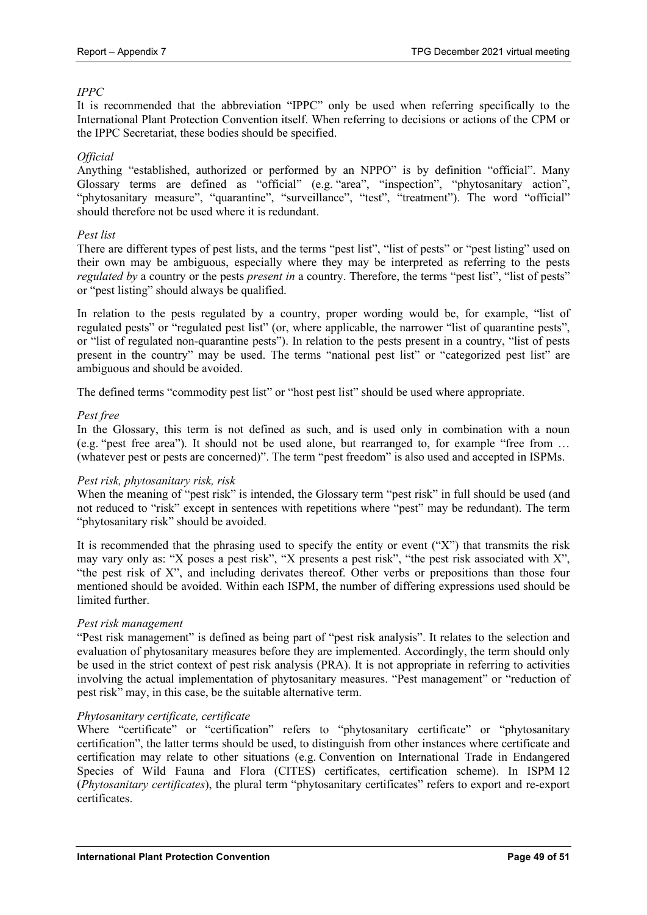*IPPC*

It is recommended that the abbreviation "IPPC" only be used when referring specifically to the International Plant Protection Convention itself. When referring to decisions or actions of the CPM or the IPPC Secretariat, these bodies should be specified.

*Official*

Anything "established, authorized or performed by an NPPO" is by definition "official". Many Glossary terms are defined as "official" (e.g. "area", "inspection", "phytosanitary action", "phytosanitary measure", "quarantine", "surveillance", "test", "treatment"). The word "official" should therefore not be used where it is redundant.

*Pest list*

There are different types of pest lists, and the terms "pest list", "list of pests" or "pest listing" used on their own may be ambiguous, especially where they may be interpreted as referring to the pests *regulated by* a country or the pests *present in* a country. Therefore, the terms "pest list", "list of pests" or "pest listing" should always be qualified.

In relation to the pests regulated by a country, proper wording would be, for example, "list of regulated pests" or "regulated pest list" (or, where applicable, the narrower "list of quarantine pests", or "list of regulated non-quarantine pests"). In relation to the pests present in a country, "list of pests present in the country" may be used. The terms "national pest list" or "categorized pest list" are ambiguous and should be avoided.

The defined terms "commodity pest list" or "host pest list" should be used where appropriate.

*Pest free*

In the Glossary, this term is not defined as such, and is used only in combination with a noun (e.g. "pest free area"). It should not be used alone, but rearranged to, for example "free from … (whatever pest or pests are concerned)". The term "pest freedom" is also used and accepted in ISPMs.

*Pest risk, phytosanitary risk, risk*

When the meaning of "pest risk" is intended, the Glossary term "pest risk" in full should be used (and not reduced to "risk" except in sentences with repetitions where "pest" may be redundant). The term "phytosanitary risk" should be avoided.

It is recommended that the phrasing used to specify the entity or event ("X") that transmits the risk may vary only as: "X poses a pest risk", "X presents a pest risk", "the pest risk associated with X", "the pest risk of X", and including derivates thereof. Other verbs or prepositions than those four mentioned should be avoided. Within each ISPM, the number of differing expressions used should be limited further.

*Pest risk management*

"Pest risk management" is defined as being part of "pest risk analysis". It relates to the selection and evaluation of phytosanitary measures before they are implemented. Accordingly, the term should only be used in the strict context of pest risk analysis (PRA). It is not appropriate in referring to activities involving the actual implementation of phytosanitary measures. "Pest management" or "reduction of pest risk" may, in this case, be the suitable alternative term.

*Phytosanitary certificate, certificate*

Where "certificate" or "certification" refers to "phytosanitary certificate" or "phytosanitary certification", the latter terms should be used, to distinguish from other instances where certificate and certification may relate to other situations (e.g. Convention on International Trade in Endangered Species of Wild Fauna and Flora (CITES) certificates, certification scheme). In ISPM 12 (*Phytosanitary certificates*), the plural term "phytosanitary certificates" refers to export and re-export certificates.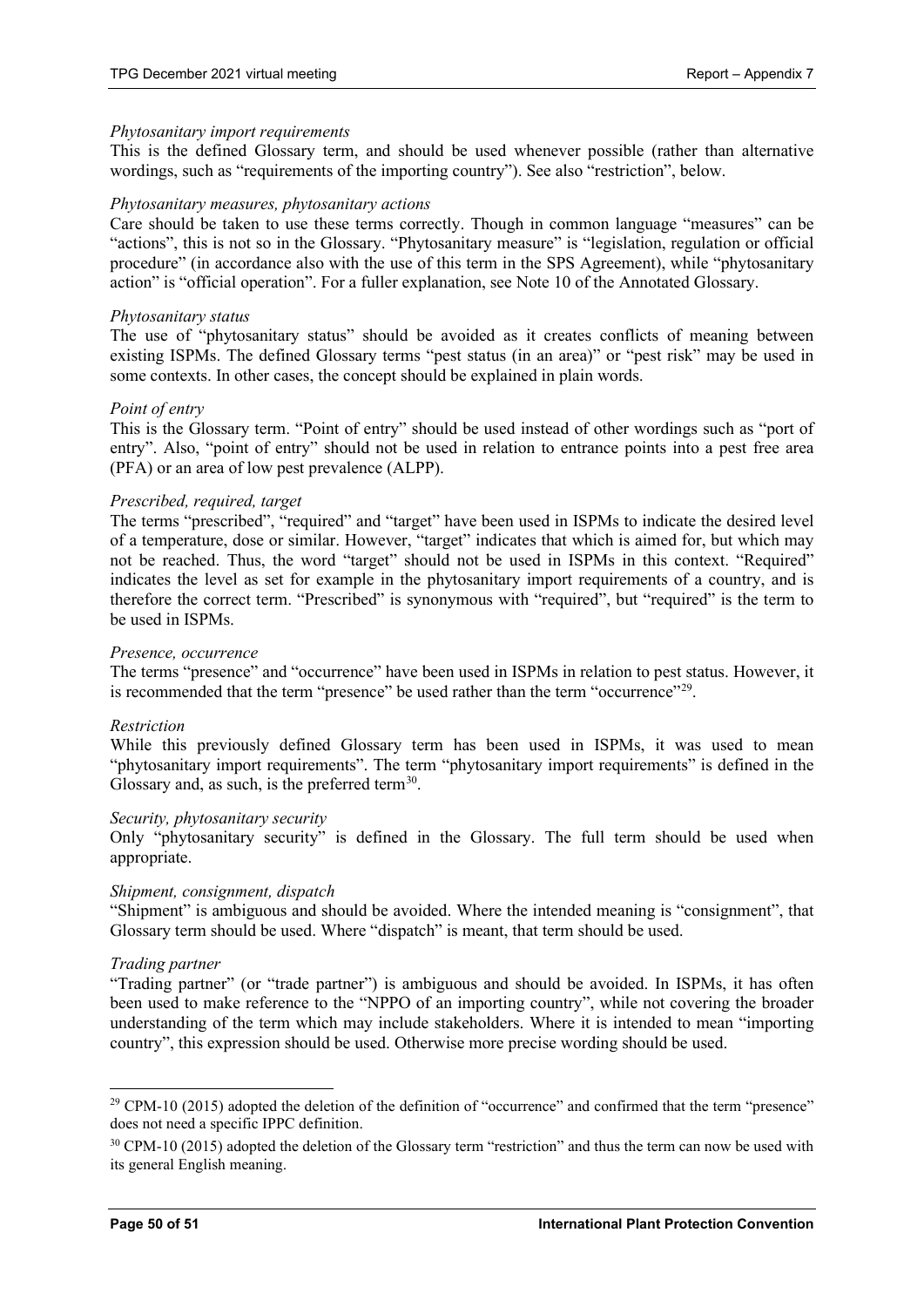*Phytosanitary import requirements*

This is the defined Glossary term, and should be used whenever possible (rather than alternative wordings, such as "requirements of the importing country"). See also "restriction", below.

*Phytosanitary measures, phytosanitary actions*

Care should be taken to use these terms correctly. Though in common language "measures" can be "actions", this is not so in the Glossary. "Phytosanitary measure" is "legislation, regulation or official procedure" (in accordance also with the use of this term in the SPS Agreement), while "phytosanitary action" is "official operation". For a fuller explanation, see Note 10 of the Annotated Glossary.

*Phytosanitary status*

The use of "phytosanitary status" should be avoided as it creates conflicts of meaning between existing ISPMs. The defined Glossary terms "pest status (in an area)" or "pest risk" may be used in some contexts. In other cases, the concept should be explained in plain words.

*Point of entry*

This is the Glossary term. "Point of entry" should be used instead of other wordings such as "port of entry". Also, "point of entry" should not be used in relation to entrance points into a pest free area (PFA) or an area of low pest prevalence (ALPP).

*Prescribed, required, target*

The terms "prescribed", "required" and "target" have been used in ISPMs to indicate the desired level of a temperature, dose or similar. However, "target" indicates that which is aimed for, but which may not be reached. Thus, the word "target" should not be used in ISPMs in this context. "Required" indicates the level as set for example in the phytosanitary import requirements of a country, and is therefore the correct term. "Prescribed" is synonymous with "required", but "required" is the term to be used in ISPMs.

*Presence, occurrence*

The terms "presence" and "occurrence" have been used in ISPMs in relation to pest status. However, it is recommended that the term "presence" be used rather than the term "occurrence"[29].

*Restriction*

While this previously defined Glossary term has been used in ISPMs, it was used to mean "phytosanitary import requirements". The term "phytosanitary import requirements" is defined in the Glossary and, as such, is the preferred term[30].

*Security, phytosanitary security*

Only "phytosanitary security" is defined in the Glossary. The full term should be used when appropriate.

*Shipment, consignment, dispatch*

"Shipment" is ambiguous and should be avoided. Where the intended meaning is "consignment", that Glossary term should be used. Where "dispatch" is meant, that term should be used.

*Trading partner*

"Trading partner" (or "trade partner") is ambiguous and should be avoided. In ISPMs, it has often been used to make reference to the "NPPO of an importing country", while not covering the broader understanding of the term which may include stakeholders. Where it is intended to mean "importing country", this expression should be used. Otherwise more precise wording should be used.

---

[29] CPM-10 (2015) adopted the deletion of the definition of "occurrence" and confirmed that the term "presence" does not need a specific IPPC definition.

[30] CPM-10 (2015) adopted the deletion of the Glossary term "restriction" and thus the term can now be used with its general English meaning.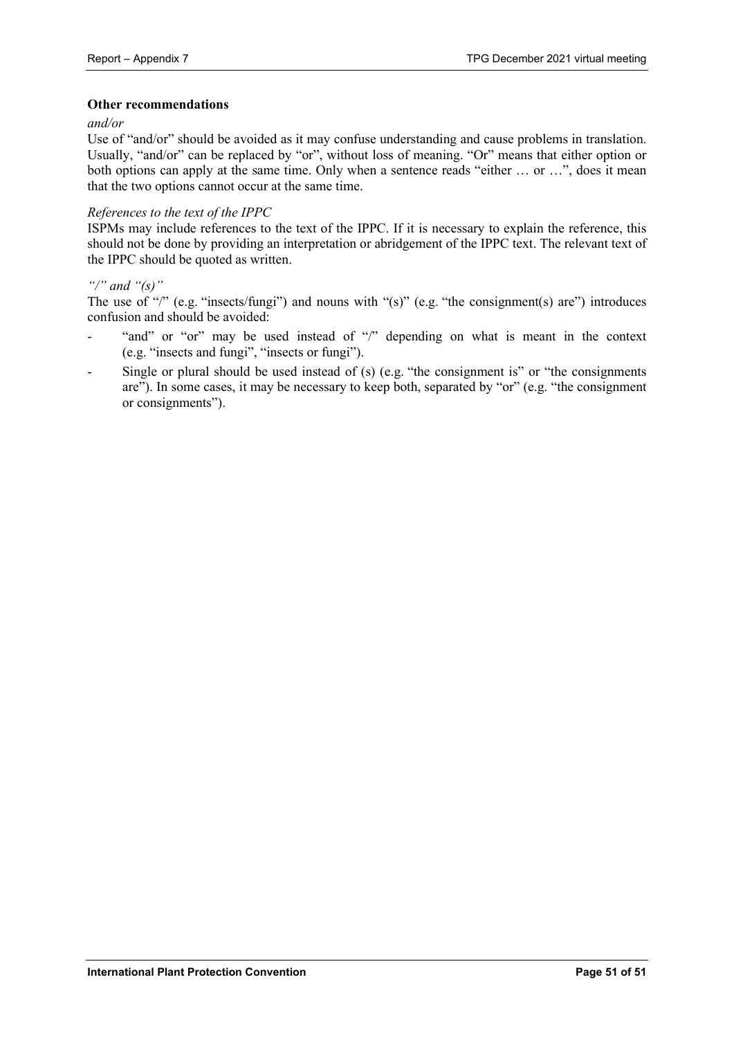**Other recommendations**

*and/or*

Use of "and/or" should be avoided as it may confuse understanding and cause problems in translation. Usually, "and/or" can be replaced by "or", without loss of meaning. "Or" means that either option or both options can apply at the same time. Only when a sentence reads "either … or …", does it mean that the two options cannot occur at the same time.

*References to the text of the IPPC*

ISPMs may include references to the text of the IPPC. If it is necessary to explain the reference, this should not be done by providing an interpretation or abridgement of the IPPC text. The relevant text of the IPPC should be quoted as written.

*"/" and "(s)"*

The use of "/" (e.g. "insects/fungi") and nouns with "(s)" (e.g. "the consignment(s) are") introduces confusion and should be avoided:

- "and" or "or" may be used instead of "/" depending on what is meant in the context (e.g. "insects and fungi", "insects or fungi").
- Single or plural should be used instead of (s) (e.g. "the consignment is" or "the consignments are"). In some cases, it may be necessary to keep both, separated by "or" (e.g. "the consignment or consignments").